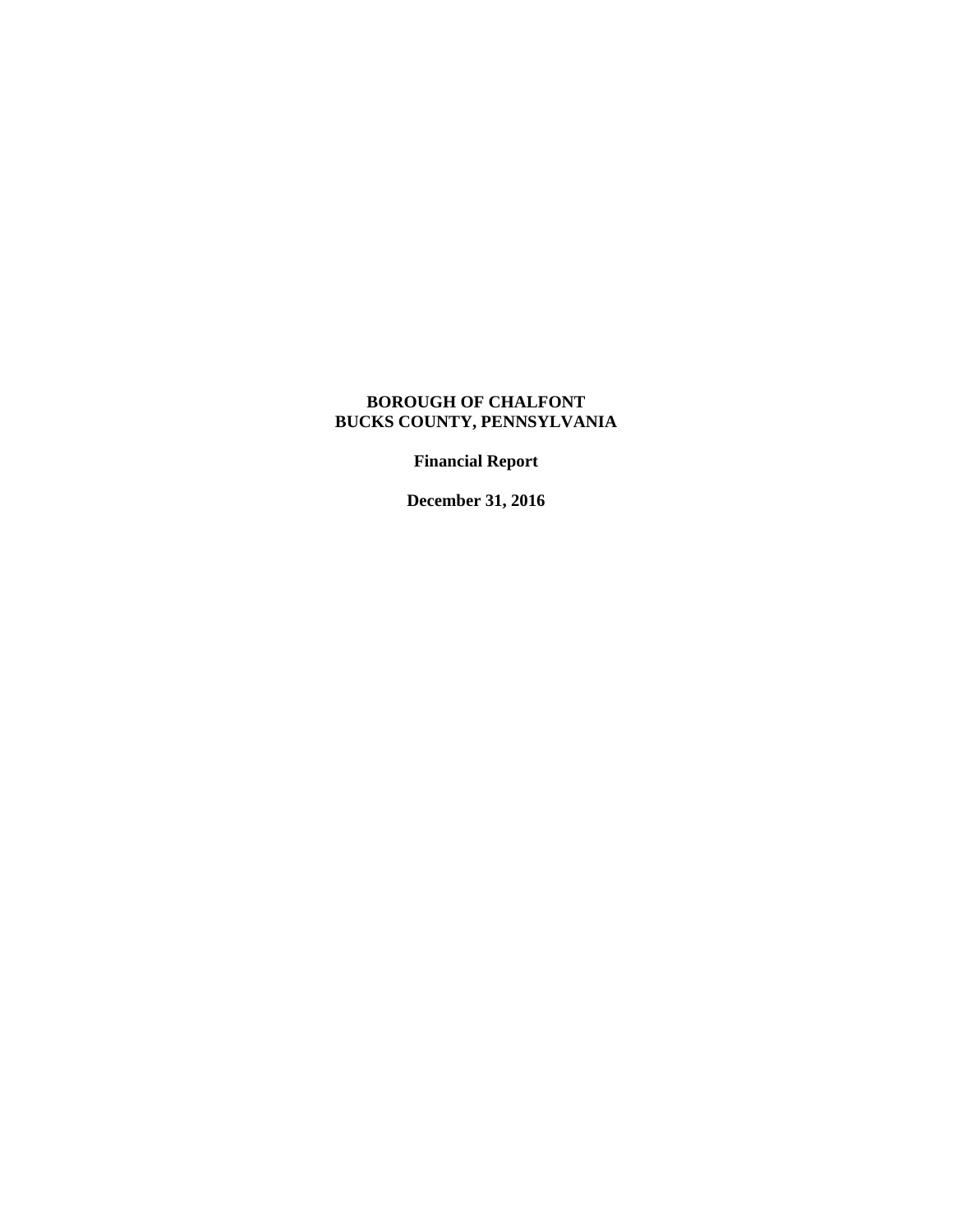# BOROUGH OF CHALFONT
# BUCKS COUNTY, PENNSYLVANIA

**Financial Report**

**December 31, 2016**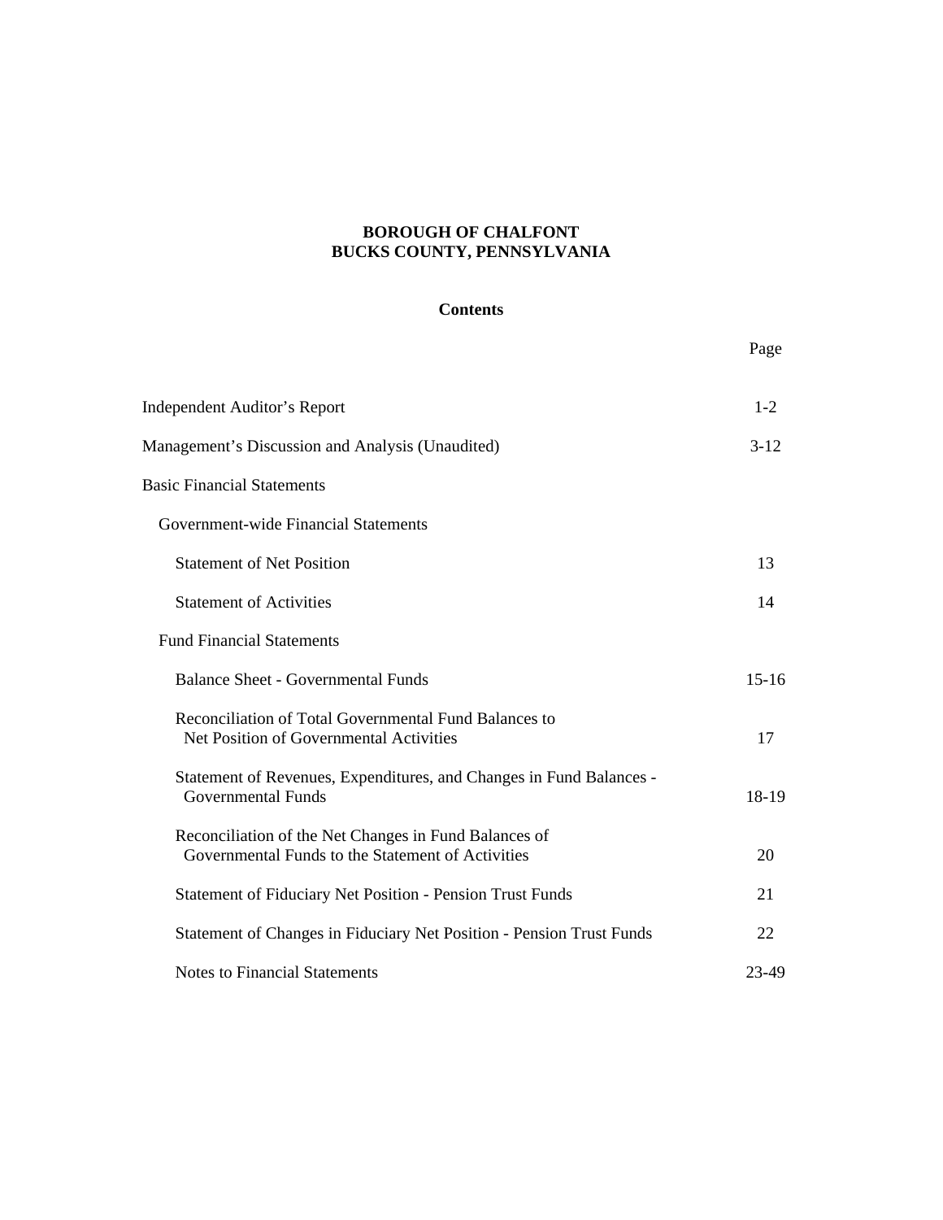**BOROUGH OF CHALFONT**
**BUCKS COUNTY, PENNSYLVANIA**

**Contents**

| | Page |
|---|---|
| Independent Auditor's Report | 1-2 |
| Management's Discussion and Analysis (Unaudited) | 3-12 |
| Basic Financial Statements | |
| Government-wide Financial Statements | |
| Statement of Net Position | 13 |
| Statement of Activities | 14 |
| Fund Financial Statements | |
| Balance Sheet - Governmental Funds | 15-16 |
| Reconciliation of Total Governmental Fund Balances to Net Position of Governmental Activities | 17 |
| Statement of Revenues, Expenditures, and Changes in Fund Balances - Governmental Funds | 18-19 |
| Reconciliation of the Net Changes in Fund Balances of Governmental Funds to the Statement of Activities | 20 |
| Statement of Fiduciary Net Position - Pension Trust Funds | 21 |
| Statement of Changes in Fiduciary Net Position - Pension Trust Funds | 22 |
| Notes to Financial Statements | 23-49 |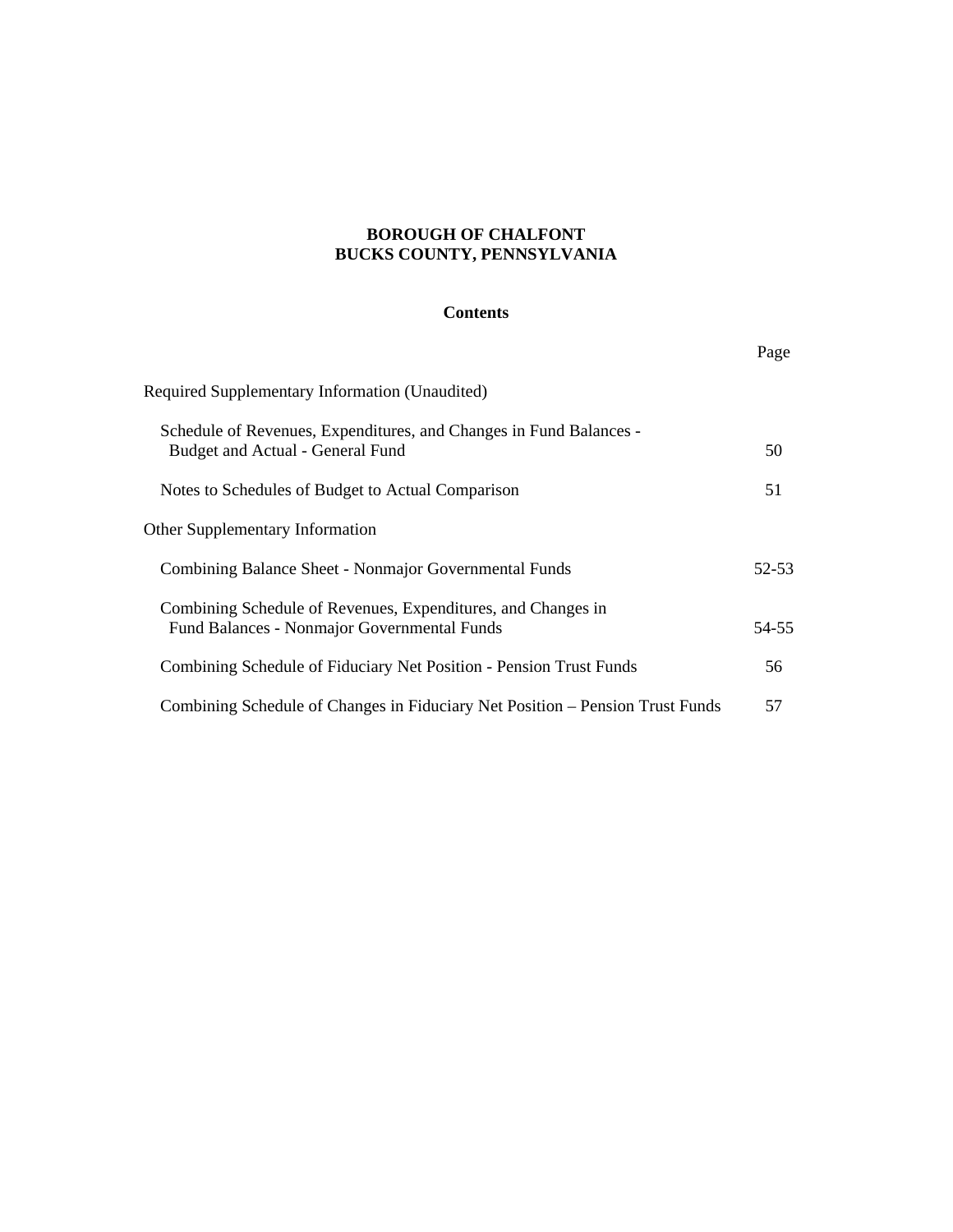# BOROUGH OF CHALFONT
# BUCKS COUNTY, PENNSYLVANIA

## Contents

| | Page |
|---|---|
| Required Supplementary Information (Unaudited) | |
| Schedule of Revenues, Expenditures, and Changes in Fund Balances - Budget and Actual - General Fund | 50 |
| Notes to Schedules of Budget to Actual Comparison | 51 |
| Other Supplementary Information | |
| Combining Balance Sheet - Nonmajor Governmental Funds | 52-53 |
| Combining Schedule of Revenues, Expenditures, and Changes in Fund Balances - Nonmajor Governmental Funds | 54-55 |
| Combining Schedule of Fiduciary Net Position - Pension Trust Funds | 56 |
| Combining Schedule of Changes in Fiduciary Net Position – Pension Trust Funds | 57 |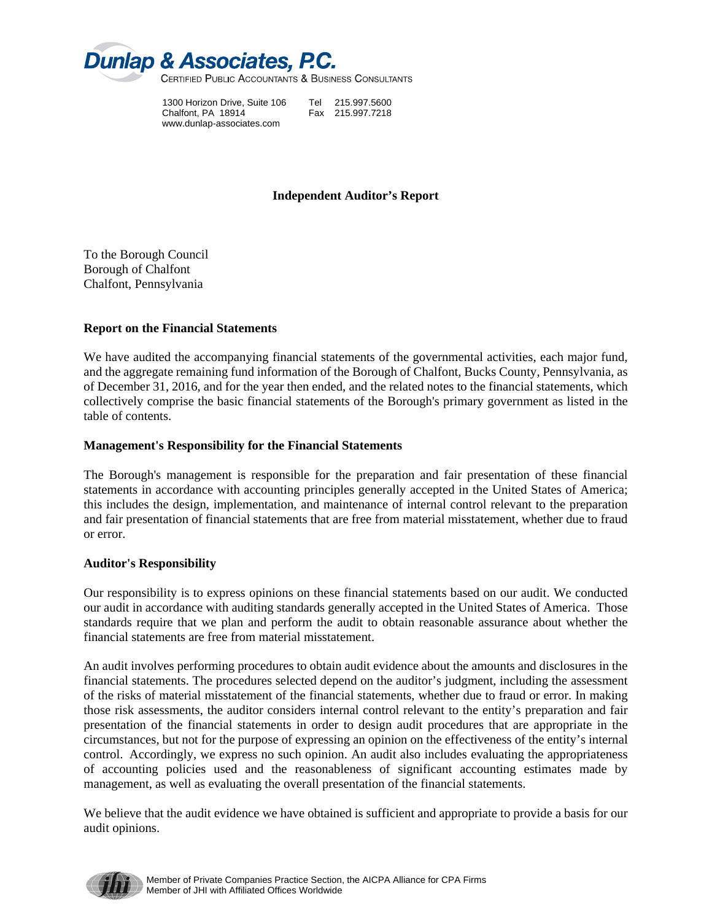**Dunlap & Associates, P.C.**
CERTIFIED PUBLIC ACCOUNTANTS & BUSINESS CONSULTANTS

1300 Horizon Drive, Suite 106
Chalfont, PA 18914
www.dunlap-associates.com

Tel 215.997.5600
Fax 215.997.7218

## Independent Auditor's Report

To the Borough Council
Borough of Chalfont
Chalfont, Pennsylvania

### Report on the Financial Statements

We have audited the accompanying financial statements of the governmental activities, each major fund, and the aggregate remaining fund information of the Borough of Chalfont, Bucks County, Pennsylvania, as of December 31, 2016, and for the year then ended, and the related notes to the financial statements, which collectively comprise the basic financial statements of the Borough's primary government as listed in the table of contents.

### Management's Responsibility for the Financial Statements

The Borough's management is responsible for the preparation and fair presentation of these financial statements in accordance with accounting principles generally accepted in the United States of America; this includes the design, implementation, and maintenance of internal control relevant to the preparation and fair presentation of financial statements that are free from material misstatement, whether due to fraud or error.

### Auditor's Responsibility

Our responsibility is to express opinions on these financial statements based on our audit. We conducted our audit in accordance with auditing standards generally accepted in the United States of America. Those standards require that we plan and perform the audit to obtain reasonable assurance about whether the financial statements are free from material misstatement.

An audit involves performing procedures to obtain audit evidence about the amounts and disclosures in the financial statements. The procedures selected depend on the auditor's judgment, including the assessment of the risks of material misstatement of the financial statements, whether due to fraud or error. In making those risk assessments, the auditor considers internal control relevant to the entity's preparation and fair presentation of the financial statements in order to design audit procedures that are appropriate in the circumstances, but not for the purpose of expressing an opinion on the effectiveness of the entity's internal control. Accordingly, we express no such opinion. An audit also includes evaluating the appropriateness of accounting policies used and the reasonableness of significant accounting estimates made by management, as well as evaluating the overall presentation of the financial statements.

We believe that the audit evidence we have obtained is sufficient and appropriate to provide a basis for our audit opinions.

Member of Private Companies Practice Section, the AICPA Alliance for CPA Firms
Member of JHI with Affiliated Offices Worldwide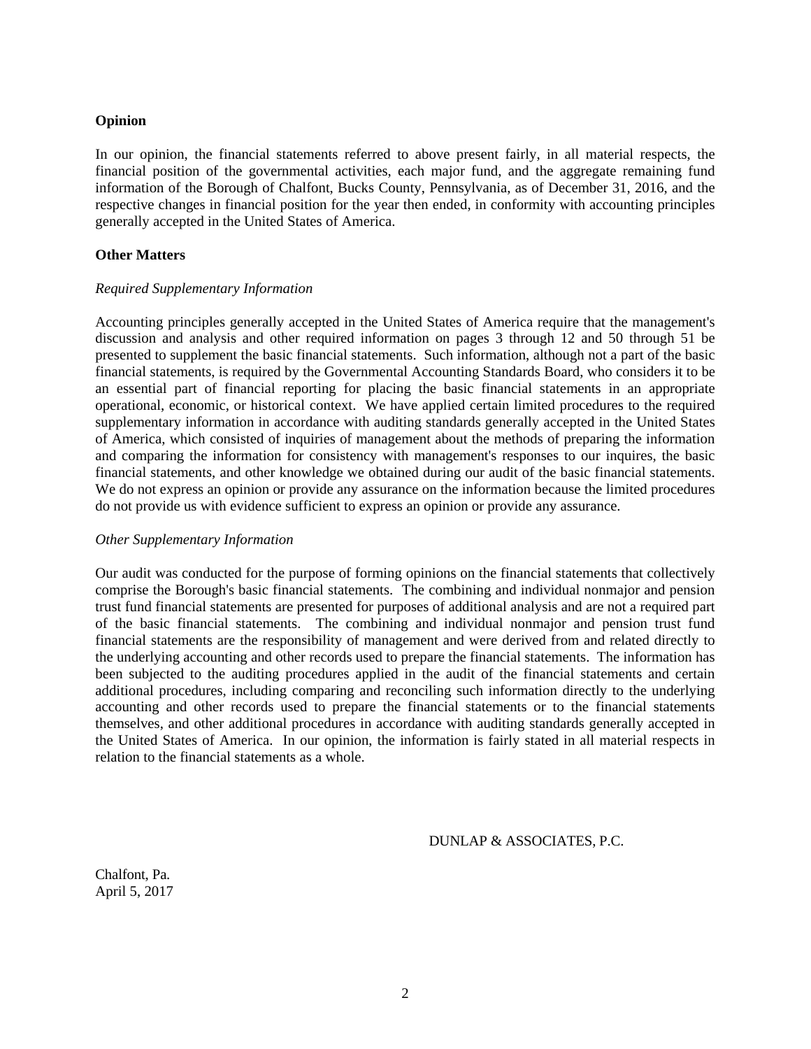### Opinion

In our opinion, the financial statements referred to above present fairly, in all material respects, the financial position of the governmental activities, each major fund, and the aggregate remaining fund information of the Borough of Chalfont, Bucks County, Pennsylvania, as of December 31, 2016, and the respective changes in financial position for the year then ended, in conformity with accounting principles generally accepted in the United States of America.

### Other Matters

*Required Supplementary Information*

Accounting principles generally accepted in the United States of America require that the management's discussion and analysis and other required information on pages 3 through 12 and 50 through 51 be presented to supplement the basic financial statements. Such information, although not a part of the basic financial statements, is required by the Governmental Accounting Standards Board, who considers it to be an essential part of financial reporting for placing the basic financial statements in an appropriate operational, economic, or historical context. We have applied certain limited procedures to the required supplementary information in accordance with auditing standards generally accepted in the United States of America, which consisted of inquiries of management about the methods of preparing the information and comparing the information for consistency with management's responses to our inquires, the basic financial statements, and other knowledge we obtained during our audit of the basic financial statements. We do not express an opinion or provide any assurance on the information because the limited procedures do not provide us with evidence sufficient to express an opinion or provide any assurance.

*Other Supplementary Information*

Our audit was conducted for the purpose of forming opinions on the financial statements that collectively comprise the Borough's basic financial statements. The combining and individual nonmajor and pension trust fund financial statements are presented for purposes of additional analysis and are not a required part of the basic financial statements. The combining and individual nonmajor and pension trust fund financial statements are the responsibility of management and were derived from and related directly to the underlying accounting and other records used to prepare the financial statements. The information has been subjected to the auditing procedures applied in the audit of the financial statements and certain additional procedures, including comparing and reconciling such information directly to the underlying accounting and other records used to prepare the financial statements or to the financial statements themselves, and other additional procedures in accordance with auditing standards generally accepted in the United States of America. In our opinion, the information is fairly stated in all material respects in relation to the financial statements as a whole.

DUNLAP & ASSOCIATES, P.C.

Chalfont, Pa.
April 5, 2017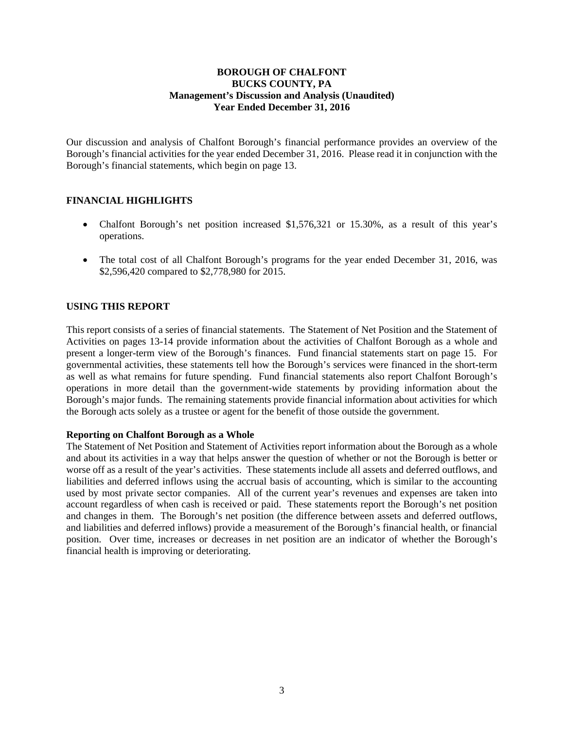# BOROUGH OF CHALFONT
# BUCKS COUNTY, PA
## Management's Discussion and Analysis (Unaudited)
## Year Ended December 31, 2016

Our discussion and analysis of Chalfont Borough's financial performance provides an overview of the Borough's financial activities for the year ended December 31, 2016. Please read it in conjunction with the Borough's financial statements, which begin on page 13.

## FINANCIAL HIGHLIGHTS

- Chalfont Borough's net position increased $1,576,321 or 15.30%, as a result of this year's operations.
- The total cost of all Chalfont Borough's programs for the year ended December 31, 2016, was $2,596,420 compared to $2,778,980 for 2015.

## USING THIS REPORT

This report consists of a series of financial statements. The Statement of Net Position and the Statement of Activities on pages 13-14 provide information about the activities of Chalfont Borough as a whole and present a longer-term view of the Borough's finances. Fund financial statements start on page 15. For governmental activities, these statements tell how the Borough's services were financed in the short-term as well as what remains for future spending. Fund financial statements also report Chalfont Borough's operations in more detail than the government-wide statements by providing information about the Borough's major funds. The remaining statements provide financial information about activities for which the Borough acts solely as a trustee or agent for the benefit of those outside the government.

### Reporting on Chalfont Borough as a Whole

The Statement of Net Position and Statement of Activities report information about the Borough as a whole and about its activities in a way that helps answer the question of whether or not the Borough is better or worse off as a result of the year's activities. These statements include all assets and deferred outflows, and liabilities and deferred inflows using the accrual basis of accounting, which is similar to the accounting used by most private sector companies. All of the current year's revenues and expenses are taken into account regardless of when cash is received or paid. These statements report the Borough's net position and changes in them. The Borough's net position (the difference between assets and deferred outflows, and liabilities and deferred inflows) provide a measurement of the Borough's financial health, or financial position. Over time, increases or decreases in net position are an indicator of whether the Borough's financial health is improving or deteriorating.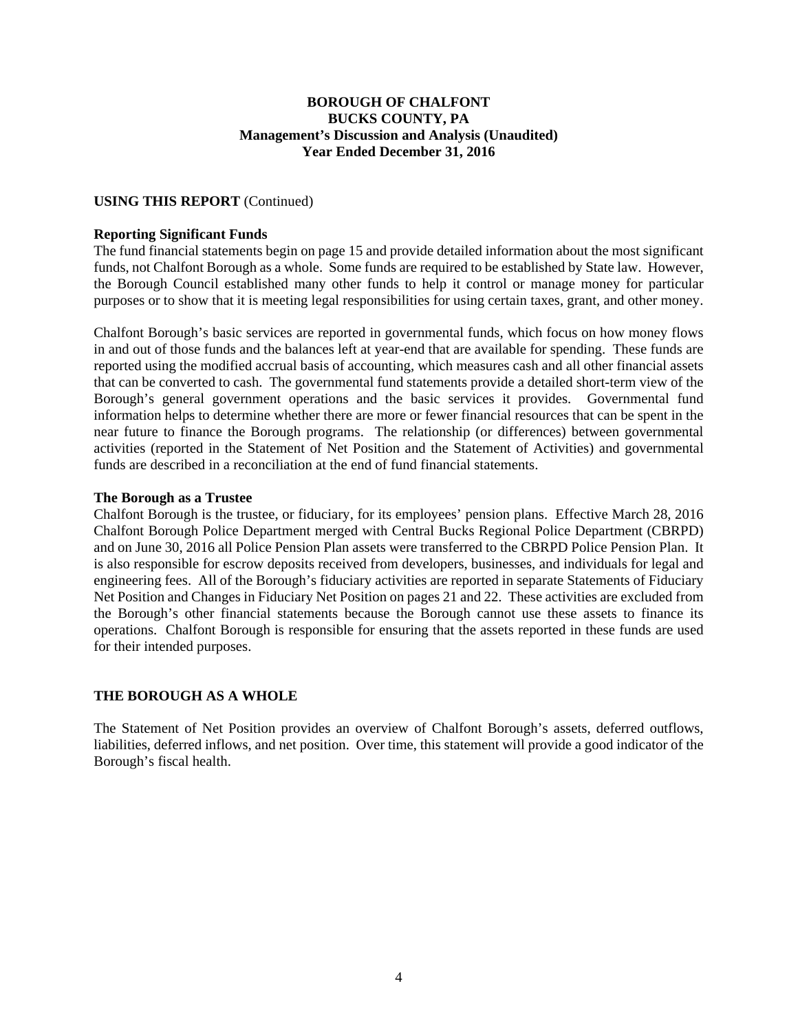# BOROUGH OF CHALFONT
## BUCKS COUNTY, PA
## Management's Discussion and Analysis (Unaudited)
## Year Ended December 31, 2016

**USING THIS REPORT** (Continued)

**Reporting Significant Funds**

The fund financial statements begin on page 15 and provide detailed information about the most significant funds, not Chalfont Borough as a whole. Some funds are required to be established by State law. However, the Borough Council established many other funds to help it control or manage money for particular purposes or to show that it is meeting legal responsibilities for using certain taxes, grant, and other money.

Chalfont Borough's basic services are reported in governmental funds, which focus on how money flows in and out of those funds and the balances left at year-end that are available for spending. These funds are reported using the modified accrual basis of accounting, which measures cash and all other financial assets that can be converted to cash. The governmental fund statements provide a detailed short-term view of the Borough's general government operations and the basic services it provides. Governmental fund information helps to determine whether there are more or fewer financial resources that can be spent in the near future to finance the Borough programs. The relationship (or differences) between governmental activities (reported in the Statement of Net Position and the Statement of Activities) and governmental funds are described in a reconciliation at the end of fund financial statements.

**The Borough as a Trustee**

Chalfont Borough is the trustee, or fiduciary, for its employees' pension plans. Effective March 28, 2016 Chalfont Borough Police Department merged with Central Bucks Regional Police Department (CBRPD) and on June 30, 2016 all Police Pension Plan assets were transferred to the CBRPD Police Pension Plan. It is also responsible for escrow deposits received from developers, businesses, and individuals for legal and engineering fees. All of the Borough's fiduciary activities are reported in separate Statements of Fiduciary Net Position and Changes in Fiduciary Net Position on pages 21 and 22. These activities are excluded from the Borough's other financial statements because the Borough cannot use these assets to finance its operations. Chalfont Borough is responsible for ensuring that the assets reported in these funds are used for their intended purposes.

**THE BOROUGH AS A WHOLE**

The Statement of Net Position provides an overview of Chalfont Borough's assets, deferred outflows, liabilities, deferred inflows, and net position. Over time, this statement will provide a good indicator of the Borough's fiscal health.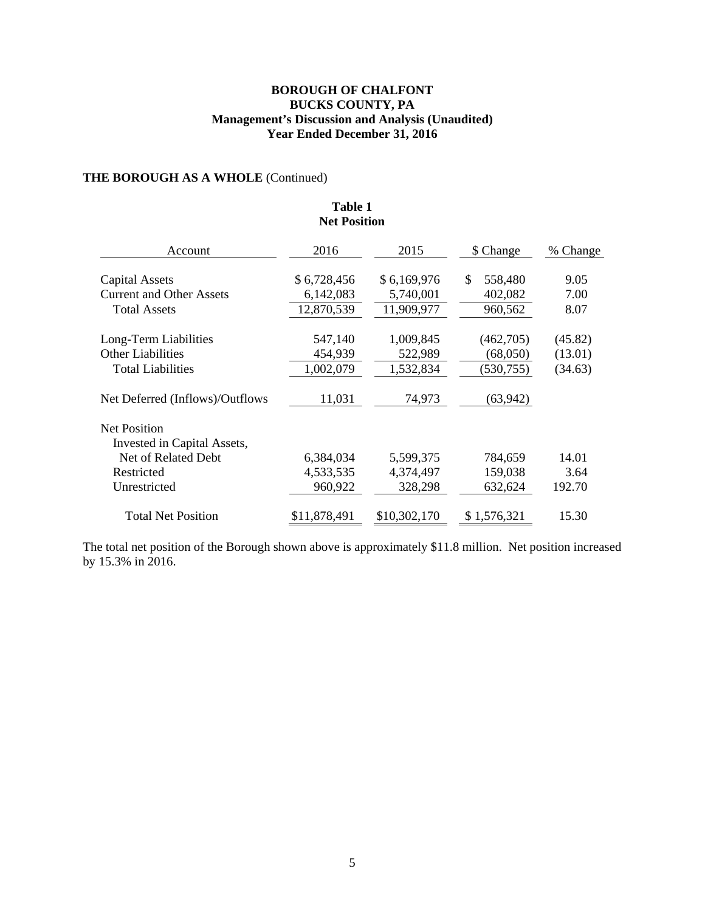**BOROUGH OF CHALFONT**
**BUCKS COUNTY, PA**
**Management's Discussion and Analysis (Unaudited)**
**Year Ended December 31, 2016**

**THE BOROUGH AS A WHOLE** (Continued)

**Table 1**
**Net Position**

| Account | 2016 | 2015 | $ Change | % Change |
|---|---|---|---|---|
| Capital Assets | $ 6,728,456 | $ 6,169,976 | $ 558,480 | 9.05 |
| Current and Other Assets | 6,142,083 | 5,740,001 | 402,082 | 7.00 |
| Total Assets | 12,870,539 | 11,909,977 | 960,562 | 8.07 |
| Long-Term Liabilities | 547,140 | 1,009,845 | (462,705) | (45.82) |
| Other Liabilities | 454,939 | 522,989 | (68,050) | (13.01) |
| Total Liabilities | 1,002,079 | 1,532,834 | (530,755) | (34.63) |
| Net Deferred (Inflows)/Outflows | 11,031 | 74,973 | (63,942) | |
| Net Position | | | | |
| Invested in Capital Assets, Net of Related Debt | 6,384,034 | 5,599,375 | 784,659 | 14.01 |
| Restricted | 4,533,535 | 4,374,497 | 159,038 | 3.64 |
| Unrestricted | 960,922 | 328,298 | 632,624 | 192.70 |
| Total Net Position | $11,878,491 | $10,302,170 | $ 1,576,321 | 15.30 |

The total net position of the Borough shown above is approximately $11.8 million. Net position increased by 15.3% in 2016.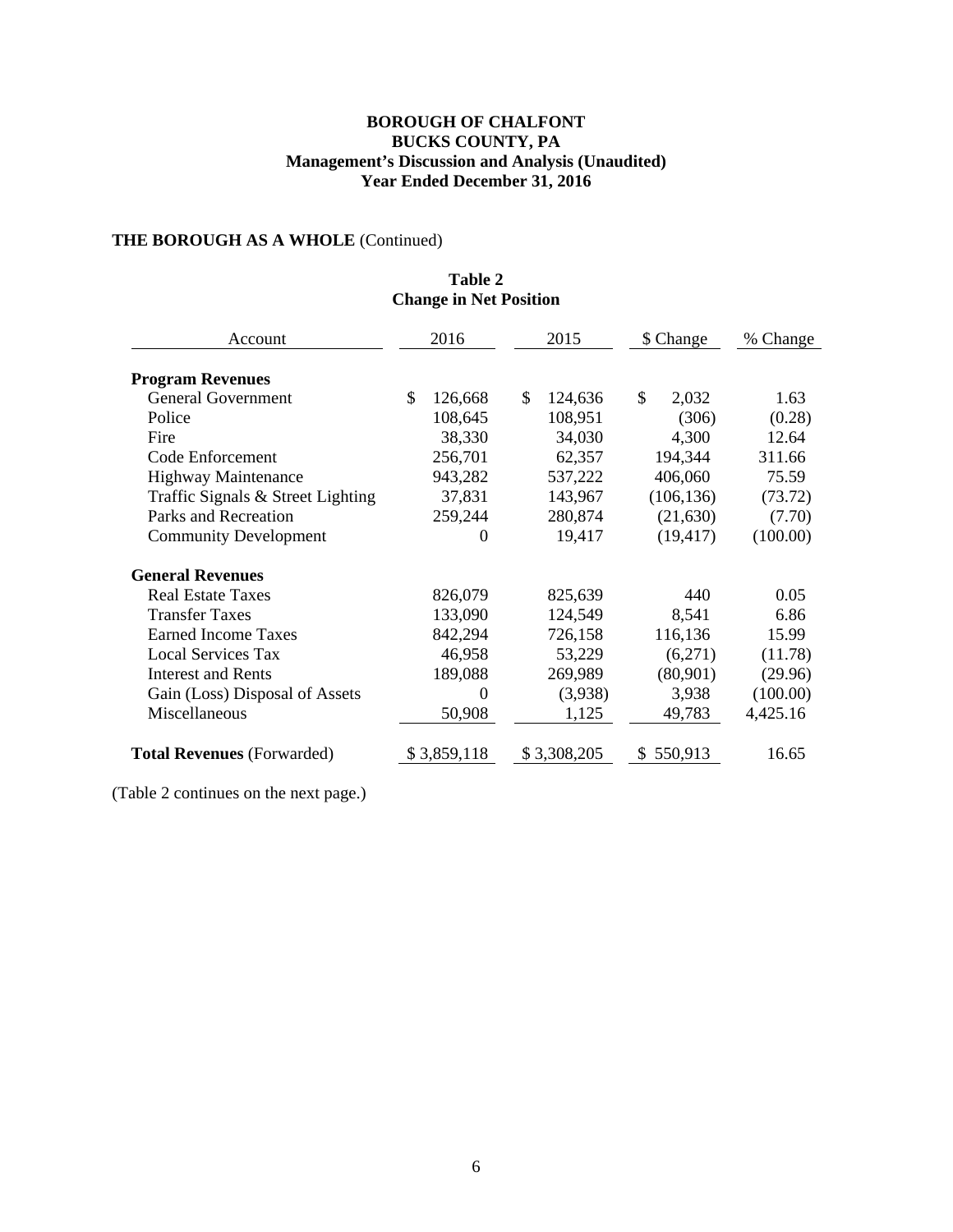**BOROUGH OF CHALFONT**
**BUCKS COUNTY, PA**
**Management's Discussion and Analysis (Unaudited)**
**Year Ended December 31, 2016**

**THE BOROUGH AS A WHOLE** (Continued)

**Table 2**
**Change in Net Position**

| Account | 2016 | 2015 | $ Change | % Change |
|---|---|---|---|---|
| **Program Revenues** | | | | |
| General Government | $ 126,668 | $ 124,636 | $ 2,032 | 1.63 |
| Police | 108,645 | 108,951 | (306) | (0.28) |
| Fire | 38,330 | 34,030 | 4,300 | 12.64 |
| Code Enforcement | 256,701 | 62,357 | 194,344 | 311.66 |
| Highway Maintenance | 943,282 | 537,222 | 406,060 | 75.59 |
| Traffic Signals & Street Lighting | 37,831 | 143,967 | (106,136) | (73.72) |
| Parks and Recreation | 259,244 | 280,874 | (21,630) | (7.70) |
| Community Development | 0 | 19,417 | (19,417) | (100.00) |
| **General Revenues** | | | | |
| Real Estate Taxes | 826,079 | 825,639 | 440 | 0.05 |
| Transfer Taxes | 133,090 | 124,549 | 8,541 | 6.86 |
| Earned Income Taxes | 842,294 | 726,158 | 116,136 | 15.99 |
| Local Services Tax | 46,958 | 53,229 | (6,271) | (11.78) |
| Interest and Rents | 189,088 | 269,989 | (80,901) | (29.96) |
| Gain (Loss) Disposal of Assets | 0 | (3,938) | 3,938 | (100.00) |
| Miscellaneous | 50,908 | 1,125 | 49,783 | 4,425.16 |
| **Total Revenues** (Forwarded) | $ 3,859,118 | $ 3,308,205 | $ 550,913 | 16.65 |

(Table 2 continues on the next page.)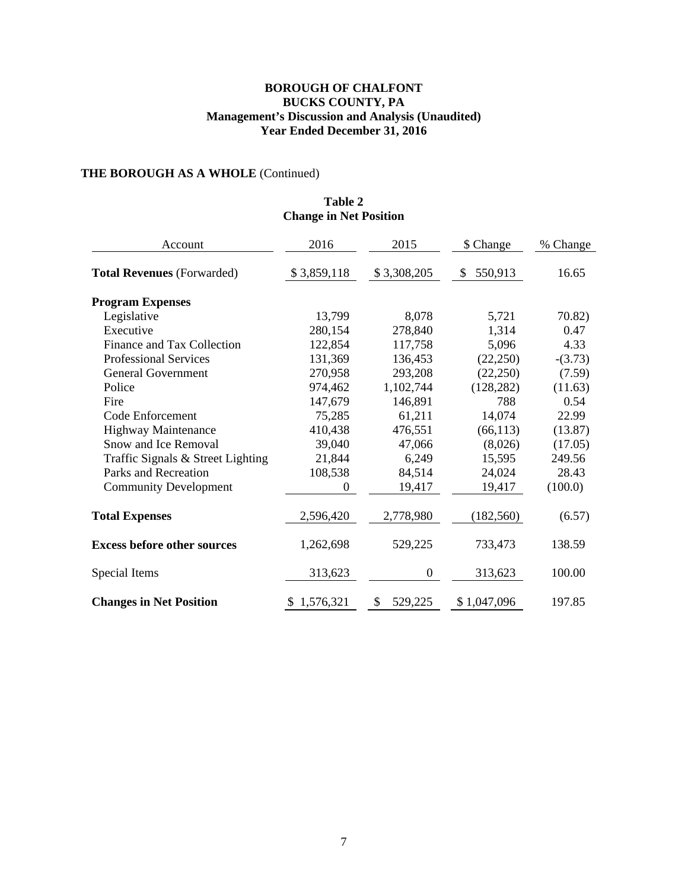**BOROUGH OF CHALFONT**
**BUCKS COUNTY, PA**
**Management's Discussion and Analysis (Unaudited)**
**Year Ended December 31, 2016**

**THE BOROUGH AS A WHOLE** (Continued)

**Table 2**
**Change in Net Position**

| Account | 2016 | 2015 | $ Change | % Change |
|---|---|---|---|---|
| **Total Revenues** (Forwarded) | $ 3,859,118 | $ 3,308,205 | $ 550,913 | 16.65 |
| **Program Expenses** | | | | |
| Legislative | 13,799 | 8,078 | 5,721 | 70.82) |
| Executive | 280,154 | 278,840 | 1,314 | 0.47 |
| Finance and Tax Collection | 122,854 | 117,758 | 5,096 | 4.33 |
| Professional Services | 131,369 | 136,453 | (22,250) | -(3.73) |
| General Government | 270,958 | 293,208 | (22,250) | (7.59) |
| Police | 974,462 | 1,102,744 | (128,282) | (11.63) |
| Fire | 147,679 | 146,891 | 788 | 0.54 |
| Code Enforcement | 75,285 | 61,211 | 14,074 | 22.99 |
| Highway Maintenance | 410,438 | 476,551 | (66,113) | (13.87) |
| Snow and Ice Removal | 39,040 | 47,066 | (8,026) | (17.05) |
| Traffic Signals & Street Lighting | 21,844 | 6,249 | 15,595 | 249.56 |
| Parks and Recreation | 108,538 | 84,514 | 24,024 | 28.43 |
| Community Development | 0 | 19,417 | 19,417 | (100.0) |
| **Total Expenses** | 2,596,420 | 2,778,980 | (182,560) | (6.57) |
| **Excess before other sources** | 1,262,698 | 529,225 | 733,473 | 138.59 |
| Special Items | 313,623 | 0 | 313,623 | 100.00 |
| **Changes in Net Position** | $ 1,576,321 | $ 529,225 | $ 1,047,096 | 197.85 |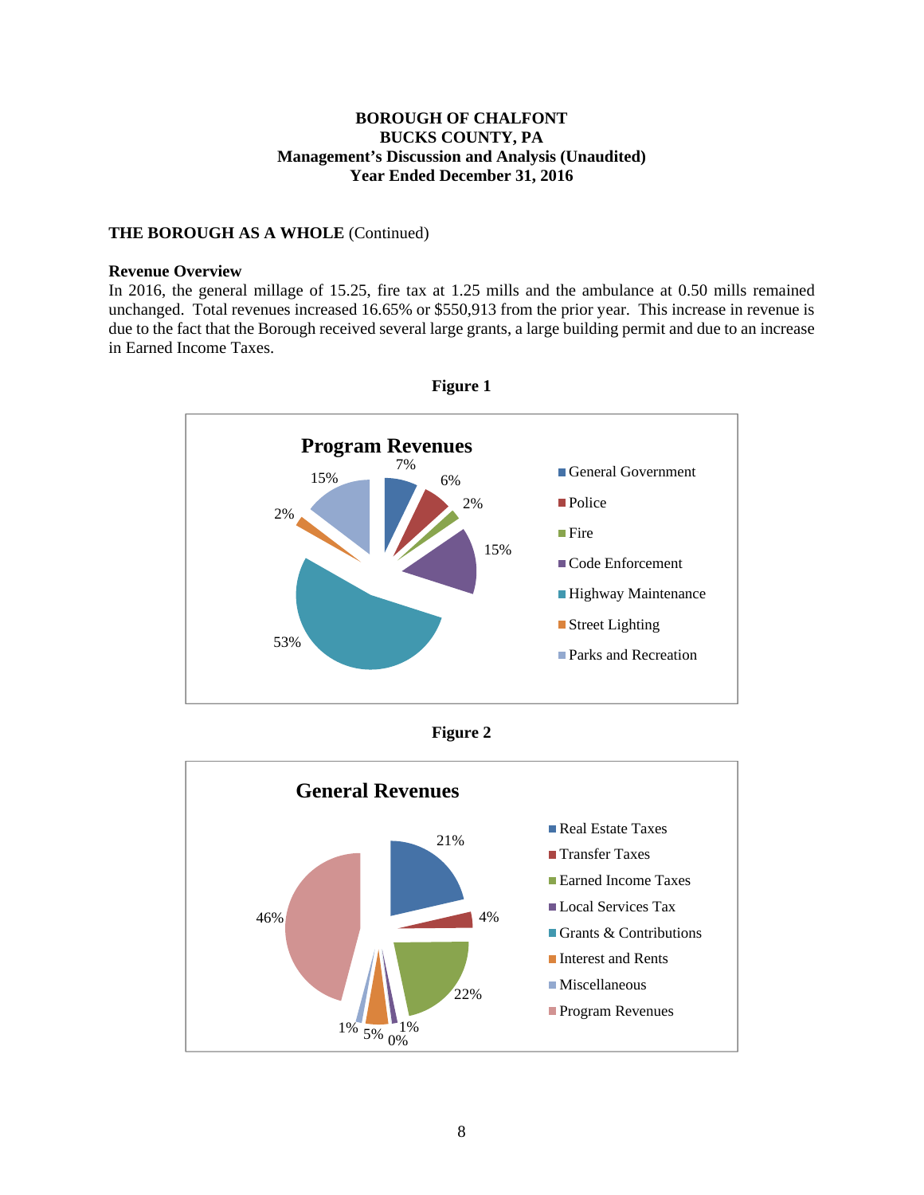**BOROUGH OF CHALFONT**
**BUCKS COUNTY, PA**
**Management's Discussion and Analysis (Unaudited)**
**Year Ended December 31, 2016**

**THE BOROUGH AS A WHOLE** (Continued)

**Revenue Overview**

In 2016, the general millage of 15.25, fire tax at 1.25 mills and the ambulance at 0.50 mills remained unchanged. Total revenues increased 16.65% or $550,913 from the prior year. This increase in revenue is due to the fact that the Borough received several large grants, a large building permit and due to an increase in Earned Income Taxes.

**Figure 1**

**Program Revenues**

| Category | Percentage |
|---|---|
| General Government | 7% |
| Police | 6% |
| Fire | 2% |
| Code Enforcement | 15% |
| Highway Maintenance | 53% |
| Street Lighting | 2% |
| Parks and Recreation | 15% |

**Figure 2**

**General Revenues**

| Category | Percentage |
|---|---|
| Real Estate Taxes | 21% |
| Transfer Taxes | 4% |
| Earned Income Taxes | 22% |
| Local Services Tax | 1% |
| Grants & Contributions | 0% |
| Interest and Rents | 5% |
| Miscellaneous | 1% |
| Program Revenues | 46% |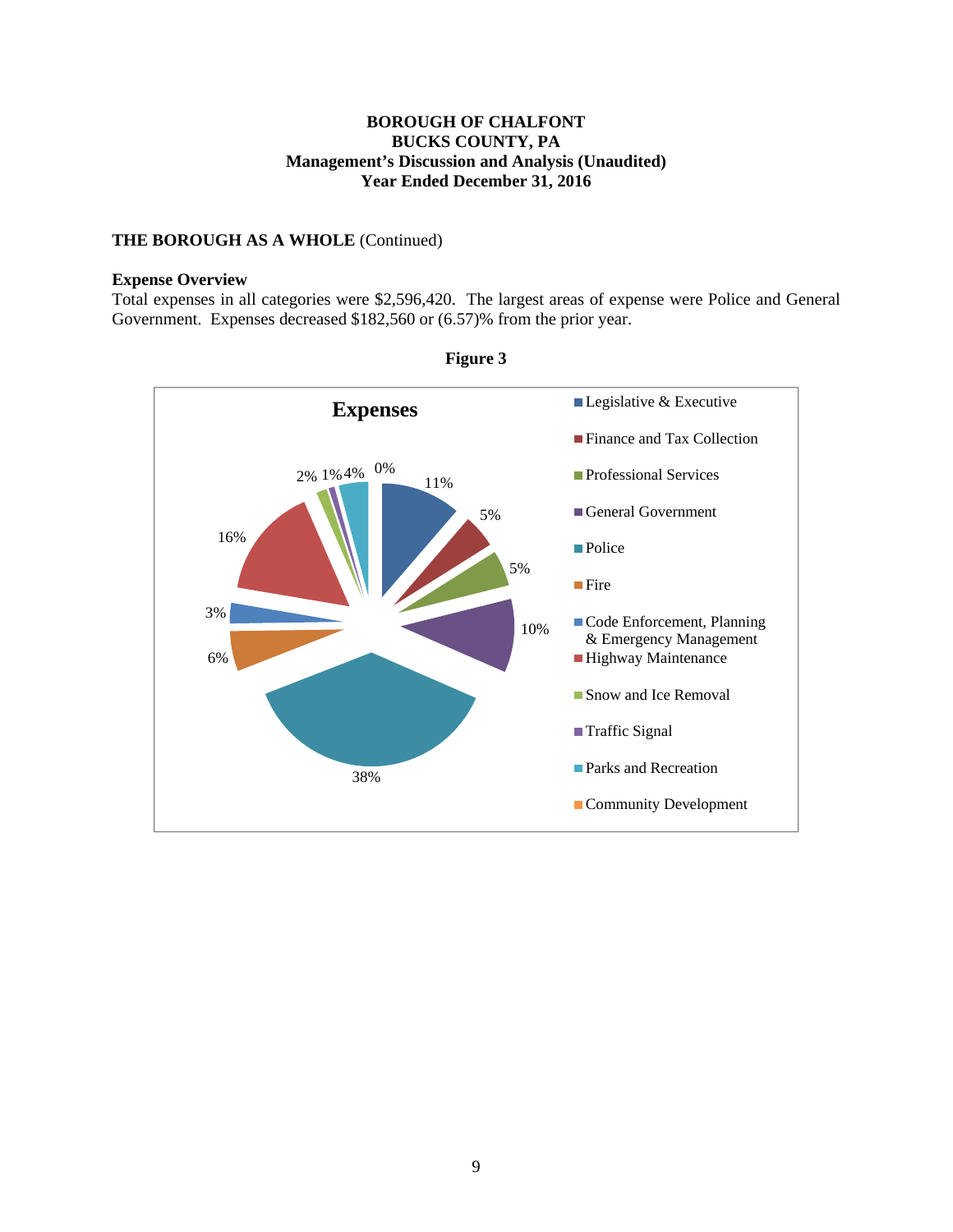## THE BOROUGH AS A WHOLE (Continued)

### Expense Overview

Total expenses in all categories were $2,596,420. The largest areas of expense were Police and General Government. Expenses decreased $182,560 or (6.57)% from the prior year.

**Figure 3**

**Expenses**

| Category | Percentage |
|---|---|
| Legislative & Executive | 11% |
| Finance and Tax Collection | 5% |
| Professional Services | 5% |
| General Government | 10% |
| Police | 38% |
| Fire | 6% |
| Code Enforcement, Planning & Emergency Management | 3% |
| Highway Maintenance | 16% |
| Snow and Ice Removal | 2% |
| Traffic Signal | 1% |
| Parks and Recreation | 4% |
| Community Development | 0% |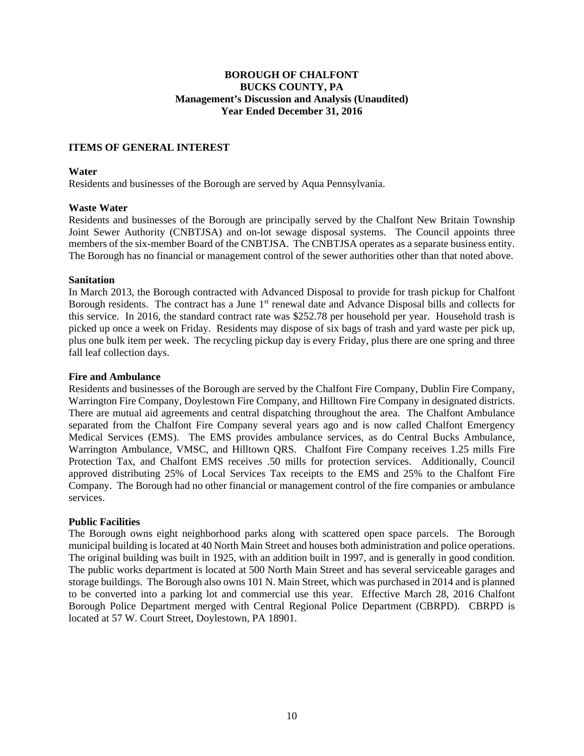# BOROUGH OF CHALFONT
# BUCKS COUNTY, PA
## Management's Discussion and Analysis (Unaudited)
## Year Ended December 31, 2016

### ITEMS OF GENERAL INTEREST

**Water**

Residents and businesses of the Borough are served by Aqua Pennsylvania.

**Waste Water**

Residents and businesses of the Borough are principally served by the Chalfont New Britain Township Joint Sewer Authority (CNBTJSA) and on-lot sewage disposal systems. The Council appoints three members of the six-member Board of the CNBTJSA. The CNBTJSA operates as a separate business entity. The Borough has no financial or management control of the sewer authorities other than that noted above.

**Sanitation**

In March 2013, the Borough contracted with Advanced Disposal to provide for trash pickup for Chalfont Borough residents. The contract has a June 1st renewal date and Advance Disposal bills and collects for this service. In 2016, the standard contract rate was $252.78 per household per year. Household trash is picked up once a week on Friday. Residents may dispose of six bags of trash and yard waste per pick up, plus one bulk item per week. The recycling pickup day is every Friday, plus there are one spring and three fall leaf collection days.

**Fire and Ambulance**

Residents and businesses of the Borough are served by the Chalfont Fire Company, Dublin Fire Company, Warrington Fire Company, Doylestown Fire Company, and Hilltown Fire Company in designated districts. There are mutual aid agreements and central dispatching throughout the area. The Chalfont Ambulance separated from the Chalfont Fire Company several years ago and is now called Chalfont Emergency Medical Services (EMS). The EMS provides ambulance services, as do Central Bucks Ambulance, Warrington Ambulance, VMSC, and Hilltown QRS. Chalfont Fire Company receives 1.25 mills Fire Protection Tax, and Chalfont EMS receives .50 mills for protection services. Additionally, Council approved distributing 25% of Local Services Tax receipts to the EMS and 25% to the Chalfont Fire Company. The Borough had no other financial or management control of the fire companies or ambulance services.

**Public Facilities**

The Borough owns eight neighborhood parks along with scattered open space parcels. The Borough municipal building is located at 40 North Main Street and houses both administration and police operations. The original building was built in 1925, with an addition built in 1997, and is generally in good condition. The public works department is located at 500 North Main Street and has several serviceable garages and storage buildings. The Borough also owns 101 N. Main Street, which was purchased in 2014 and is planned to be converted into a parking lot and commercial use this year. Effective March 28, 2016 Chalfont Borough Police Department merged with Central Regional Police Department (CBRPD). CBRPD is located at 57 W. Court Street, Doylestown, PA 18901.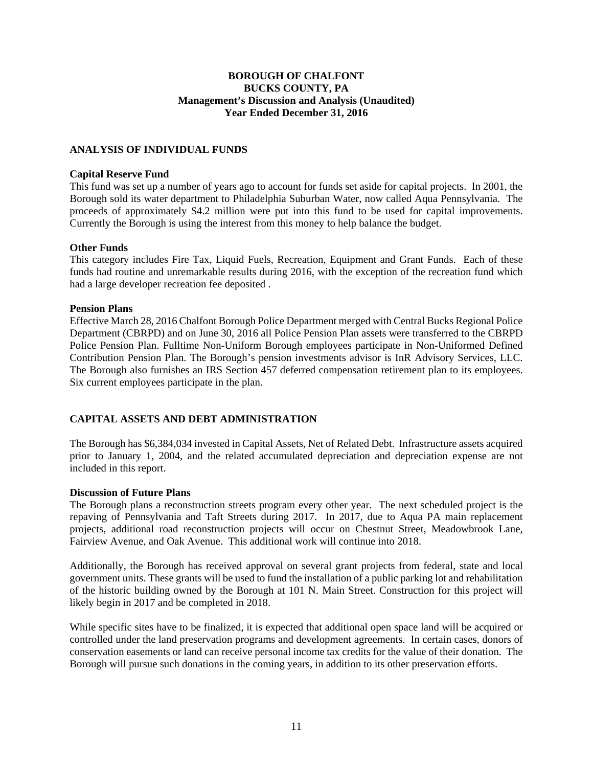**BOROUGH OF CHALFONT**
**BUCKS COUNTY, PA**
**Management's Discussion and Analysis (Unaudited)**
**Year Ended December 31, 2016**

## ANALYSIS OF INDIVIDUAL FUNDS

### Capital Reserve Fund

This fund was set up a number of years ago to account for funds set aside for capital projects. In 2001, the Borough sold its water department to Philadelphia Suburban Water, now called Aqua Pennsylvania. The proceeds of approximately $4.2 million were put into this fund to be used for capital improvements. Currently the Borough is using the interest from this money to help balance the budget.

### Other Funds

This category includes Fire Tax, Liquid Fuels, Recreation, Equipment and Grant Funds. Each of these funds had routine and unremarkable results during 2016, with the exception of the recreation fund which had a large developer recreation fee deposited .

### Pension Plans

Effective March 28, 2016 Chalfont Borough Police Department merged with Central Bucks Regional Police Department (CBRPD) and on June 30, 2016 all Police Pension Plan assets were transferred to the CBRPD Police Pension Plan. Fulltime Non-Uniform Borough employees participate in Non-Uniformed Defined Contribution Pension Plan. The Borough's pension investments advisor is InR Advisory Services, LLC. The Borough also furnishes an IRS Section 457 deferred compensation retirement plan to its employees. Six current employees participate in the plan.

## CAPITAL ASSETS AND DEBT ADMINISTRATION

The Borough has $6,384,034 invested in Capital Assets, Net of Related Debt. Infrastructure assets acquired prior to January 1, 2004, and the related accumulated depreciation and depreciation expense are not included in this report.

### Discussion of Future Plans

The Borough plans a reconstruction streets program every other year. The next scheduled project is the repaving of Pennsylvania and Taft Streets during 2017. In 2017, due to Aqua PA main replacement projects, additional road reconstruction projects will occur on Chestnut Street, Meadowbrook Lane, Fairview Avenue, and Oak Avenue. This additional work will continue into 2018.

Additionally, the Borough has received approval on several grant projects from federal, state and local government units. These grants will be used to fund the installation of a public parking lot and rehabilitation of the historic building owned by the Borough at 101 N. Main Street. Construction for this project will likely begin in 2017 and be completed in 2018.

While specific sites have to be finalized, it is expected that additional open space land will be acquired or controlled under the land preservation programs and development agreements. In certain cases, donors of conservation easements or land can receive personal income tax credits for the value of their donation. The Borough will pursue such donations in the coming years, in addition to its other preservation efforts.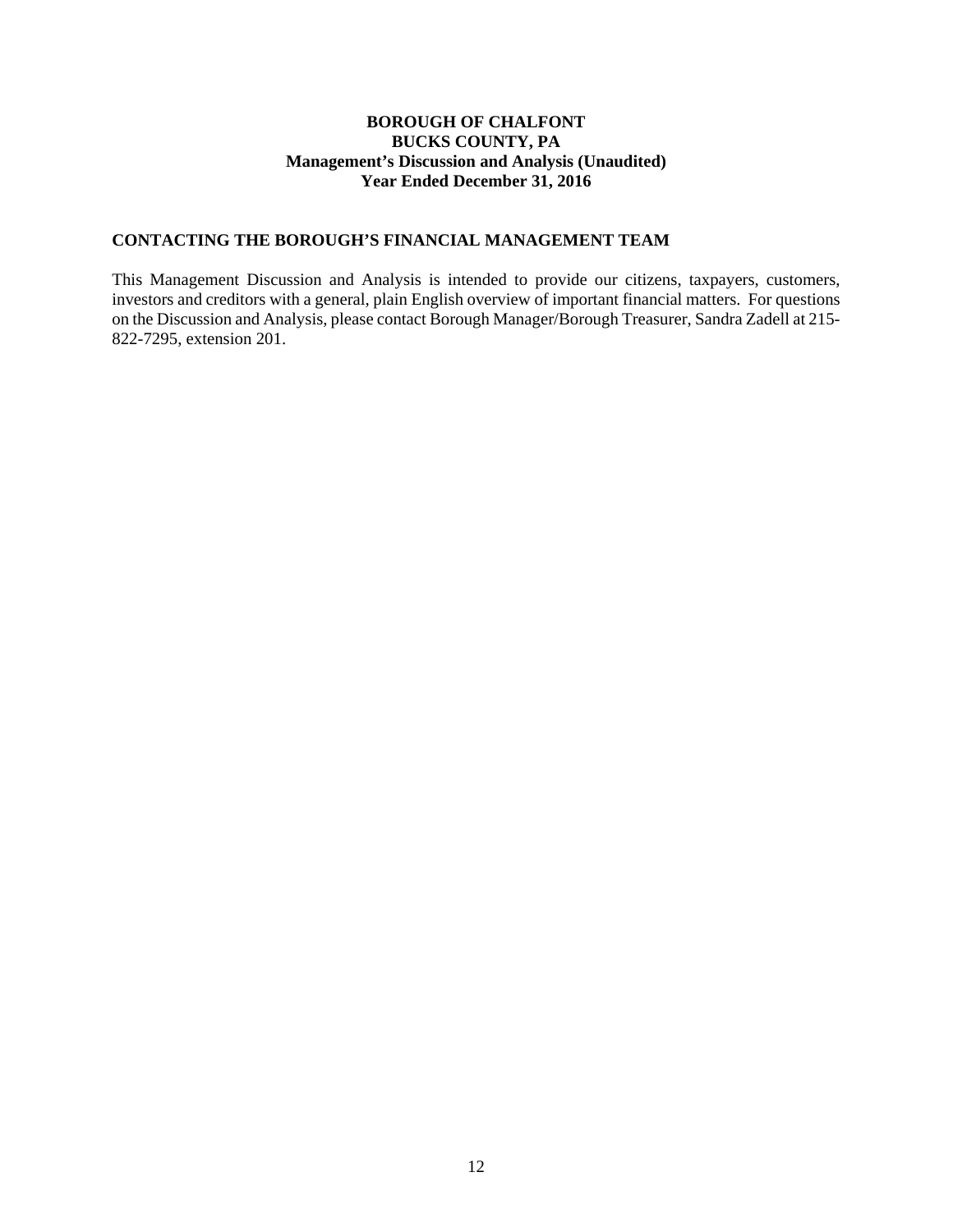**BOROUGH OF CHALFONT**
**BUCKS COUNTY, PA**
**Management's Discussion and Analysis (Unaudited)**
**Year Ended December 31, 2016**

## CONTACTING THE BOROUGH'S FINANCIAL MANAGEMENT TEAM

This Management Discussion and Analysis is intended to provide our citizens, taxpayers, customers, investors and creditors with a general, plain English overview of important financial matters. For questions on the Discussion and Analysis, please contact Borough Manager/Borough Treasurer, Sandra Zadell at 215-822-7295, extension 201.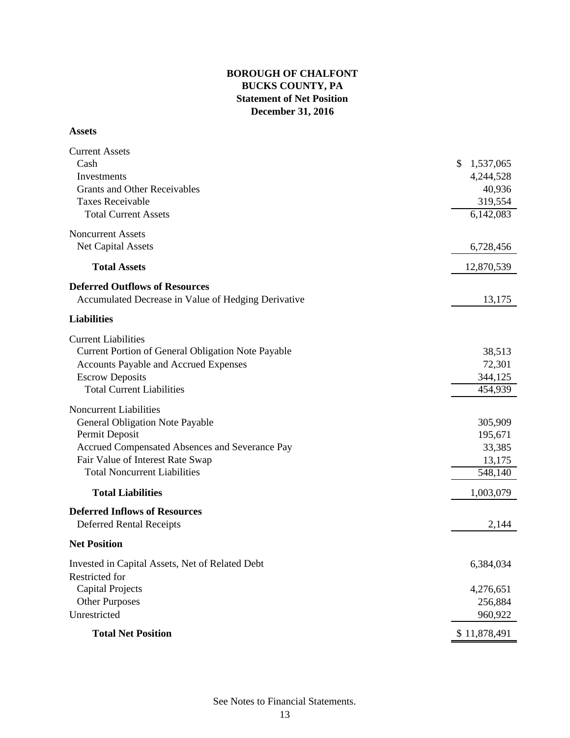**BOROUGH OF CHALFONT**
**BUCKS COUNTY, PA**
**Statement of Net Position**
**December 31, 2016**

| | |
|---|---|
| **Assets** | |
| Current Assets | |
| Cash | $ 1,537,065 |
| Investments | 4,244,528 |
| Grants and Other Receivables | 40,936 |
| Taxes Receivable | 319,554 |
| Total Current Assets | 6,142,083 |
| Noncurrent Assets | |
| Net Capital Assets | 6,728,456 |
| **Total Assets** | 12,870,539 |
| **Deferred Outflows of Resources** | |
| Accumulated Decrease in Value of Hedging Derivative | 13,175 |
| **Liabilities** | |
| Current Liabilities | |
| Current Portion of General Obligation Note Payable | 38,513 |
| Accounts Payable and Accrued Expenses | 72,301 |
| Escrow Deposits | 344,125 |
| Total Current Liabilities | 454,939 |
| Noncurrent Liabilities | |
| General Obligation Note Payable | 305,909 |
| Permit Deposit | 195,671 |
| Accrued Compensated Absences and Severance Pay | 33,385 |
| Fair Value of Interest Rate Swap | 13,175 |
| Total Noncurrent Liabilities | 548,140 |
| **Total Liabilities** | 1,003,079 |
| **Deferred Inflows of Resources** | |
| Deferred Rental Receipts | 2,144 |
| **Net Position** | |
| Invested in Capital Assets, Net of Related Debt | 6,384,034 |
| Restricted for | |
| Capital Projects | 4,276,651 |
| Other Purposes | 256,884 |
| Unrestricted | 960,922 |
| **Total Net Position** | $ 11,878,491 |

See Notes to Financial Statements.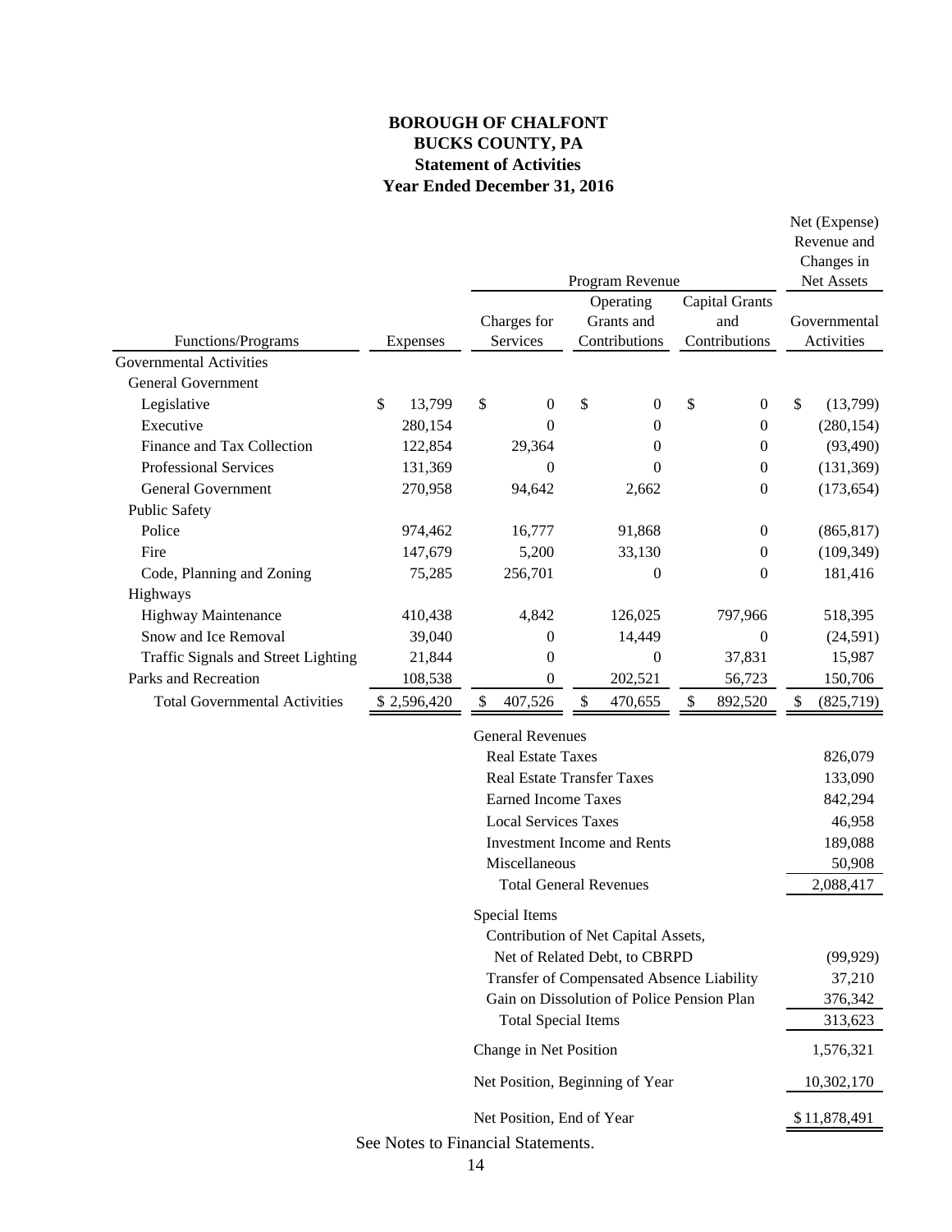**BOROUGH OF CHALFONT**
**BUCKS COUNTY, PA**
**Statement of Activities**
**Year Ended December 31, 2016**

| | | Program Revenue | | | Net (Expense) Revenue and Changes in Net Assets |
|---|---|---|---|---|---|
| Functions/Programs | Expenses | Charges for Services | Operating Grants and Contributions | Capital Grants and Contributions | Governmental Activities |
| Governmental Activities | | | | | |
| General Government | | | | | |
| Legislative | $ 13,799 | $ 0 | $ 0 | $ 0 | $ (13,799) |
| Executive | 280,154 | 0 | 0 | 0 | (280,154) |
| Finance and Tax Collection | 122,854 | 29,364 | 0 | 0 | (93,490) |
| Professional Services | 131,369 | 0 | 0 | 0 | (131,369) |
| General Government | 270,958 | 94,642 | 2,662 | 0 | (173,654) |
| Public Safety | | | | | |
| Police | 974,462 | 16,777 | 91,868 | 0 | (865,817) |
| Fire | 147,679 | 5,200 | 33,130 | 0 | (109,349) |
| Code, Planning and Zoning | 75,285 | 256,701 | 0 | 0 | 181,416 |
| Highways | | | | | |
| Highway Maintenance | 410,438 | 4,842 | 126,025 | 797,966 | 518,395 |
| Snow and Ice Removal | 39,040 | 0 | 14,449 | 0 | (24,591) |
| Traffic Signals and Street Lighting | 21,844 | 0 | 0 | 37,831 | 15,987 |
| Parks and Recreation | 108,538 | 0 | 202,521 | 56,723 | 150,706 |
| Total Governmental Activities | $ 2,596,420 | $ 407,526 | $ 470,655 | $ 892,520 | $ (825,719) |
| | | General Revenues | | | |
| | | Real Estate Taxes | | | 826,079 |
| | | Real Estate Transfer Taxes | | | 133,090 |
| | | Earned Income Taxes | | | 842,294 |
| | | Local Services Taxes | | | 46,958 |
| | | Investment Income and Rents | | | 189,088 |
| | | Miscellaneous | | | 50,908 |
| | | Total General Revenues | | | 2,088,417 |
| | | Special Items | | | |
| | | Contribution of Net Capital Assets, Net of Related Debt, to CBRPD | | | (99,929) |
| | | Transfer of Compensated Absence Liability | | | 37,210 |
| | | Gain on Dissolution of Police Pension Plan | | | 376,342 |
| | | Total Special Items | | | 313,623 |
| | | Change in Net Position | | | 1,576,321 |
| | | Net Position, Beginning of Year | | | 10,302,170 |
| | | Net Position, End of Year | | | $ 11,878,491 |

See Notes to Financial Statements.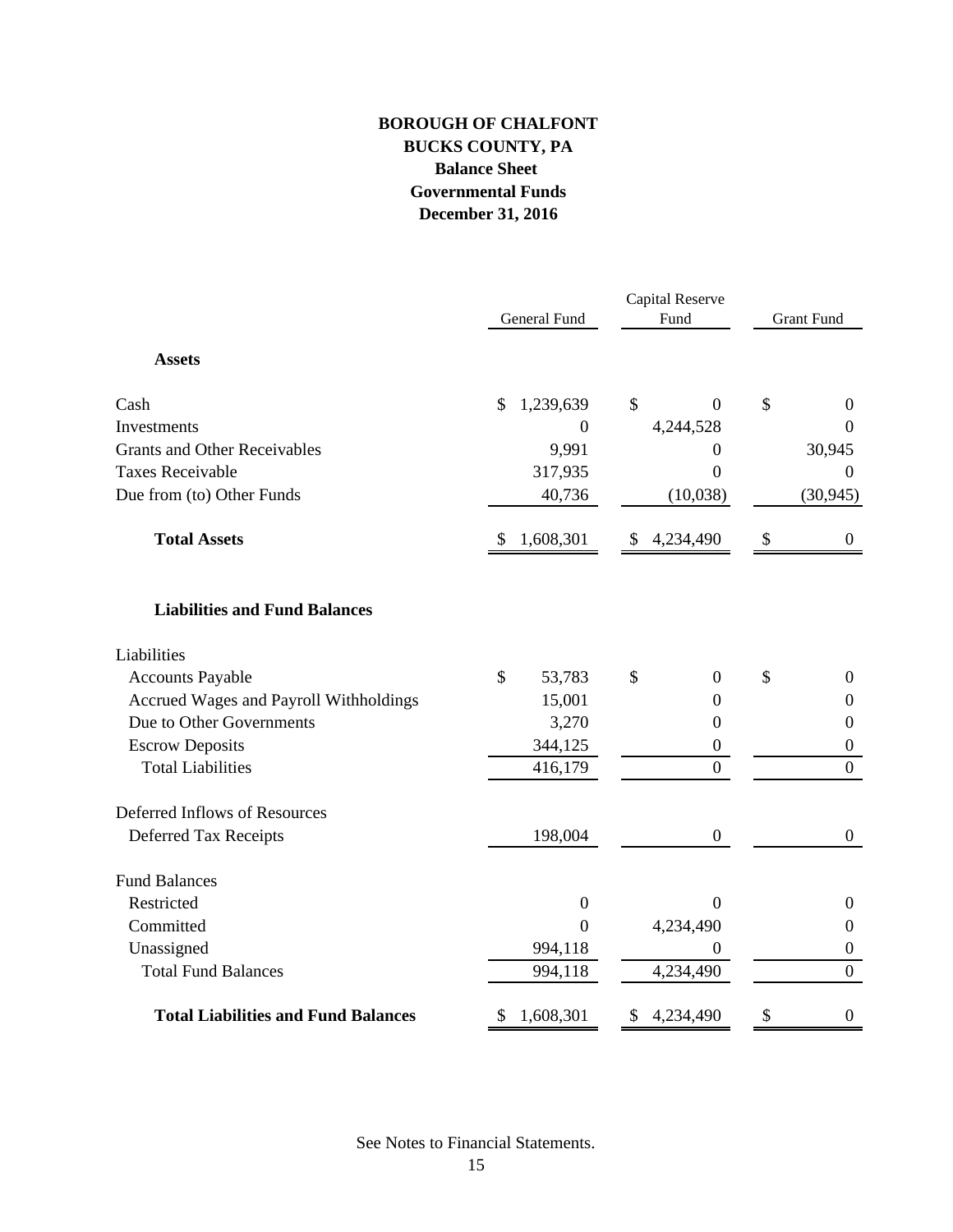# BOROUGH OF CHALFONT
## BUCKS COUNTY, PA
### Balance Sheet
### Governmental Funds
### December 31, 2016

| | General Fund | Capital Reserve Fund | Grant Fund |
|---|---|---|---|
| **Assets** | | | |
| Cash | $ 1,239,639 | $ 0 | $ 0 |
| Investments | 0 | 4,244,528 | 0 |
| Grants and Other Receivables | 9,991 | 0 | 30,945 |
| Taxes Receivable | 317,935 | 0 | 0 |
| Due from (to) Other Funds | 40,736 | (10,038) | (30,945) |
| **Total Assets** | $ 1,608,301 | $ 4,234,490 | $ 0 |
| **Liabilities and Fund Balances** | | | |
| Liabilities | | | |
| Accounts Payable | $ 53,783 | $ 0 | $ 0 |
| Accrued Wages and Payroll Withholdings | 15,001 | 0 | 0 |
| Due to Other Governments | 3,270 | 0 | 0 |
| Escrow Deposits | 344,125 | 0 | 0 |
| Total Liabilities | 416,179 | 0 | 0 |
| Deferred Inflows of Resources | | | |
| Deferred Tax Receipts | 198,004 | 0 | 0 |
| Fund Balances | | | |
| Restricted | 0 | 0 | 0 |
| Committed | 0 | 4,234,490 | 0 |
| Unassigned | 994,118 | 0 | 0 |
| Total Fund Balances | 994,118 | 4,234,490 | 0 |
| **Total Liabilities and Fund Balances** | $ 1,608,301 | $ 4,234,490 | $ 0 |

See Notes to Financial Statements.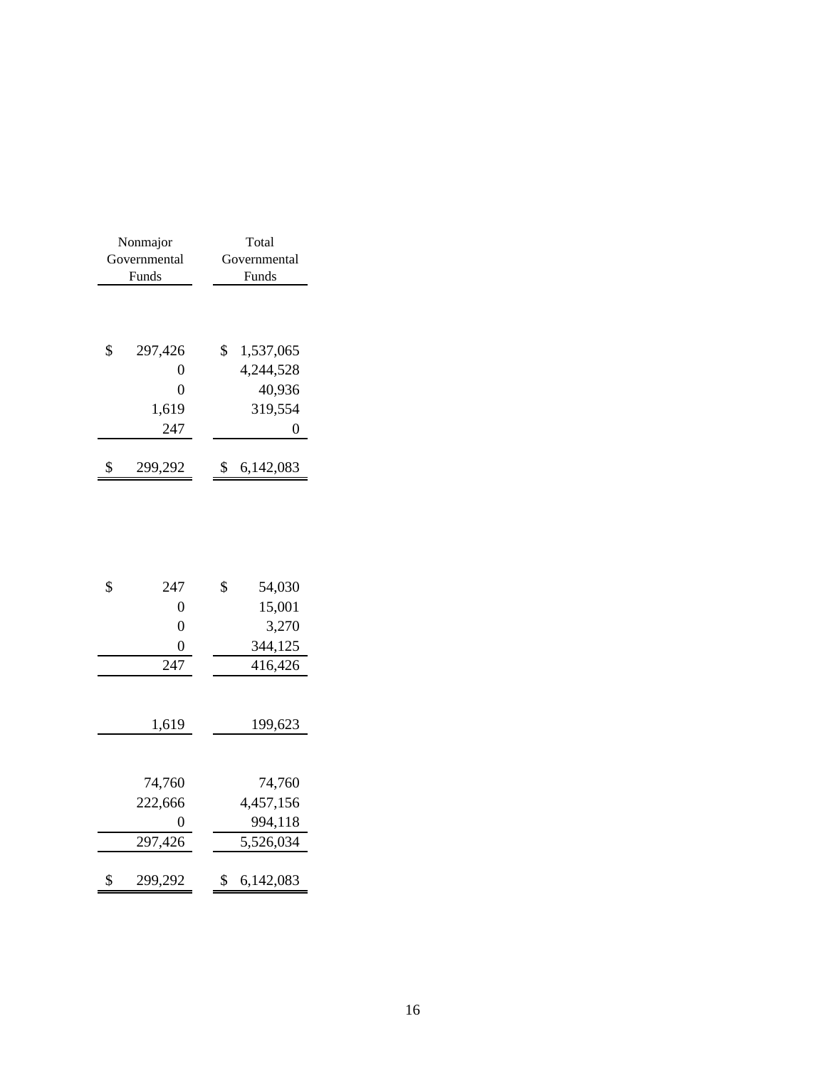| Nonmajor Governmental Funds | Total Governmental Funds |
|---|---|
| $ 297,426 | $ 1,537,065 |
| 0 | 4,244,528 |
| 0 | 40,936 |
| 1,619 | 319,554 |
| 247 | 0 |
| $ 299,292 | $ 6,142,083 |
| | |
| $ 247 | $ 54,030 |
| 0 | 15,001 |
| 0 | 3,270 |
| 0 | 344,125 |
| 247 | 416,426 |
| | |
| 1,619 | 199,623 |
| | |
| 74,760 | 74,760 |
| 222,666 | 4,457,156 |
| 0 | 994,118 |
| 297,426 | 5,526,034 |
| $ 299,292 | $ 6,142,083 |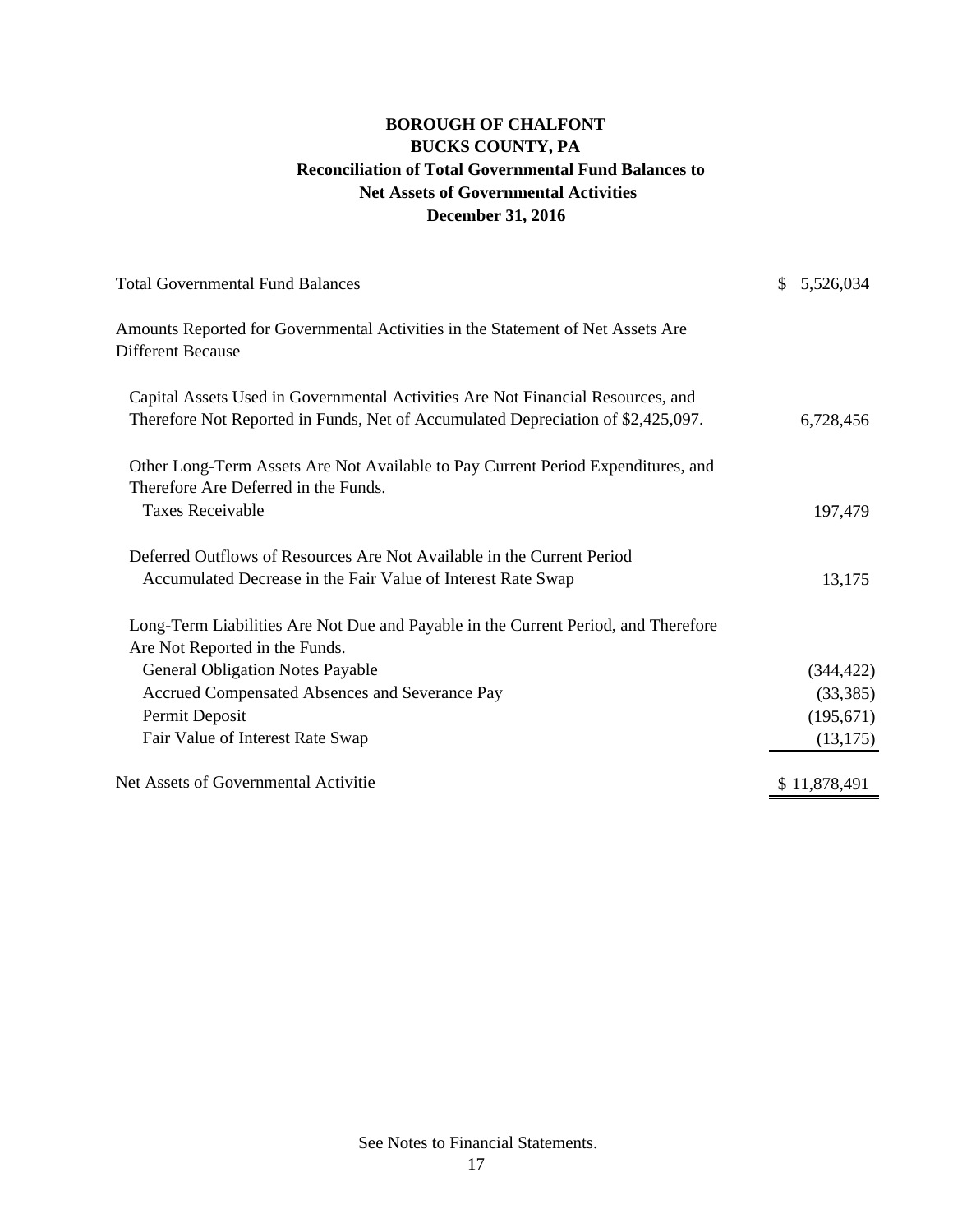**BOROUGH OF CHALFONT**
**BUCKS COUNTY, PA**
**Reconciliation of Total Governmental Fund Balances to**
**Net Assets of Governmental Activities**
**December 31, 2016**

| | |
|---|---|
| Total Governmental Fund Balances | $ 5,526,034 |
| Amounts Reported for Governmental Activities in the Statement of Net Assets Are Different Because | |
| Capital Assets Used in Governmental Activities Are Not Financial Resources, and Therefore Not Reported in Funds, Net of Accumulated Depreciation of $2,425,097. | 6,728,456 |
| Other Long-Term Assets Are Not Available to Pay Current Period Expenditures, and Therefore Are Deferred in the Funds. | |
| Taxes Receivable | 197,479 |
| Deferred Outflows of Resources Are Not Available in the Current Period | |
| Accumulated Decrease in the Fair Value of Interest Rate Swap | 13,175 |
| Long-Term Liabilities Are Not Due and Payable in the Current Period, and Therefore Are Not Reported in the Funds. | |
| General Obligation Notes Payable | (344,422) |
| Accrued Compensated Absences and Severance Pay | (33,385) |
| Permit Deposit | (195,671) |
| Fair Value of Interest Rate Swap | (13,175) |
| Net Assets of Governmental Activitie | $ 11,878,491 |

See Notes to Financial Statements.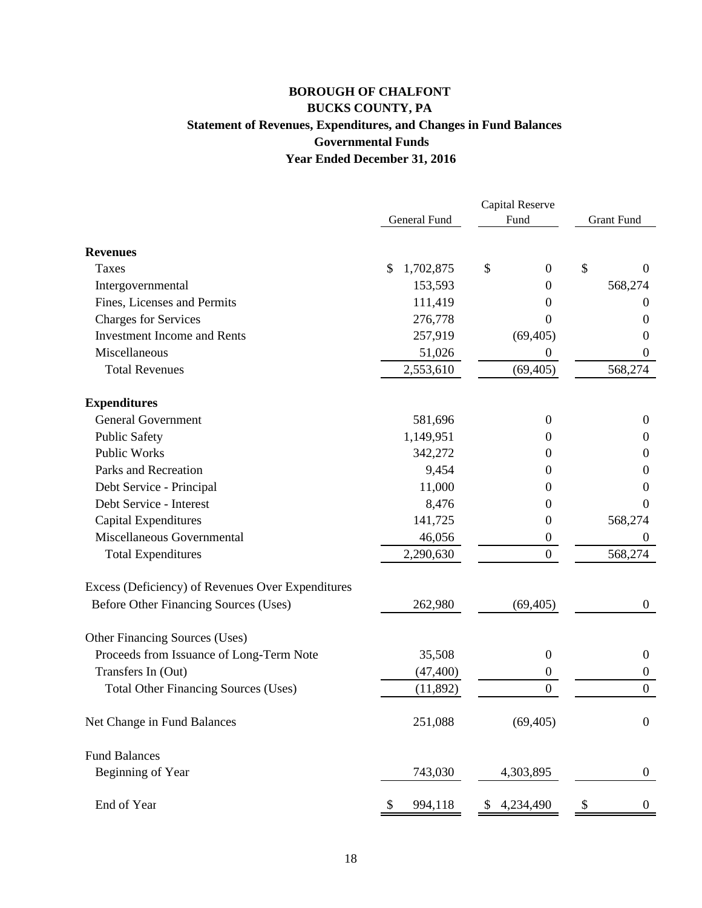# BOROUGH OF CHALFONT
## BUCKS COUNTY, PA
### Statement of Revenues, Expenditures, and Changes in Fund Balances
### Governmental Funds
### Year Ended December 31, 2016

| | General Fund | Capital Reserve Fund | Grant Fund |
|---|---|---|---|
| **Revenues** | | | |
| Taxes | $ 1,702,875 | $ 0 | $ 0 |
| Intergovernmental | 153,593 | 0 | 568,274 |
| Fines, Licenses and Permits | 111,419 | 0 | 0 |
| Charges for Services | 276,778 | 0 | 0 |
| Investment Income and Rents | 257,919 | (69,405) | 0 |
| Miscellaneous | 51,026 | 0 | 0 |
| Total Revenues | 2,553,610 | (69,405) | 568,274 |
| **Expenditures** | | | |
| General Government | 581,696 | 0 | 0 |
| Public Safety | 1,149,951 | 0 | 0 |
| Public Works | 342,272 | 0 | 0 |
| Parks and Recreation | 9,454 | 0 | 0 |
| Debt Service - Principal | 11,000 | 0 | 0 |
| Debt Service - Interest | 8,476 | 0 | 0 |
| Capital Expenditures | 141,725 | 0 | 568,274 |
| Miscellaneous Governmental | 46,056 | 0 | 0 |
| Total Expenditures | 2,290,630 | 0 | 568,274 |
| Excess (Deficiency) of Revenues Over Expenditures Before Other Financing Sources (Uses) | 262,980 | (69,405) | 0 |
| Other Financing Sources (Uses) | | | |
| Proceeds from Issuance of Long-Term Note | 35,508 | 0 | 0 |
| Transfers In (Out) | (47,400) | 0 | 0 |
| Total Other Financing Sources (Uses) | (11,892) | 0 | 0 |
| Net Change in Fund Balances | 251,088 | (69,405) | 0 |
| Fund Balances | | | |
| Beginning of Year | 743,030 | 4,303,895 | 0 |
| End of Year | $ 994,118 | $ 4,234,490 | $ 0 |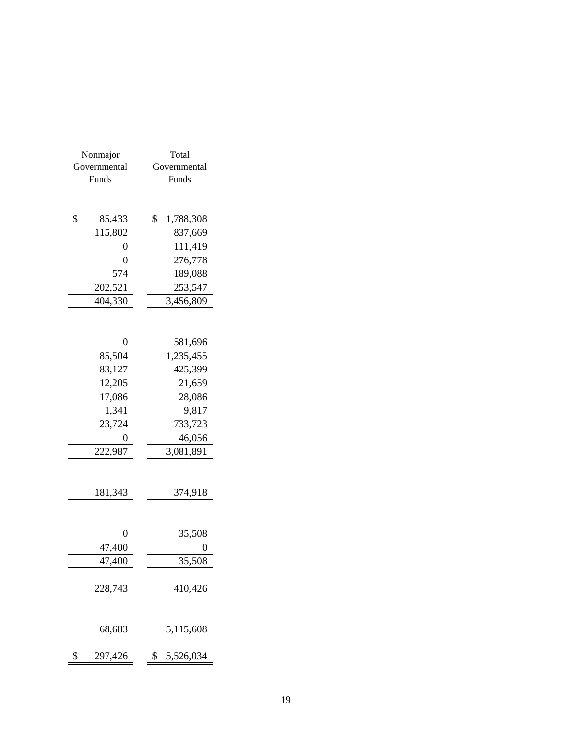| Nonmajor Governmental Funds | Total Governmental Funds |
|---|---|
| | |
| $ 85,433 | $ 1,788,308 |
| 115,802 | 837,669 |
| 0 | 111,419 |
| 0 | 276,778 |
| 574 | 189,088 |
| 202,521 | 253,547 |
| 404,330 | 3,456,809 |
| | |
| 0 | 581,696 |
| 85,504 | 1,235,455 |
| 83,127 | 425,399 |
| 12,205 | 21,659 |
| 17,086 | 28,086 |
| 1,341 | 9,817 |
| 23,724 | 733,723 |
| 0 | 46,056 |
| 222,987 | 3,081,891 |
| | |
| 181,343 | 374,918 |
| | |
| 0 | 35,508 |
| 47,400 | 0 |
| 47,400 | 35,508 |
| | |
| 228,743 | 410,426 |
| | |
| 68,683 | 5,115,608 |
| | |
| $ 297,426 | $ 5,526,034 |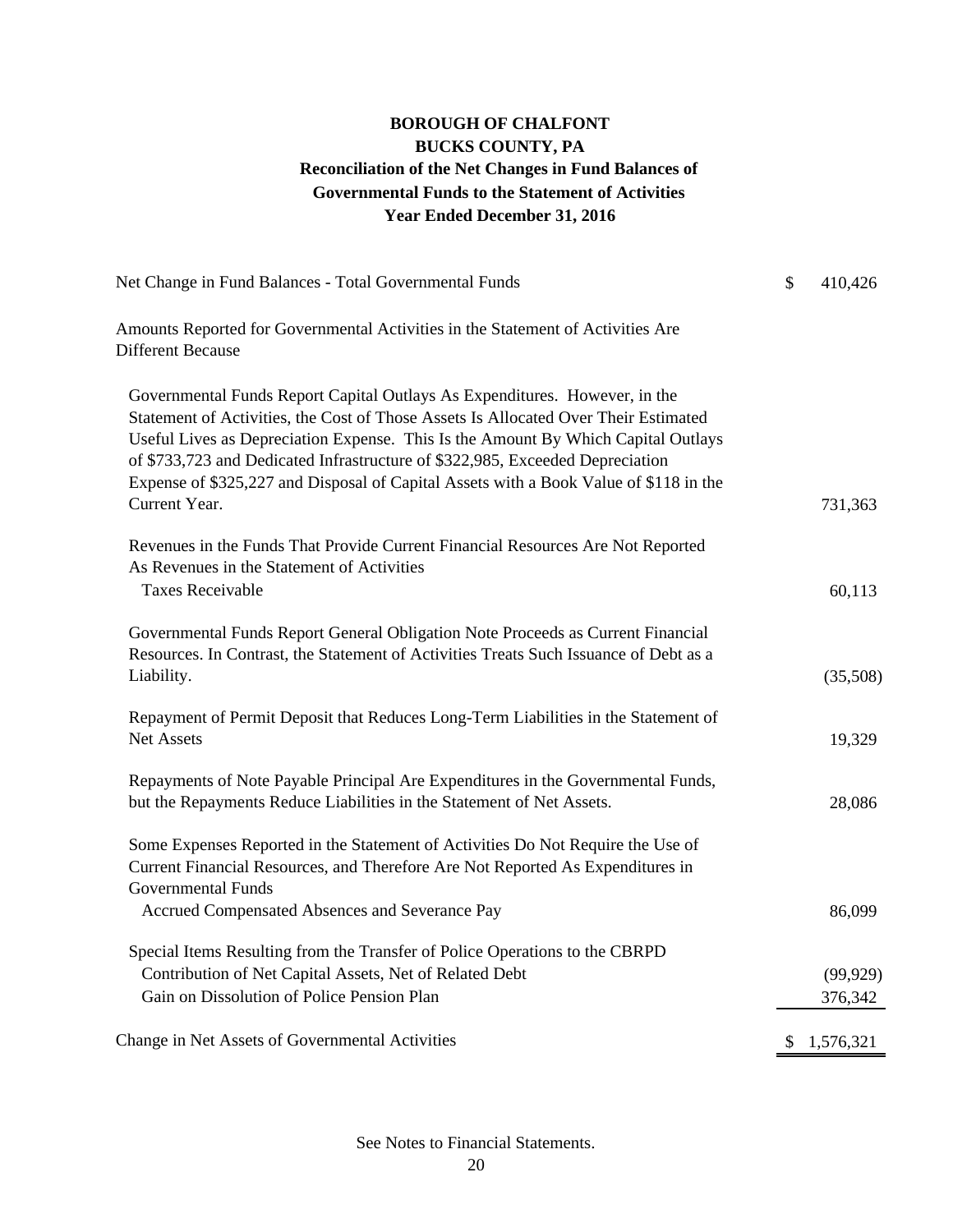# BOROUGH OF CHALFONT
## BUCKS COUNTY, PA
## Reconciliation of the Net Changes in Fund Balances of Governmental Funds to the Statement of Activities
## Year Ended December 31, 2016

| | |
|---|---|
| Net Change in Fund Balances - Total Governmental Funds | $ 410,426 |
| Amounts Reported for Governmental Activities in the Statement of Activities Are Different Because | |
| Governmental Funds Report Capital Outlays As Expenditures. However, in the Statement of Activities, the Cost of Those Assets Is Allocated Over Their Estimated Useful Lives as Depreciation Expense. This Is the Amount By Which Capital Outlays of $733,723 and Dedicated Infrastructure of $322,985, Exceeded Depreciation Expense of $325,227 and Disposal of Capital Assets with a Book Value of $118 in the Current Year. | 731,363 |
| Revenues in the Funds That Provide Current Financial Resources Are Not Reported As Revenues in the Statement of Activities | |
| Taxes Receivable | 60,113 |
| Governmental Funds Report General Obligation Note Proceeds as Current Financial Resources. In Contrast, the Statement of Activities Treats Such Issuance of Debt as a Liability. | (35,508) |
| Repayment of Permit Deposit that Reduces Long-Term Liabilities in the Statement of Net Assets | 19,329 |
| Repayments of Note Payable Principal Are Expenditures in the Governmental Funds, but the Repayments Reduce Liabilities in the Statement of Net Assets. | 28,086 |
| Some Expenses Reported in the Statement of Activities Do Not Require the Use of Current Financial Resources, and Therefore Are Not Reported As Expenditures in Governmental Funds | |
| Accrued Compensated Absences and Severance Pay | 86,099 |
| Special Items Resulting from the Transfer of Police Operations to the CBRPD | |
| Contribution of Net Capital Assets, Net of Related Debt | (99,929) |
| Gain on Dissolution of Police Pension Plan | 376,342 |
| Change in Net Assets of Governmental Activities | $ 1,576,321 |

See Notes to Financial Statements.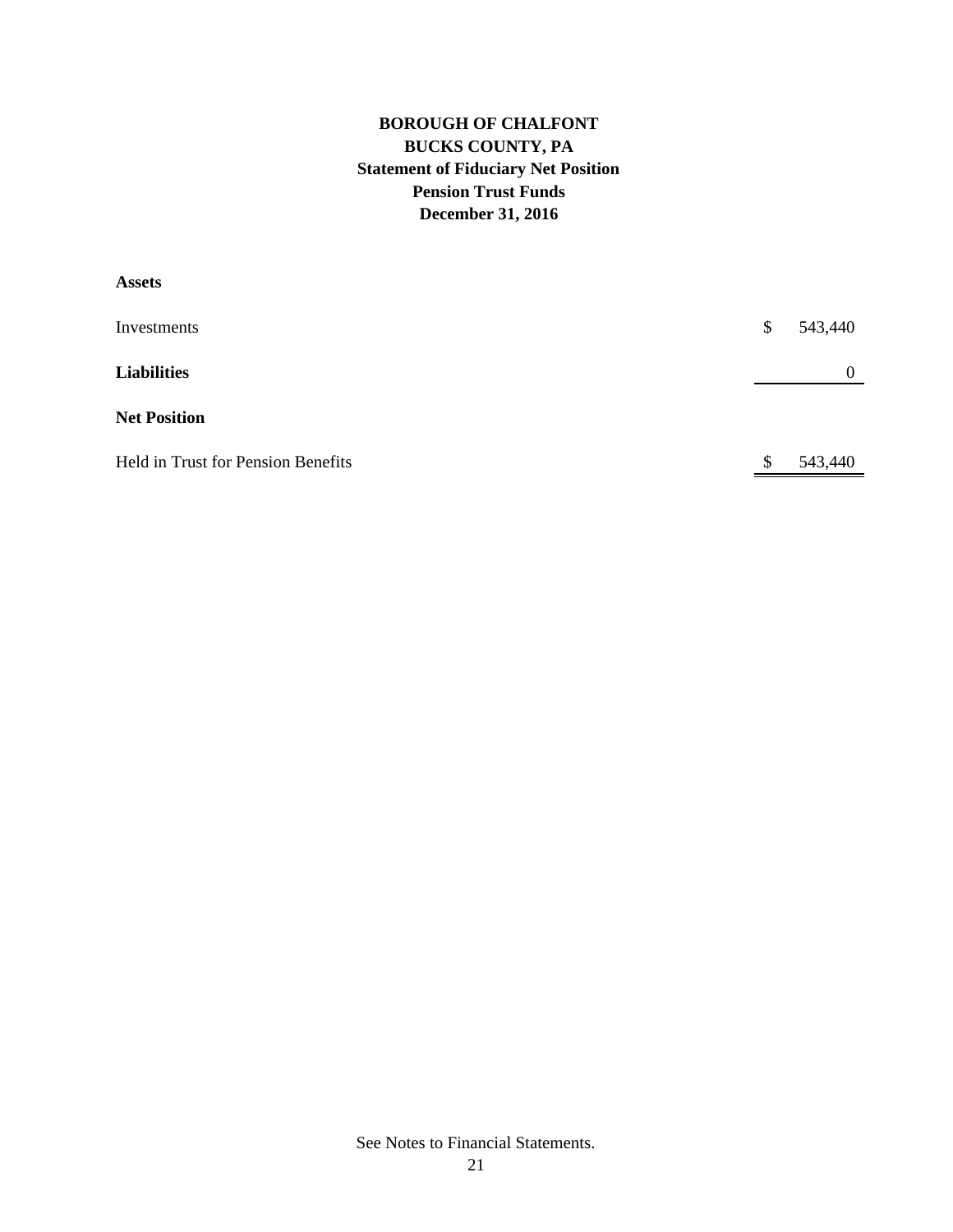**BOROUGH OF CHALFONT**
**BUCKS COUNTY, PA**
**Statement of Fiduciary Net Position**
**Pension Trust Funds**
**December 31, 2016**

| | | |
|---|---|---|
| **Assets** | | |
| Investments | $ | 543,440 |
| **Liabilities** | | 0 |
| **Net Position** | | |
| Held in Trust for Pension Benefits | $ | 543,440 |

See Notes to Financial Statements.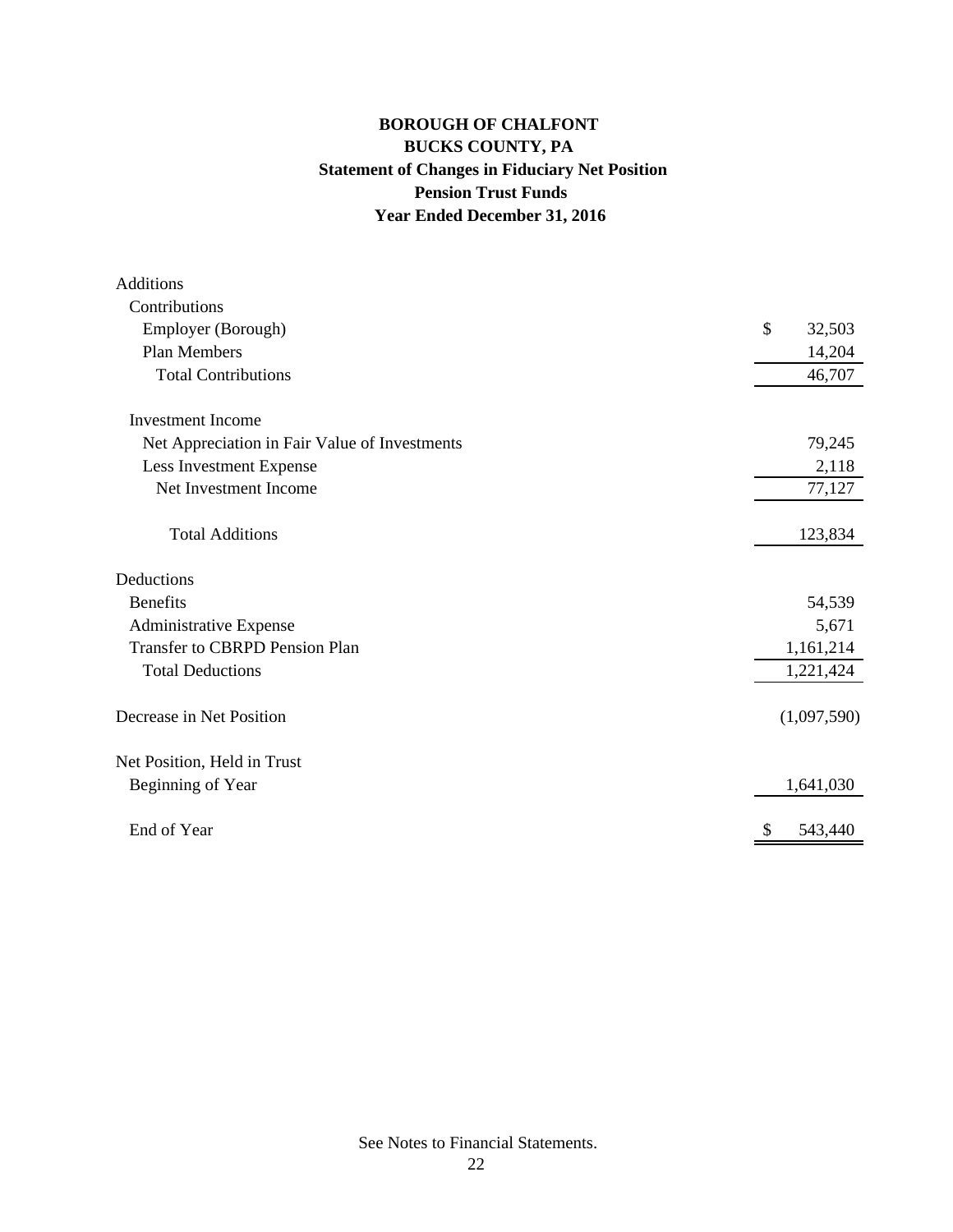**BOROUGH OF CHALFONT**
**BUCKS COUNTY, PA**
**Statement of Changes in Fiduciary Net Position**
**Pension Trust Funds**
**Year Ended December 31, 2016**

| | |
|---|---|
| Additions | |
| Contributions | |
| Employer (Borough) | $ 32,503 |
| Plan Members | 14,204 |
| Total Contributions | 46,707 |
| | |
| Investment Income | |
| Net Appreciation in Fair Value of Investments | 79,245 |
| Less Investment Expense | 2,118 |
| Net Investment Income | 77,127 |
| | |
| Total Additions | 123,834 |
| | |
| Deductions | |
| Benefits | 54,539 |
| Administrative Expense | 5,671 |
| Transfer to CBRPD Pension Plan | 1,161,214 |
| Total Deductions | 1,221,424 |
| | |
| Decrease in Net Position | (1,097,590) |
| | |
| Net Position, Held in Trust | |
| Beginning of Year | 1,641,030 |
| | |
| End of Year | $ 543,440 |

See Notes to Financial Statements.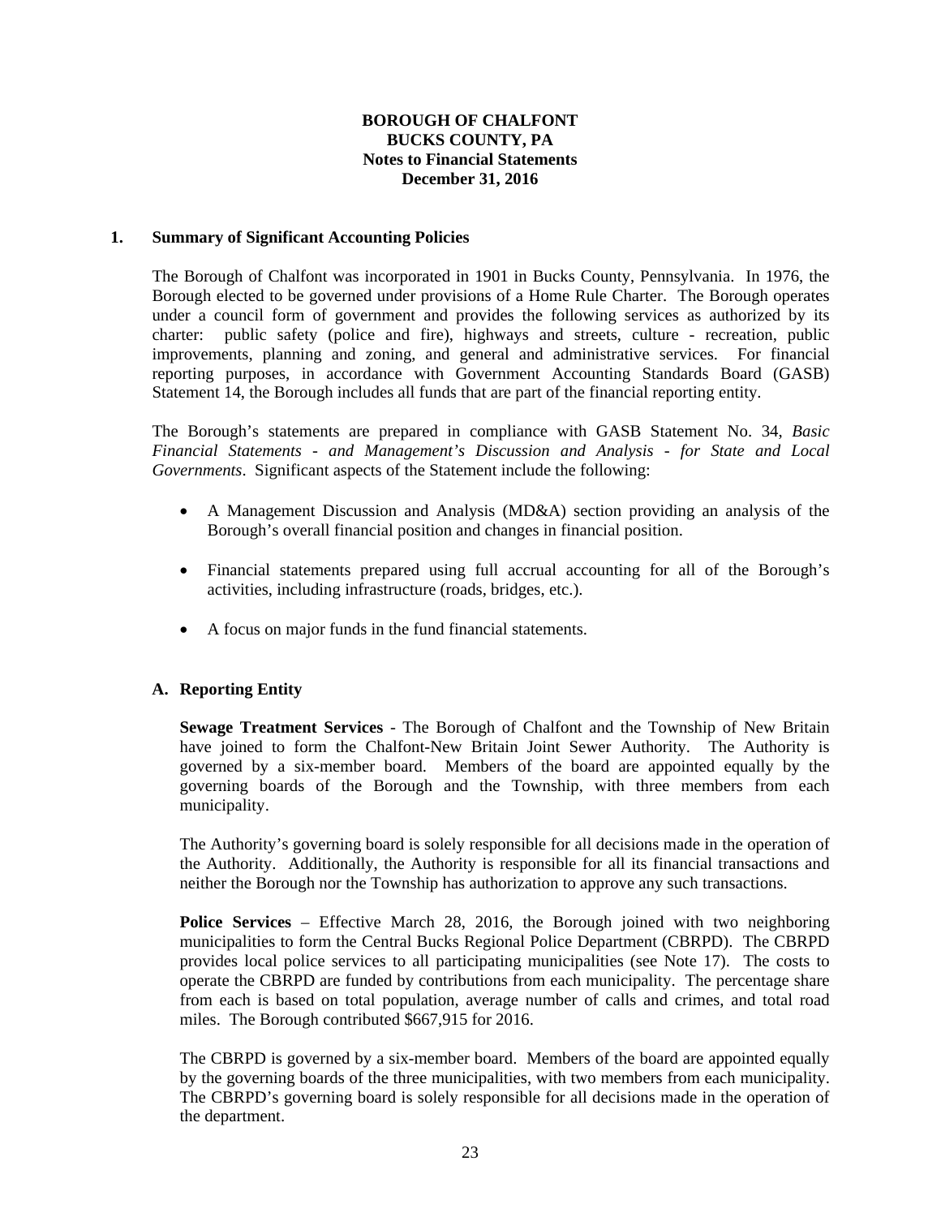**BOROUGH OF CHALFONT**
**BUCKS COUNTY, PA**
**Notes to Financial Statements**
**December 31, 2016**

## 1. Summary of Significant Accounting Policies

The Borough of Chalfont was incorporated in 1901 in Bucks County, Pennsylvania. In 1976, the Borough elected to be governed under provisions of a Home Rule Charter. The Borough operates under a council form of government and provides the following services as authorized by its charter: public safety (police and fire), highways and streets, culture - recreation, public improvements, planning and zoning, and general and administrative services. For financial reporting purposes, in accordance with Government Accounting Standards Board (GASB) Statement 14, the Borough includes all funds that are part of the financial reporting entity.

The Borough's statements are prepared in compliance with GASB Statement No. 34, *Basic Financial Statements - and Management's Discussion and Analysis - for State and Local Governments*. Significant aspects of the Statement include the following:

- A Management Discussion and Analysis (MD&A) section providing an analysis of the Borough's overall financial position and changes in financial position.
- Financial statements prepared using full accrual accounting for all of the Borough's activities, including infrastructure (roads, bridges, etc.).
- A focus on major funds in the fund financial statements.

### A. Reporting Entity

**Sewage Treatment Services** - The Borough of Chalfont and the Township of New Britain have joined to form the Chalfont-New Britain Joint Sewer Authority. The Authority is governed by a six-member board. Members of the board are appointed equally by the governing boards of the Borough and the Township, with three members from each municipality.

The Authority's governing board is solely responsible for all decisions made in the operation of the Authority. Additionally, the Authority is responsible for all its financial transactions and neither the Borough nor the Township has authorization to approve any such transactions.

**Police Services** – Effective March 28, 2016, the Borough joined with two neighboring municipalities to form the Central Bucks Regional Police Department (CBRPD). The CBRPD provides local police services to all participating municipalities (see Note 17). The costs to operate the CBRPD are funded by contributions from each municipality. The percentage share from each is based on total population, average number of calls and crimes, and total road miles. The Borough contributed $667,915 for 2016.

The CBRPD is governed by a six-member board. Members of the board are appointed equally by the governing boards of the three municipalities, with two members from each municipality. The CBRPD's governing board is solely responsible for all decisions made in the operation of the department.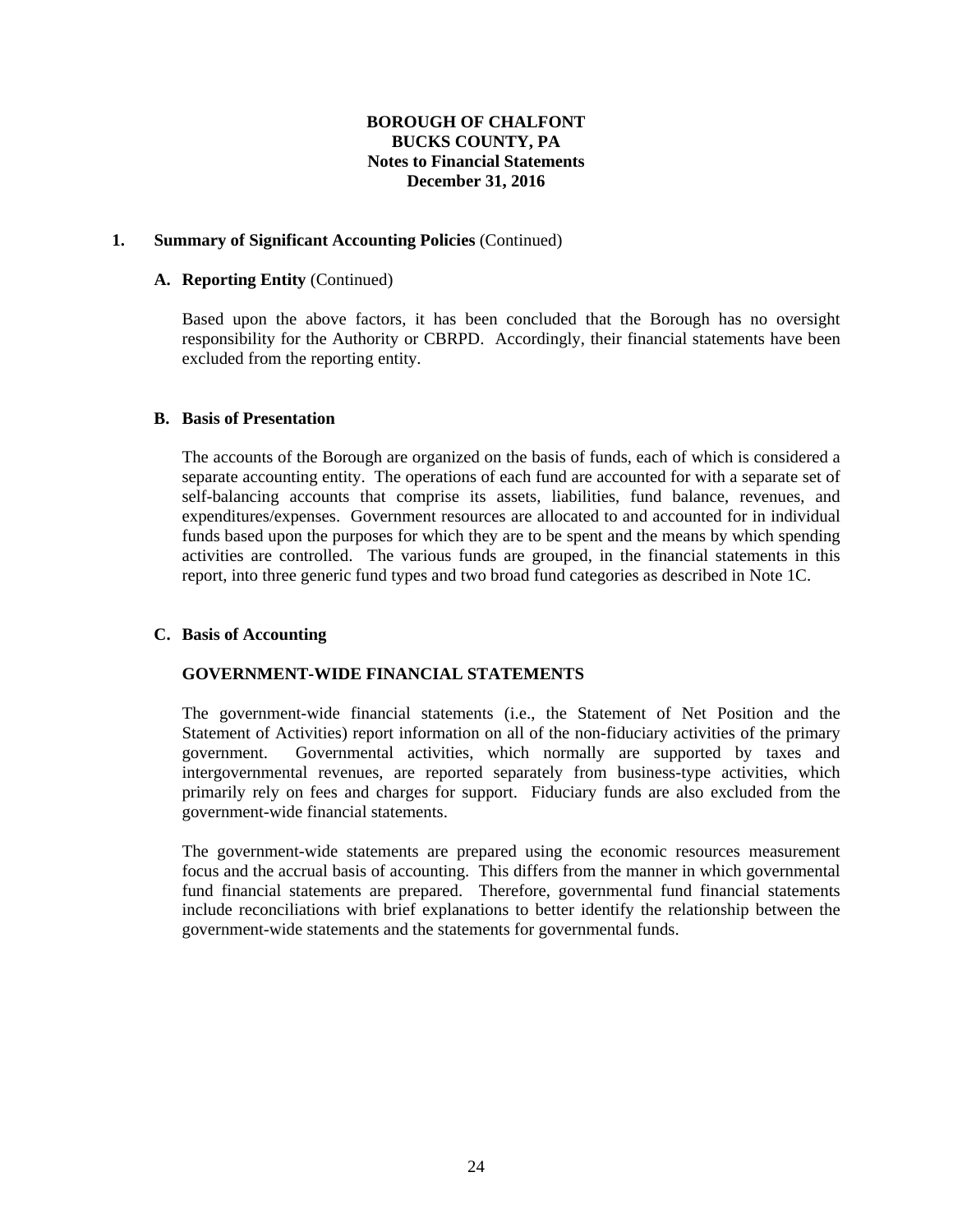**1. Summary of Significant Accounting Policies** (Continued)

**A. Reporting Entity** (Continued)

Based upon the above factors, it has been concluded that the Borough has no oversight responsibility for the Authority or CBRPD. Accordingly, their financial statements have been excluded from the reporting entity.

**B. Basis of Presentation**

The accounts of the Borough are organized on the basis of funds, each of which is considered a separate accounting entity. The operations of each fund are accounted for with a separate set of self-balancing accounts that comprise its assets, liabilities, fund balance, revenues, and expenditures/expenses. Government resources are allocated to and accounted for in individual funds based upon the purposes for which they are to be spent and the means by which spending activities are controlled. The various funds are grouped, in the financial statements in this report, into three generic fund types and two broad fund categories as described in Note 1C.

**C. Basis of Accounting**

**GOVERNMENT-WIDE FINANCIAL STATEMENTS**

The government-wide financial statements (i.e., the Statement of Net Position and the Statement of Activities) report information on all of the non-fiduciary activities of the primary government. Governmental activities, which normally are supported by taxes and intergovernmental revenues, are reported separately from business-type activities, which primarily rely on fees and charges for support. Fiduciary funds are also excluded from the government-wide financial statements.

The government-wide statements are prepared using the economic resources measurement focus and the accrual basis of accounting. This differs from the manner in which governmental fund financial statements are prepared. Therefore, governmental fund financial statements include reconciliations with brief explanations to better identify the relationship between the government-wide statements and the statements for governmental funds.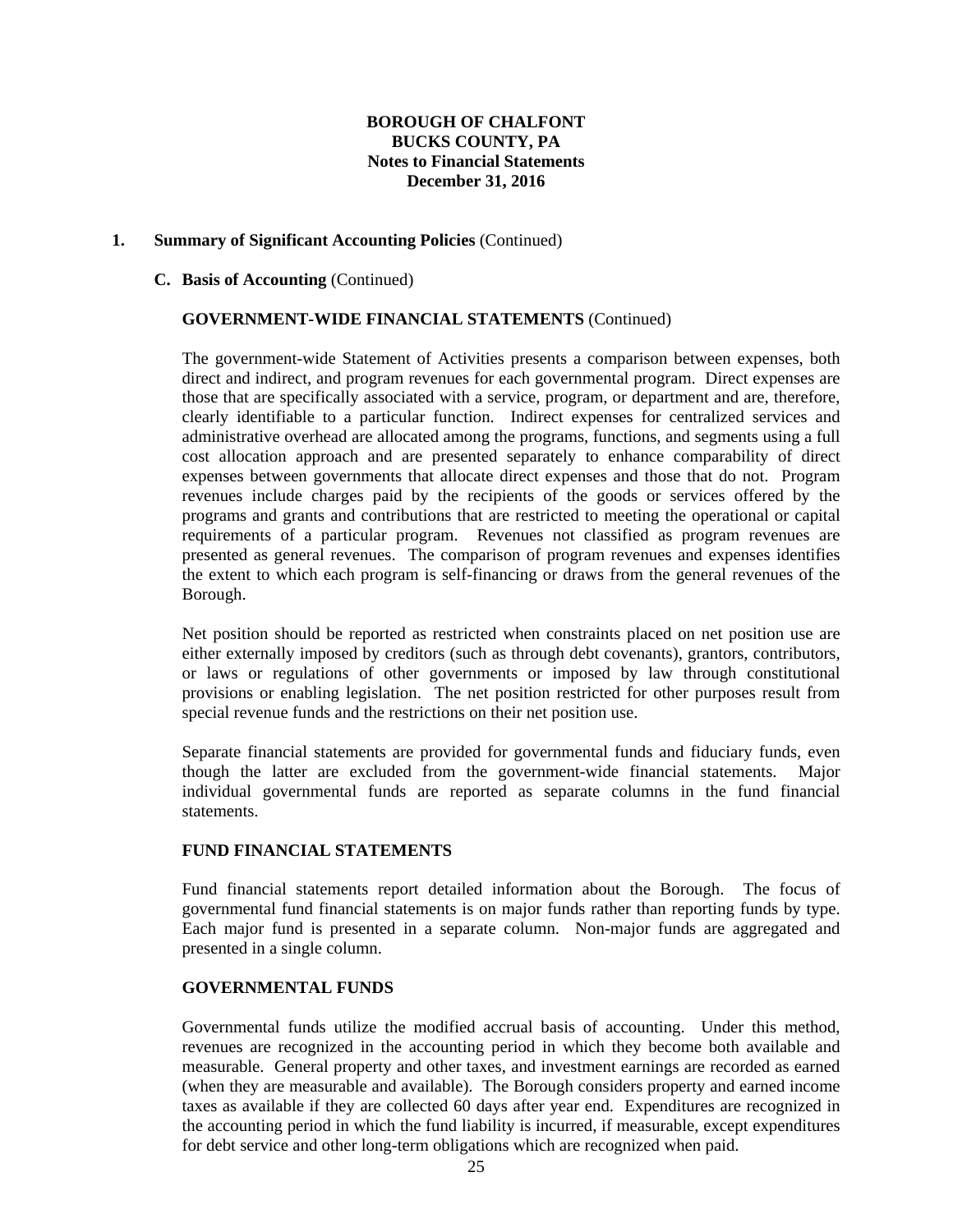**BOROUGH OF CHALFONT**
**BUCKS COUNTY, PA**
**Notes to Financial Statements**
**December 31, 2016**

**1. Summary of Significant Accounting Policies** (Continued)

**C. Basis of Accounting** (Continued)

**GOVERNMENT-WIDE FINANCIAL STATEMENTS** (Continued)

The government-wide Statement of Activities presents a comparison between expenses, both direct and indirect, and program revenues for each governmental program. Direct expenses are those that are specifically associated with a service, program, or department and are, therefore, clearly identifiable to a particular function. Indirect expenses for centralized services and administrative overhead are allocated among the programs, functions, and segments using a full cost allocation approach and are presented separately to enhance comparability of direct expenses between governments that allocate direct expenses and those that do not. Program revenues include charges paid by the recipients of the goods or services offered by the programs and grants and contributions that are restricted to meeting the operational or capital requirements of a particular program. Revenues not classified as program revenues are presented as general revenues. The comparison of program revenues and expenses identifies the extent to which each program is self-financing or draws from the general revenues of the Borough.

Net position should be reported as restricted when constraints placed on net position use are either externally imposed by creditors (such as through debt covenants), grantors, contributors, or laws or regulations of other governments or imposed by law through constitutional provisions or enabling legislation. The net position restricted for other purposes result from special revenue funds and the restrictions on their net position use.

Separate financial statements are provided for governmental funds and fiduciary funds, even though the latter are excluded from the government-wide financial statements. Major individual governmental funds are reported as separate columns in the fund financial statements.

**FUND FINANCIAL STATEMENTS**

Fund financial statements report detailed information about the Borough. The focus of governmental fund financial statements is on major funds rather than reporting funds by type. Each major fund is presented in a separate column. Non-major funds are aggregated and presented in a single column.

**GOVERNMENTAL FUNDS**

Governmental funds utilize the modified accrual basis of accounting. Under this method, revenues are recognized in the accounting period in which they become both available and measurable. General property and other taxes, and investment earnings are recorded as earned (when they are measurable and available). The Borough considers property and earned income taxes as available if they are collected 60 days after year end. Expenditures are recognized in the accounting period in which the fund liability is incurred, if measurable, except expenditures for debt service and other long-term obligations which are recognized when paid.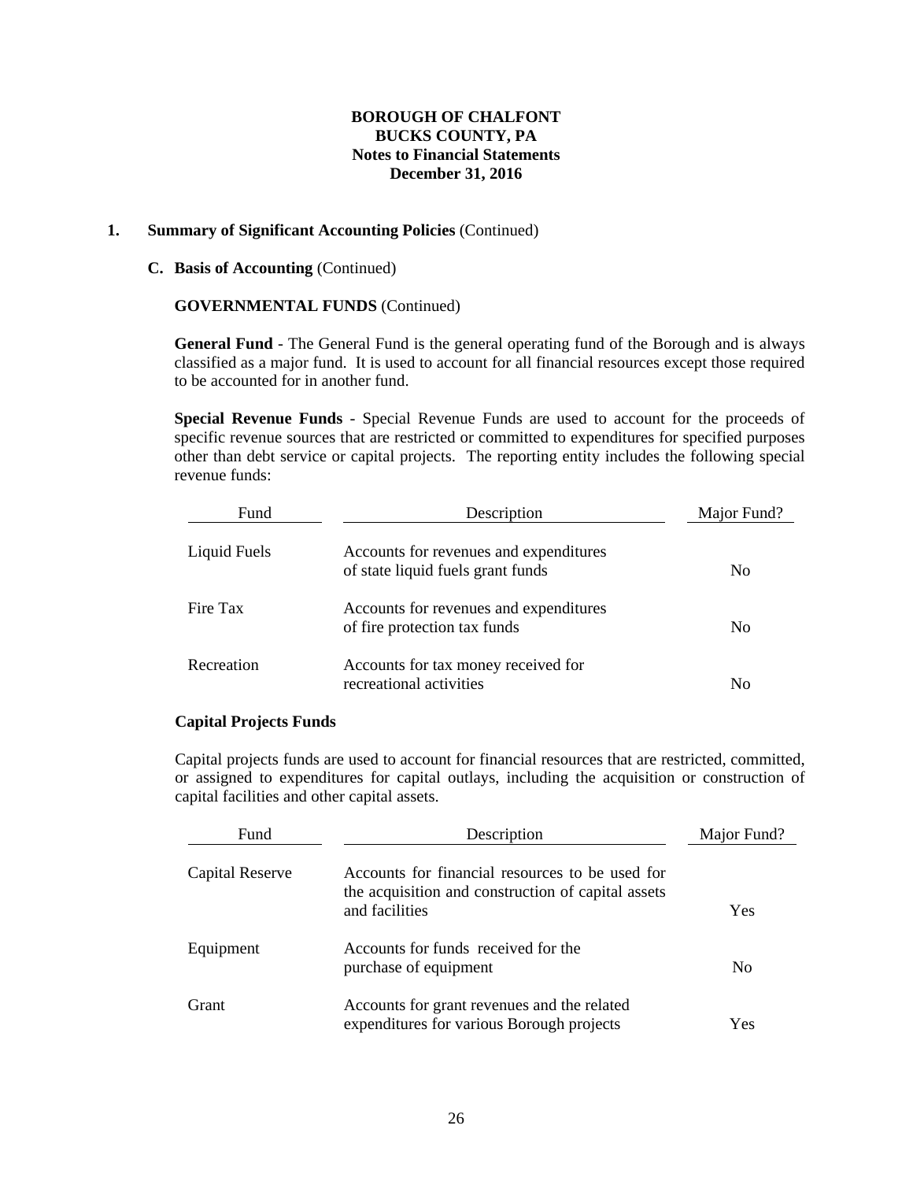**BOROUGH OF CHALFONT**
**BUCKS COUNTY, PA**
**Notes to Financial Statements**
**December 31, 2016**

**1. Summary of Significant Accounting Policies** (Continued)

**C. Basis of Accounting** (Continued)

**GOVERNMENTAL FUNDS** (Continued)

**General Fund** - The General Fund is the general operating fund of the Borough and is always classified as a major fund. It is used to account for all financial resources except those required to be accounted for in another fund.

**Special Revenue Funds** - Special Revenue Funds are used to account for the proceeds of specific revenue sources that are restricted or committed to expenditures for specified purposes other than debt service or capital projects. The reporting entity includes the following special revenue funds:

| Fund | Description | Major Fund? |
|---|---|---|
| Liquid Fuels | Accounts for revenues and expenditures of state liquid fuels grant funds | No |
| Fire Tax | Accounts for revenues and expenditures of fire protection tax funds | No |
| Recreation | Accounts for tax money received for recreational activities | No |

**Capital Projects Funds**

Capital projects funds are used to account for financial resources that are restricted, committed, or assigned to expenditures for capital outlays, including the acquisition or construction of capital facilities and other capital assets.

| Fund | Description | Major Fund? |
|---|---|---|
| Capital Reserve | Accounts for financial resources to be used for the acquisition and construction of capital assets and facilities | Yes |
| Equipment | Accounts for funds received for the purchase of equipment | No |
| Grant | Accounts for grant revenues and the related expenditures for various Borough projects | Yes |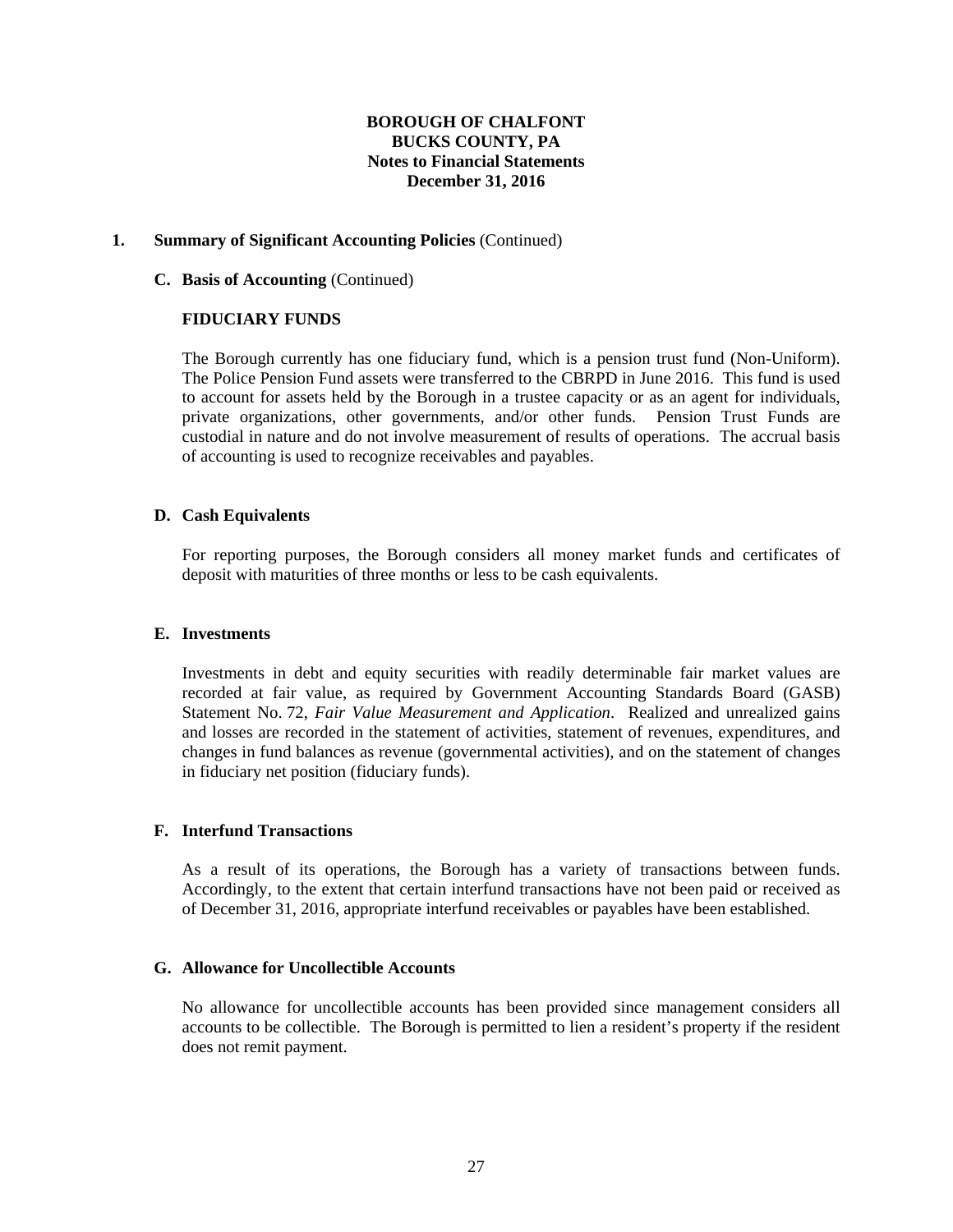# BOROUGH OF CHALFONT
## BUCKS COUNTY, PA
## Notes to Financial Statements
## December 31, 2016

**1. Summary of Significant Accounting Policies** (Continued)

**C. Basis of Accounting** (Continued)

**FIDUCIARY FUNDS**

The Borough currently has one fiduciary fund, which is a pension trust fund (Non-Uniform). The Police Pension Fund assets were transferred to the CBRPD in June 2016. This fund is used to account for assets held by the Borough in a trustee capacity or as an agent for individuals, private organizations, other governments, and/or other funds. Pension Trust Funds are custodial in nature and do not involve measurement of results of operations. The accrual basis of accounting is used to recognize receivables and payables.

**D. Cash Equivalents**

For reporting purposes, the Borough considers all money market funds and certificates of deposit with maturities of three months or less to be cash equivalents.

**E. Investments**

Investments in debt and equity securities with readily determinable fair market values are recorded at fair value, as required by Government Accounting Standards Board (GASB) Statement No. 72, *Fair Value Measurement and Application*. Realized and unrealized gains and losses are recorded in the statement of activities, statement of revenues, expenditures, and changes in fund balances as revenue (governmental activities), and on the statement of changes in fiduciary net position (fiduciary funds).

**F. Interfund Transactions**

As a result of its operations, the Borough has a variety of transactions between funds. Accordingly, to the extent that certain interfund transactions have not been paid or received as of December 31, 2016, appropriate interfund receivables or payables have been established.

**G. Allowance for Uncollectible Accounts**

No allowance for uncollectible accounts has been provided since management considers all accounts to be collectible. The Borough is permitted to lien a resident's property if the resident does not remit payment.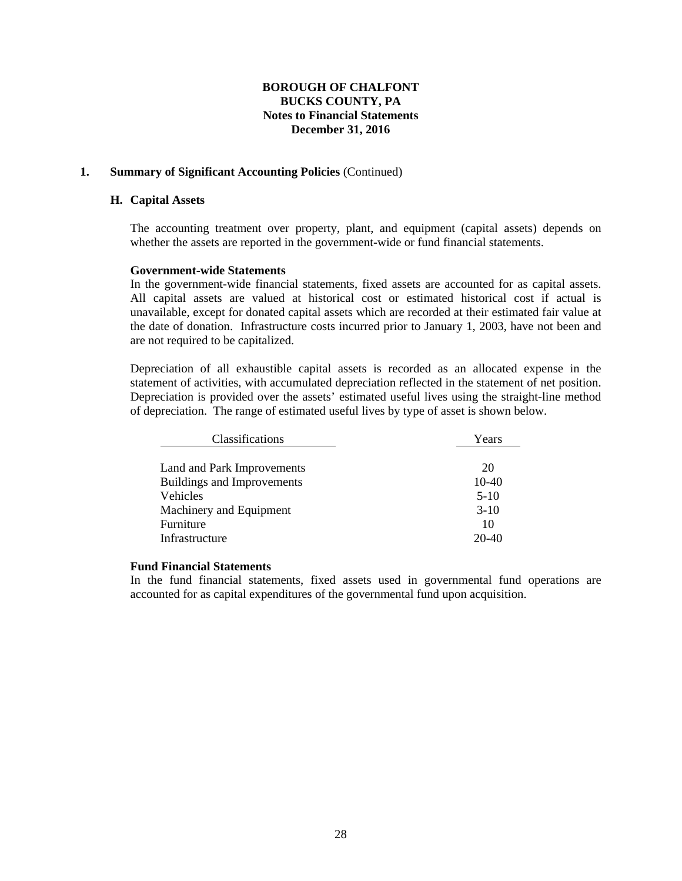**BOROUGH OF CHALFONT**
**BUCKS COUNTY, PA**
**Notes to Financial Statements**
**December 31, 2016**

**1. Summary of Significant Accounting Policies** (Continued)

**H. Capital Assets**

The accounting treatment over property, plant, and equipment (capital assets) depends on whether the assets are reported in the government-wide or fund financial statements.

**Government-wide Statements**
In the government-wide financial statements, fixed assets are accounted for as capital assets. All capital assets are valued at historical cost or estimated historical cost if actual is unavailable, except for donated capital assets which are recorded at their estimated fair value at the date of donation. Infrastructure costs incurred prior to January 1, 2003, have not been and are not required to be capitalized.

Depreciation of all exhaustible capital assets is recorded as an allocated expense in the statement of activities, with accumulated depreciation reflected in the statement of net position. Depreciation is provided over the assets' estimated useful lives using the straight-line method of depreciation. The range of estimated useful lives by type of asset is shown below.

| Classifications | Years |
|---|---|
| Land and Park Improvements | 20 |
| Buildings and Improvements | 10-40 |
| Vehicles | 5-10 |
| Machinery and Equipment | 3-10 |
| Furniture | 10 |
| Infrastructure | 20-40 |

**Fund Financial Statements**
In the fund financial statements, fixed assets used in governmental fund operations are accounted for as capital expenditures of the governmental fund upon acquisition.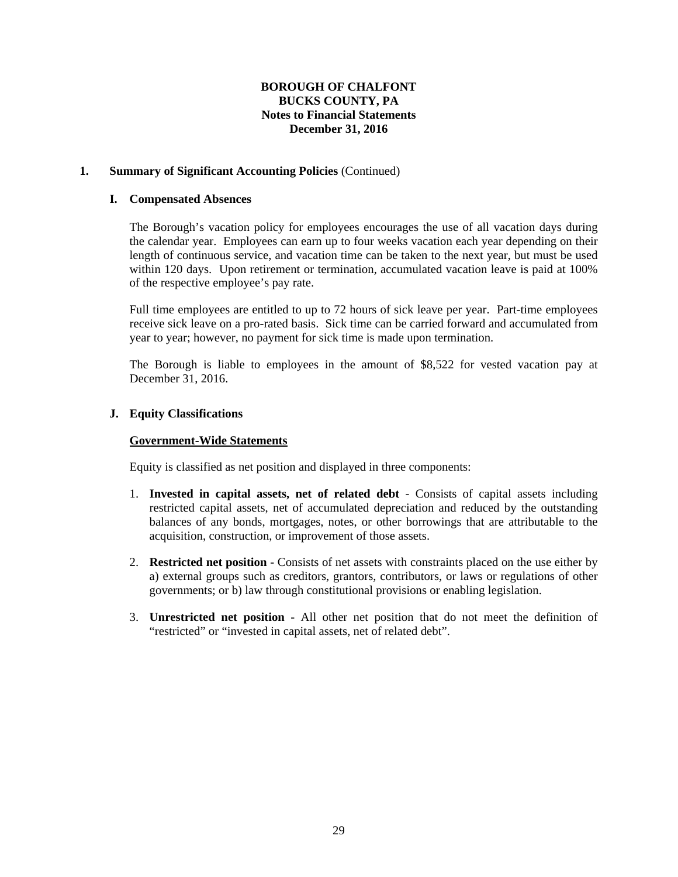**BOROUGH OF CHALFONT**
**BUCKS COUNTY, PA**
**Notes to Financial Statements**
**December 31, 2016**

## 1. Summary of Significant Accounting Policies (Continued)

### I. Compensated Absences

The Borough's vacation policy for employees encourages the use of all vacation days during the calendar year. Employees can earn up to four weeks vacation each year depending on their length of continuous service, and vacation time can be taken to the next year, but must be used within 120 days. Upon retirement or termination, accumulated vacation leave is paid at 100% of the respective employee's pay rate.

Full time employees are entitled to up to 72 hours of sick leave per year. Part-time employees receive sick leave on a pro-rated basis. Sick time can be carried forward and accumulated from year to year; however, no payment for sick time is made upon termination.

The Borough is liable to employees in the amount of $8,522 for vested vacation pay at December 31, 2016.

### J. Equity Classifications

**Government-Wide Statements**

Equity is classified as net position and displayed in three components:

1. **Invested in capital assets, net of related debt** - Consists of capital assets including restricted capital assets, net of accumulated depreciation and reduced by the outstanding balances of any bonds, mortgages, notes, or other borrowings that are attributable to the acquisition, construction, or improvement of those assets.
2. **Restricted net position** - Consists of net assets with constraints placed on the use either by a) external groups such as creditors, grantors, contributors, or laws or regulations of other governments; or b) law through constitutional provisions or enabling legislation.
3. **Unrestricted net position** - All other net position that do not meet the definition of "restricted" or "invested in capital assets, net of related debt".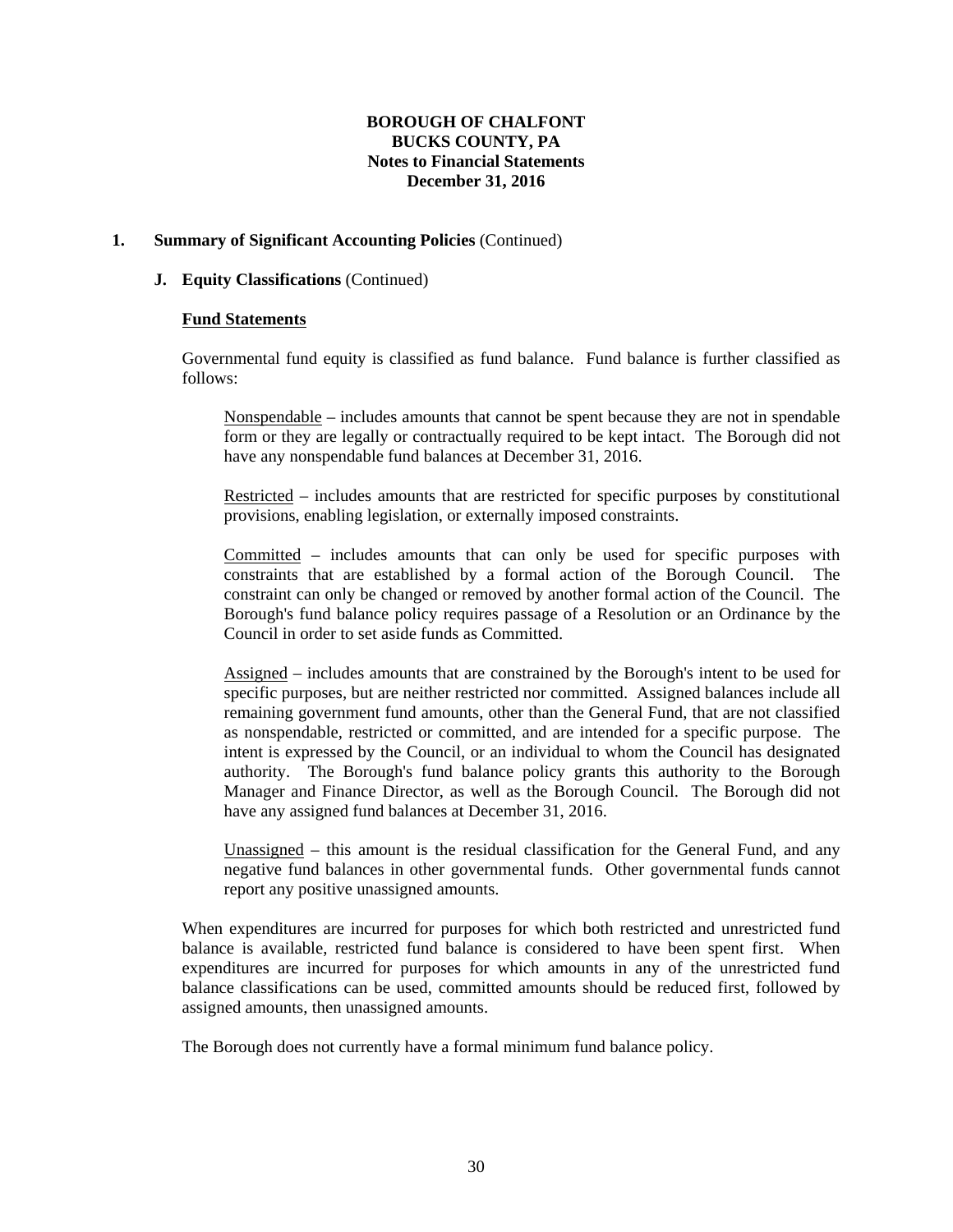**BOROUGH OF CHALFONT**
**BUCKS COUNTY, PA**
**Notes to Financial Statements**
**December 31, 2016**

**1. Summary of Significant Accounting Policies** (Continued)

**J. Equity Classifications** (Continued)

**Fund Statements**

Governmental fund equity is classified as fund balance. Fund balance is further classified as follows:

Nonspendable – includes amounts that cannot be spent because they are not in spendable form or they are legally or contractually required to be kept intact. The Borough did not have any nonspendable fund balances at December 31, 2016.

Restricted – includes amounts that are restricted for specific purposes by constitutional provisions, enabling legislation, or externally imposed constraints.

Committed – includes amounts that can only be used for specific purposes with constraints that are established by a formal action of the Borough Council. The constraint can only be changed or removed by another formal action of the Council. The Borough's fund balance policy requires passage of a Resolution or an Ordinance by the Council in order to set aside funds as Committed.

Assigned – includes amounts that are constrained by the Borough's intent to be used for specific purposes, but are neither restricted nor committed. Assigned balances include all remaining government fund amounts, other than the General Fund, that are not classified as nonspendable, restricted or committed, and are intended for a specific purpose. The intent is expressed by the Council, or an individual to whom the Council has designated authority. The Borough's fund balance policy grants this authority to the Borough Manager and Finance Director, as well as the Borough Council. The Borough did not have any assigned fund balances at December 31, 2016.

Unassigned – this amount is the residual classification for the General Fund, and any negative fund balances in other governmental funds. Other governmental funds cannot report any positive unassigned amounts.

When expenditures are incurred for purposes for which both restricted and unrestricted fund balance is available, restricted fund balance is considered to have been spent first. When expenditures are incurred for purposes for which amounts in any of the unrestricted fund balance classifications can be used, committed amounts should be reduced first, followed by assigned amounts, then unassigned amounts.

The Borough does not currently have a formal minimum fund balance policy.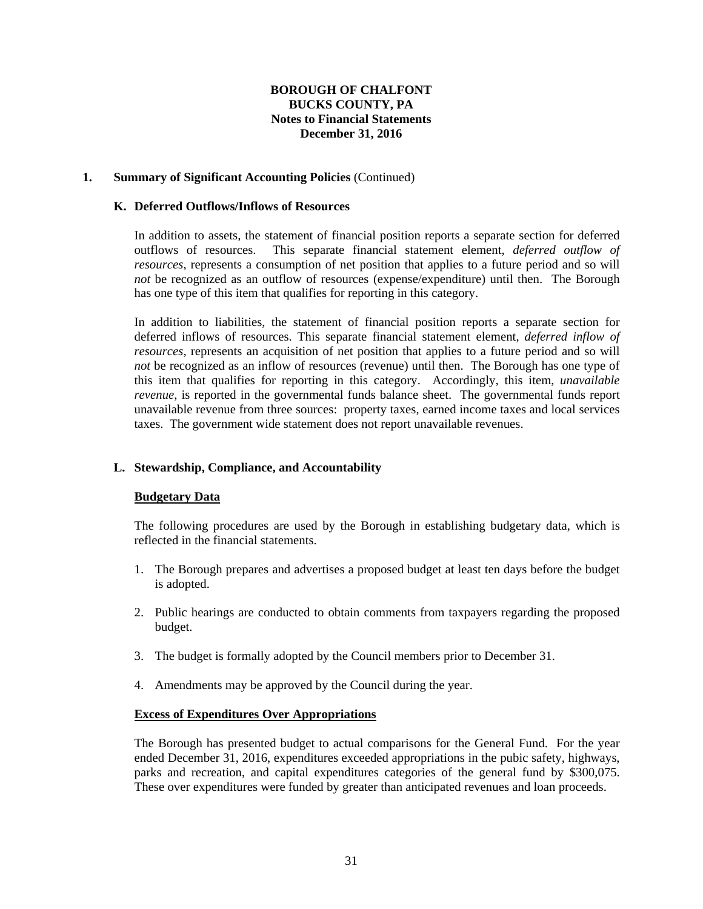# BOROUGH OF CHALFONT
# BUCKS COUNTY, PA
# Notes to Financial Statements
# December 31, 2016

## 1. Summary of Significant Accounting Policies (Continued)

### K. Deferred Outflows/Inflows of Resources

In addition to assets, the statement of financial position reports a separate section for deferred outflows of resources. This separate financial statement element, *deferred outflow of resources*, represents a consumption of net position that applies to a future period and so will *not* be recognized as an outflow of resources (expense/expenditure) until then. The Borough has one type of this item that qualifies for reporting in this category.

In addition to liabilities, the statement of financial position reports a separate section for deferred inflows of resources. This separate financial statement element, *deferred inflow of resources*, represents an acquisition of net position that applies to a future period and so will *not* be recognized as an inflow of resources (revenue) until then. The Borough has one type of this item that qualifies for reporting in this category. Accordingly, this item, *unavailable revenue*, is reported in the governmental funds balance sheet. The governmental funds report unavailable revenue from three sources: property taxes, earned income taxes and local services taxes. The government wide statement does not report unavailable revenues.

### L. Stewardship, Compliance, and Accountability

**Budgetary Data**

The following procedures are used by the Borough in establishing budgetary data, which is reflected in the financial statements.

1. The Borough prepares and advertises a proposed budget at least ten days before the budget is adopted.
2. Public hearings are conducted to obtain comments from taxpayers regarding the proposed budget.
3. The budget is formally adopted by the Council members prior to December 31.
4. Amendments may be approved by the Council during the year.

**Excess of Expenditures Over Appropriations**

The Borough has presented budget to actual comparisons for the General Fund. For the year ended December 31, 2016, expenditures exceeded appropriations in the pubic safety, highways, parks and recreation, and capital expenditures categories of the general fund by $300,075. These over expenditures were funded by greater than anticipated revenues and loan proceeds.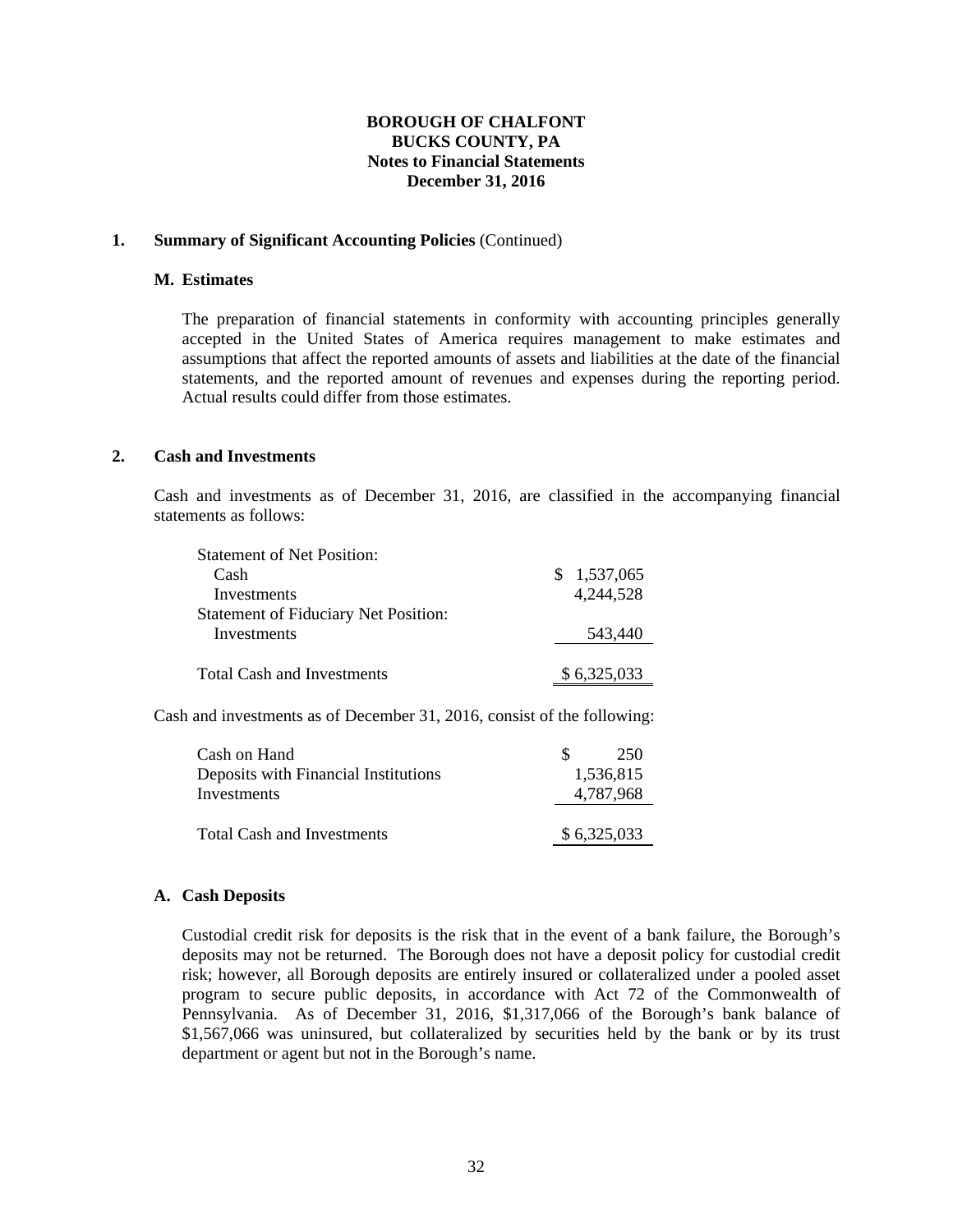# BOROUGH OF CHALFONT
# BUCKS COUNTY, PA
## Notes to Financial Statements
## December 31, 2016

**1. Summary of Significant Accounting Policies** (Continued)

**M. Estimates**

The preparation of financial statements in conformity with accounting principles generally accepted in the United States of America requires management to make estimates and assumptions that affect the reported amounts of assets and liabilities at the date of the financial statements, and the reported amount of revenues and expenses during the reporting period. Actual results could differ from those estimates.

**2. Cash and Investments**

Cash and investments as of December 31, 2016, are classified in the accompanying financial statements as follows:

| | |
|---|---|
| Statement of Net Position: | |
| Cash | $ 1,537,065 |
| Investments | 4,244,528 |
| Statement of Fiduciary Net Position: | |
| Investments | 543,440 |
| Total Cash and Investments | $ 6,325,033 |

Cash and investments as of December 31, 2016, consist of the following:

| | |
|---|---|
| Cash on Hand | $ 250 |
| Deposits with Financial Institutions | 1,536,815 |
| Investments | 4,787,968 |
| Total Cash and Investments | $ 6,325,033 |

**A. Cash Deposits**

Custodial credit risk for deposits is the risk that in the event of a bank failure, the Borough's deposits may not be returned. The Borough does not have a deposit policy for custodial credit risk; however, all Borough deposits are entirely insured or collateralized under a pooled asset program to secure public deposits, in accordance with Act 72 of the Commonwealth of Pennsylvania. As of December 31, 2016, $1,317,066 of the Borough's bank balance of $1,567,066 was uninsured, but collateralized by securities held by the bank or by its trust department or agent but not in the Borough's name.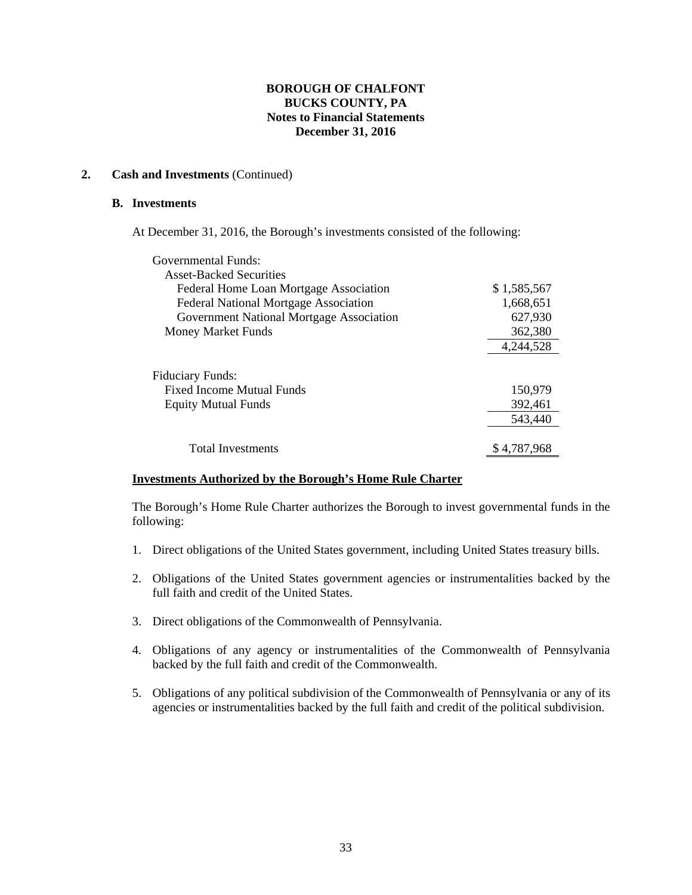**BOROUGH OF CHALFONT**
**BUCKS COUNTY, PA**
**Notes to Financial Statements**
**December 31, 2016**

## 2. Cash and Investments (Continued)

### B. Investments

At December 31, 2016, the Borough's investments consisted of the following:

| | |
|---|---|
| Governmental Funds: | |
| Asset-Backed Securities | |
| Federal Home Loan Mortgage Association | $ 1,585,567 |
| Federal National Mortgage Association | 1,668,651 |
| Government National Mortgage Association | 627,930 |
| Money Market Funds | 362,380 |
| | 4,244,528 |
| Fiduciary Funds: | |
| Fixed Income Mutual Funds | 150,979 |
| Equity Mutual Funds | 392,461 |
| | 543,440 |
| Total Investments | $ 4,787,968 |

**Investments Authorized by the Borough's Home Rule Charter**

The Borough's Home Rule Charter authorizes the Borough to invest governmental funds in the following:

1. Direct obligations of the United States government, including United States treasury bills.

2. Obligations of the United States government agencies or instrumentalities backed by the full faith and credit of the United States.

3. Direct obligations of the Commonwealth of Pennsylvania.

4. Obligations of any agency or instrumentalities of the Commonwealth of Pennsylvania backed by the full faith and credit of the Commonwealth.

5. Obligations of any political subdivision of the Commonwealth of Pennsylvania or any of its agencies or instrumentalities backed by the full faith and credit of the political subdivision.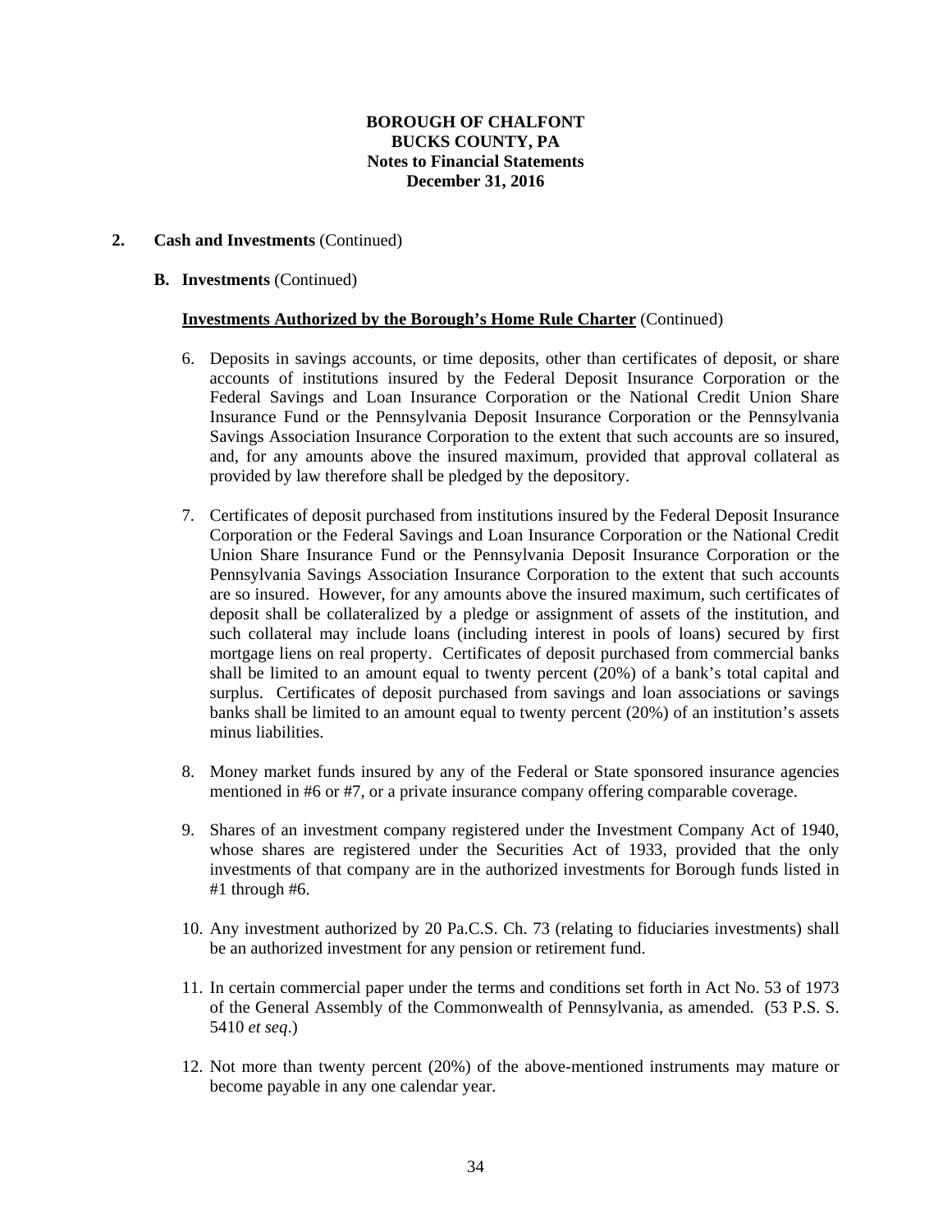**BOROUGH OF CHALFONT**
**BUCKS COUNTY, PA**
**Notes to Financial Statements**
**December 31, 2016**

**2. Cash and Investments** (Continued)

**B. Investments** (Continued)

**Investments Authorized by the Borough's Home Rule Charter** (Continued)

6. Deposits in savings accounts, or time deposits, other than certificates of deposit, or share accounts of institutions insured by the Federal Deposit Insurance Corporation or the Federal Savings and Loan Insurance Corporation or the National Credit Union Share Insurance Fund or the Pennsylvania Deposit Insurance Corporation or the Pennsylvania Savings Association Insurance Corporation to the extent that such accounts are so insured, and, for any amounts above the insured maximum, provided that approval collateral as provided by law therefore shall be pledged by the depository.

7. Certificates of deposit purchased from institutions insured by the Federal Deposit Insurance Corporation or the Federal Savings and Loan Insurance Corporation or the National Credit Union Share Insurance Fund or the Pennsylvania Deposit Insurance Corporation or the Pennsylvania Savings Association Insurance Corporation to the extent that such accounts are so insured. However, for any amounts above the insured maximum, such certificates of deposit shall be collateralized by a pledge or assignment of assets of the institution, and such collateral may include loans (including interest in pools of loans) secured by first mortgage liens on real property. Certificates of deposit purchased from commercial banks shall be limited to an amount equal to twenty percent (20%) of a bank's total capital and surplus. Certificates of deposit purchased from savings and loan associations or savings banks shall be limited to an amount equal to twenty percent (20%) of an institution's assets minus liabilities.

8. Money market funds insured by any of the Federal or State sponsored insurance agencies mentioned in #6 or #7, or a private insurance company offering comparable coverage.

9. Shares of an investment company registered under the Investment Company Act of 1940, whose shares are registered under the Securities Act of 1933, provided that the only investments of that company are in the authorized investments for Borough funds listed in #1 through #6.

10. Any investment authorized by 20 Pa.C.S. Ch. 73 (relating to fiduciaries investments) shall be an authorized investment for any pension or retirement fund.

11. In certain commercial paper under the terms and conditions set forth in Act No. 53 of 1973 of the General Assembly of the Commonwealth of Pennsylvania, as amended. (53 P.S. S. 5410 *et seq*.)

12. Not more than twenty percent (20%) of the above-mentioned instruments may mature or become payable in any one calendar year.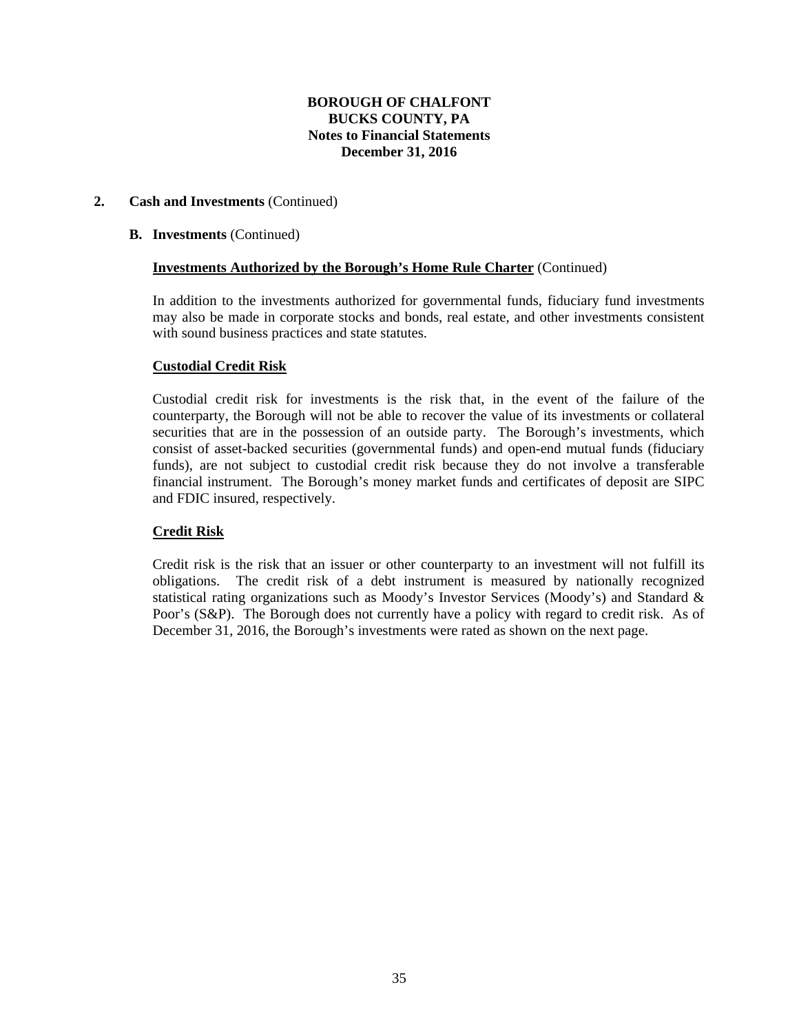# BOROUGH OF CHALFONT
## BUCKS COUNTY, PA
## Notes to Financial Statements
## December 31, 2016

**2. Cash and Investments** (Continued)

**B. Investments** (Continued)

**Investments Authorized by the Borough's Home Rule Charter** (Continued)

In addition to the investments authorized for governmental funds, fiduciary fund investments may also be made in corporate stocks and bonds, real estate, and other investments consistent with sound business practices and state statutes.

**Custodial Credit Risk**

Custodial credit risk for investments is the risk that, in the event of the failure of the counterparty, the Borough will not be able to recover the value of its investments or collateral securities that are in the possession of an outside party. The Borough's investments, which consist of asset-backed securities (governmental funds) and open-end mutual funds (fiduciary funds), are not subject to custodial credit risk because they do not involve a transferable financial instrument. The Borough's money market funds and certificates of deposit are SIPC and FDIC insured, respectively.

**Credit Risk**

Credit risk is the risk that an issuer or other counterparty to an investment will not fulfill its obligations. The credit risk of a debt instrument is measured by nationally recognized statistical rating organizations such as Moody's Investor Services (Moody's) and Standard & Poor's (S&P). The Borough does not currently have a policy with regard to credit risk. As of December 31, 2016, the Borough's investments were rated as shown on the next page.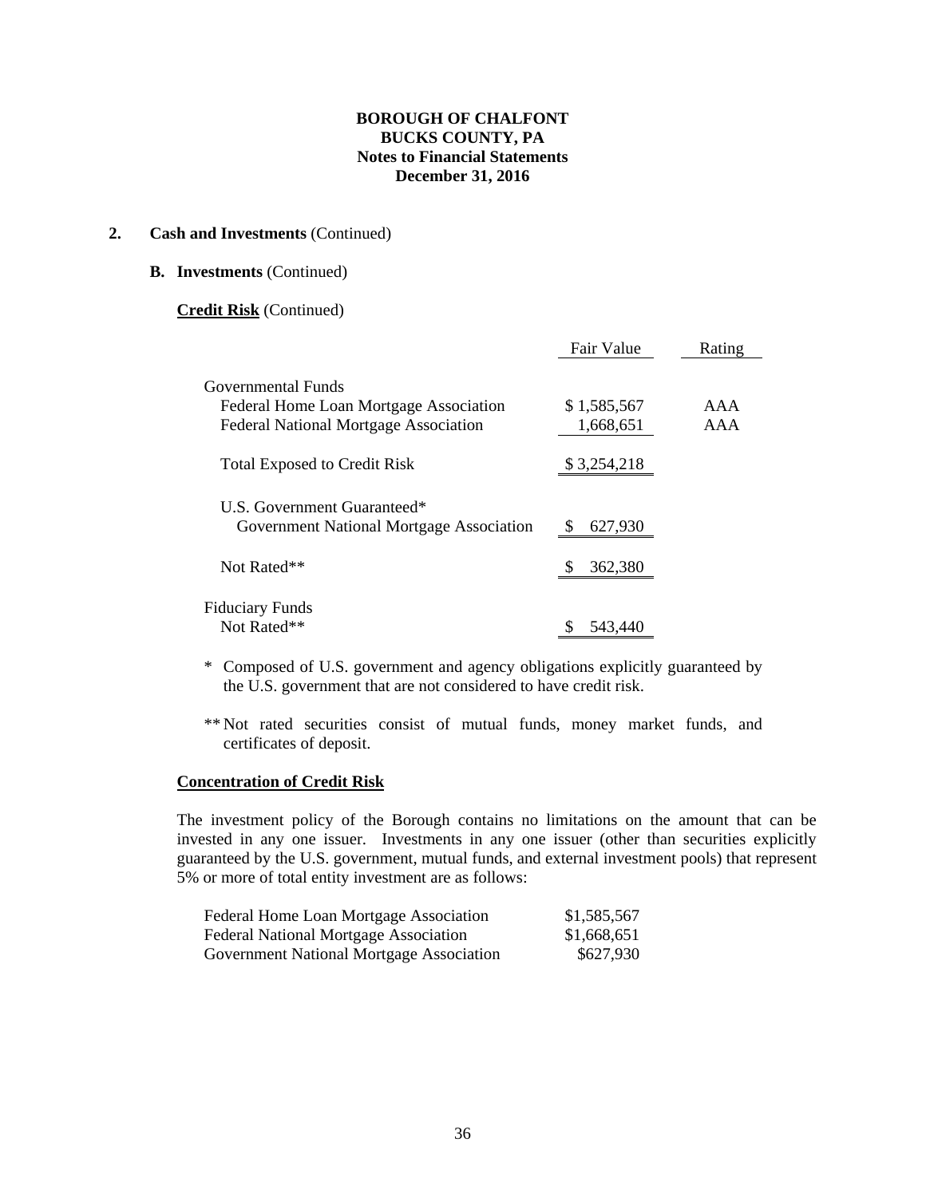**BOROUGH OF CHALFONT**
**BUCKS COUNTY, PA**
**Notes to Financial Statements**
**December 31, 2016**

## 2. Cash and Investments (Continued)

### B. Investments (Continued)

**Credit Risk** (Continued)

| | Fair Value | Rating |
|---|---|---|
| Governmental Funds | | |
| Federal Home Loan Mortgage Association | $ 1,585,567 | AAA |
| Federal National Mortgage Association | 1,668,651 | AAA |
| Total Exposed to Credit Risk | $ 3,254,218 | |
| U.S. Government Guaranteed* | | |
| Government National Mortgage Association | $ 627,930 | |
| Not Rated** | $ 362,380 | |
| Fiduciary Funds | | |
| Not Rated** | $ 543,440 | |

\* Composed of U.S. government and agency obligations explicitly guaranteed by the U.S. government that are not considered to have credit risk.

\*\* Not rated securities consist of mutual funds, money market funds, and certificates of deposit.

**Concentration of Credit Risk**

The investment policy of the Borough contains no limitations on the amount that can be invested in any one issuer. Investments in any one issuer (other than securities explicitly guaranteed by the U.S. government, mutual funds, and external investment pools) that represent 5% or more of total entity investment are as follows:

| | |
|---|---|
| Federal Home Loan Mortgage Association | $1,585,567 |
| Federal National Mortgage Association | $1,668,651 |
| Government National Mortgage Association | $627,930 |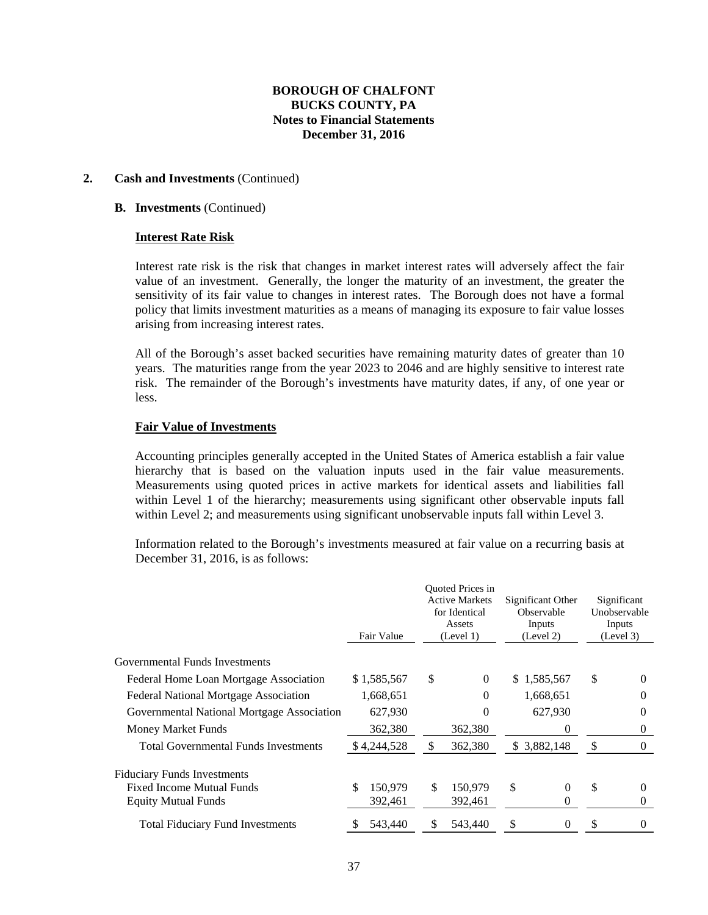**BOROUGH OF CHALFONT**
**BUCKS COUNTY, PA**
**Notes to Financial Statements**
**December 31, 2016**

**2. Cash and Investments** (Continued)

**B. Investments** (Continued)

**Interest Rate Risk**

Interest rate risk is the risk that changes in market interest rates will adversely affect the fair value of an investment. Generally, the longer the maturity of an investment, the greater the sensitivity of its fair value to changes in interest rates. The Borough does not have a formal policy that limits investment maturities as a means of managing its exposure to fair value losses arising from increasing interest rates.

All of the Borough's asset backed securities have remaining maturity dates of greater than 10 years. The maturities range from the year 2023 to 2046 and are highly sensitive to interest rate risk. The remainder of the Borough's investments have maturity dates, if any, of one year or less.

**Fair Value of Investments**

Accounting principles generally accepted in the United States of America establish a fair value hierarchy that is based on the valuation inputs used in the fair value measurements. Measurements using quoted prices in active markets for identical assets and liabilities fall within Level 1 of the hierarchy; measurements using significant other observable inputs fall within Level 2; and measurements using significant unobservable inputs fall within Level 3.

Information related to the Borough's investments measured at fair value on a recurring basis at December 31, 2016, is as follows:

| | Fair Value | Quoted Prices in Active Markets for Identical Assets (Level 1) | Significant Other Observable Inputs (Level 2) | Significant Unobservable Inputs (Level 3) |
|---|---|---|---|---|
| Governmental Funds Investments | | | | |
| Federal Home Loan Mortgage Association | $ 1,585,567 | $ 0 | $ 1,585,567 | $ 0 |
| Federal National Mortgage Association | 1,668,651 | 0 | 1,668,651 | 0 |
| Governmental National Mortgage Association | 627,930 | 0 | 627,930 | 0 |
| Money Market Funds | 362,380 | 362,380 | 0 | 0 |
| Total Governmental Funds Investments | $ 4,244,528 | $ 362,380 | $ 3,882,148 | $ 0 |
| Fiduciary Funds Investments | | | | |
| Fixed Income Mutual Funds | $ 150,979 | $ 150,979 | $ 0 | $ 0 |
| Equity Mutual Funds | 392,461 | 392,461 | 0 | 0 |
| Total Fiduciary Fund Investments | $ 543,440 | $ 543,440 | $ 0 | $ 0 |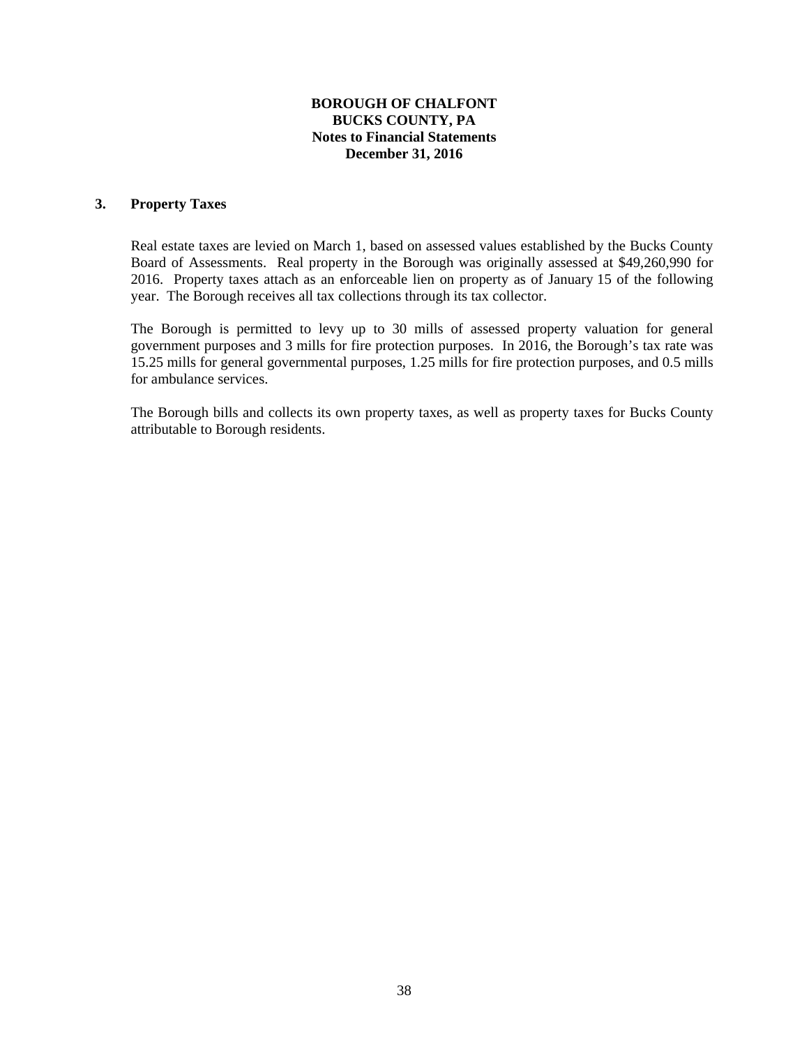**BOROUGH OF CHALFONT**
**BUCKS COUNTY, PA**
**Notes to Financial Statements**
**December 31, 2016**

## 3. Property Taxes

Real estate taxes are levied on March 1, based on assessed values established by the Bucks County Board of Assessments. Real property in the Borough was originally assessed at $49,260,990 for 2016. Property taxes attach as an enforceable lien on property as of January 15 of the following year. The Borough receives all tax collections through its tax collector.

The Borough is permitted to levy up to 30 mills of assessed property valuation for general government purposes and 3 mills for fire protection purposes. In 2016, the Borough's tax rate was 15.25 mills for general governmental purposes, 1.25 mills for fire protection purposes, and 0.5 mills for ambulance services.

The Borough bills and collects its own property taxes, as well as property taxes for Bucks County attributable to Borough residents.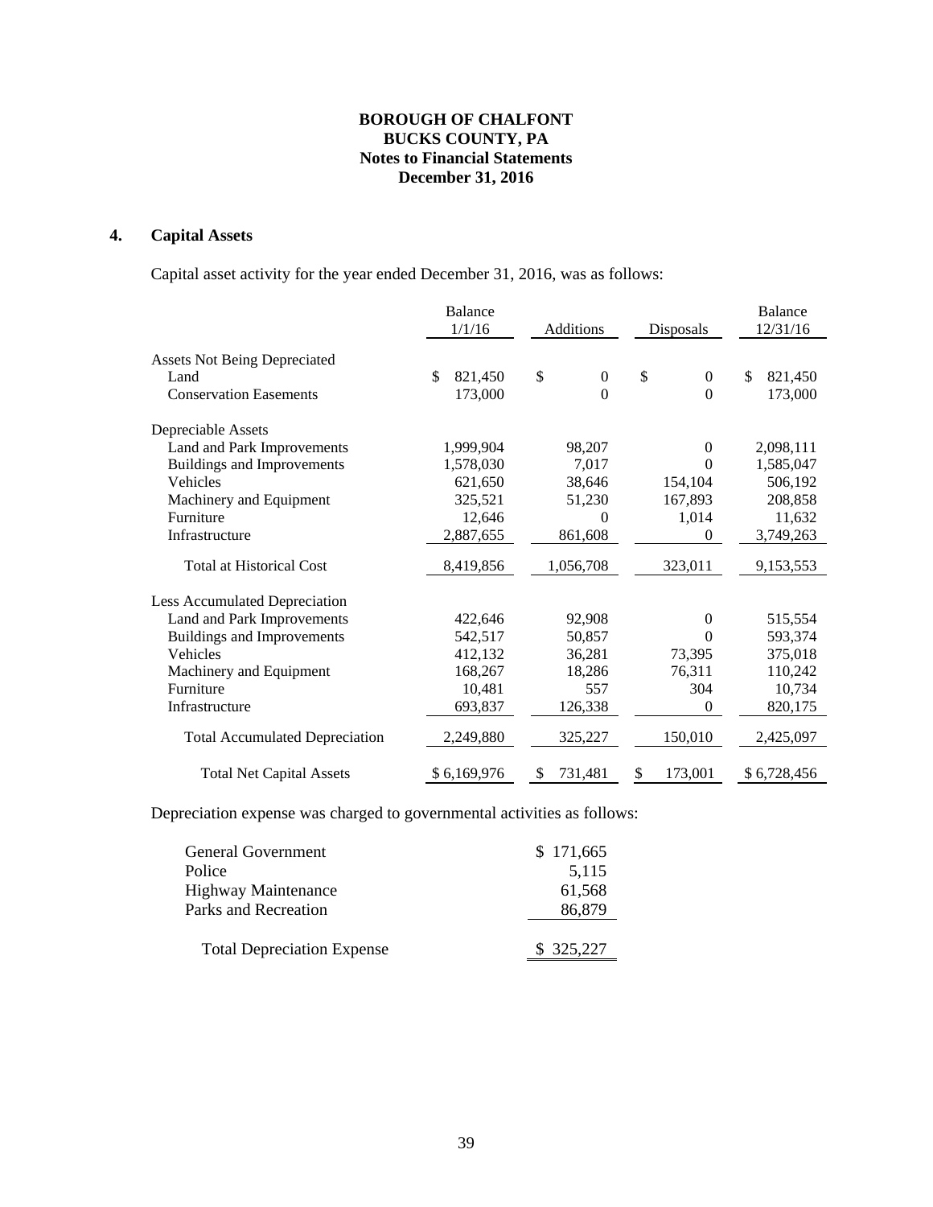**BOROUGH OF CHALFONT**
**BUCKS COUNTY, PA**
**Notes to Financial Statements**
**December 31, 2016**

## 4. Capital Assets

Capital asset activity for the year ended December 31, 2016, was as follows:

| | Balance 1/1/16 | Additions | Disposals | Balance 12/31/16 |
|---|---|---|---|---|
| Assets Not Being Depreciated | | | | |
| Land | $ 821,450 | $ 0 | $ 0 | $ 821,450 |
| Conservation Easements | 173,000 | 0 | 0 | 173,000 |
| Depreciable Assets | | | | |
| Land and Park Improvements | 1,999,904 | 98,207 | 0 | 2,098,111 |
| Buildings and Improvements | 1,578,030 | 7,017 | 0 | 1,585,047 |
| Vehicles | 621,650 | 38,646 | 154,104 | 506,192 |
| Machinery and Equipment | 325,521 | 51,230 | 167,893 | 208,858 |
| Furniture | 12,646 | 0 | 1,014 | 11,632 |
| Infrastructure | 2,887,655 | 861,608 | 0 | 3,749,263 |
| Total at Historical Cost | 8,419,856 | 1,056,708 | 323,011 | 9,153,553 |
| Less Accumulated Depreciation | | | | |
| Land and Park Improvements | 422,646 | 92,908 | 0 | 515,554 |
| Buildings and Improvements | 542,517 | 50,857 | 0 | 593,374 |
| Vehicles | 412,132 | 36,281 | 73,395 | 375,018 |
| Machinery and Equipment | 168,267 | 18,286 | 76,311 | 110,242 |
| Furniture | 10,481 | 557 | 304 | 10,734 |
| Infrastructure | 693,837 | 126,338 | 0 | 820,175 |
| Total Accumulated Depreciation | 2,249,880 | 325,227 | 150,010 | 2,425,097 |
| Total Net Capital Assets | $ 6,169,976 | $ 731,481 | $ 173,001 | $ 6,728,456 |

Depreciation expense was charged to governmental activities as follows:

| | |
|---|---|
| General Government | $ 171,665 |
| Police | 5,115 |
| Highway Maintenance | 61,568 |
| Parks and Recreation | 86,879 |
| Total Depreciation Expense | $ 325,227 |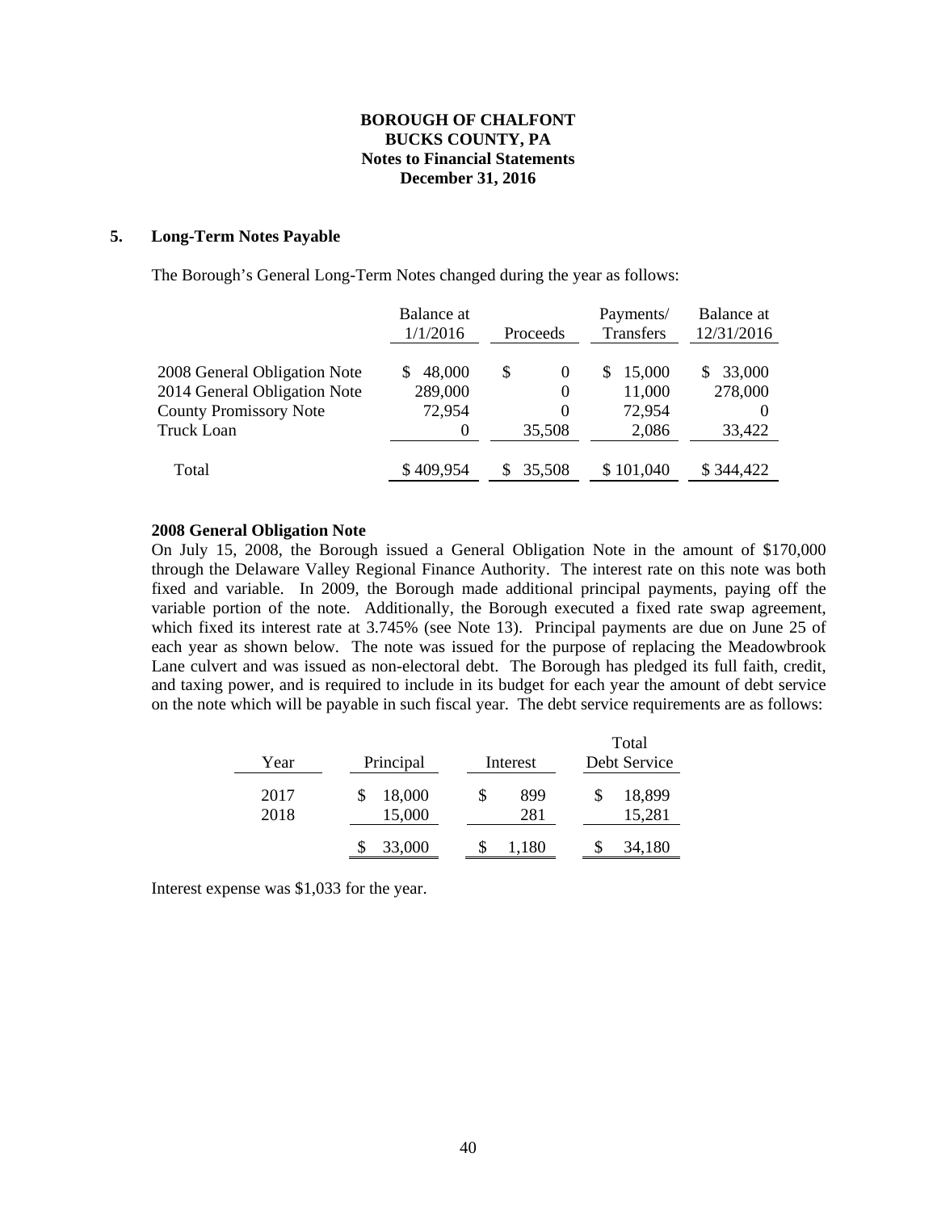**BOROUGH OF CHALFONT**
**BUCKS COUNTY, PA**
**Notes to Financial Statements**
**December 31, 2016**

## 5. Long-Term Notes Payable

The Borough's General Long-Term Notes changed during the year as follows:

| | Balance at 1/1/2016 | Proceeds | Payments/ Transfers | Balance at 12/31/2016 |
|---|---|---|---|---|
| 2008 General Obligation Note | $ 48,000 | $ 0 | $ 15,000 | $ 33,000 |
| 2014 General Obligation Note | 289,000 | 0 | 11,000 | 278,000 |
| County Promissory Note | 72,954 | 0 | 72,954 | 0 |
| Truck Loan | 0 | 35,508 | 2,086 | 33,422 |
| Total | $ 409,954 | $ 35,508 | $ 101,040 | $ 344,422 |

**2008 General Obligation Note**

On July 15, 2008, the Borough issued a General Obligation Note in the amount of $170,000 through the Delaware Valley Regional Finance Authority. The interest rate on this note was both fixed and variable. In 2009, the Borough made additional principal payments, paying off the variable portion of the note. Additionally, the Borough executed a fixed rate swap agreement, which fixed its interest rate at 3.745% (see Note 13). Principal payments are due on June 25 of each year as shown below. The note was issued for the purpose of replacing the Meadowbrook Lane culvert and was issued as non-electoral debt. The Borough has pledged its full faith, credit, and taxing power, and is required to include in its budget for each year the amount of debt service on the note which will be payable in such fiscal year. The debt service requirements are as follows:

| Year | Principal | Interest | Total Debt Service |
|---|---|---|---|
| 2017 | $ 18,000 | $ 899 | $ 18,899 |
| 2018 | 15,000 | 281 | 15,281 |
| | $ 33,000 | $ 1,180 | $ 34,180 |

Interest expense was $1,033 for the year.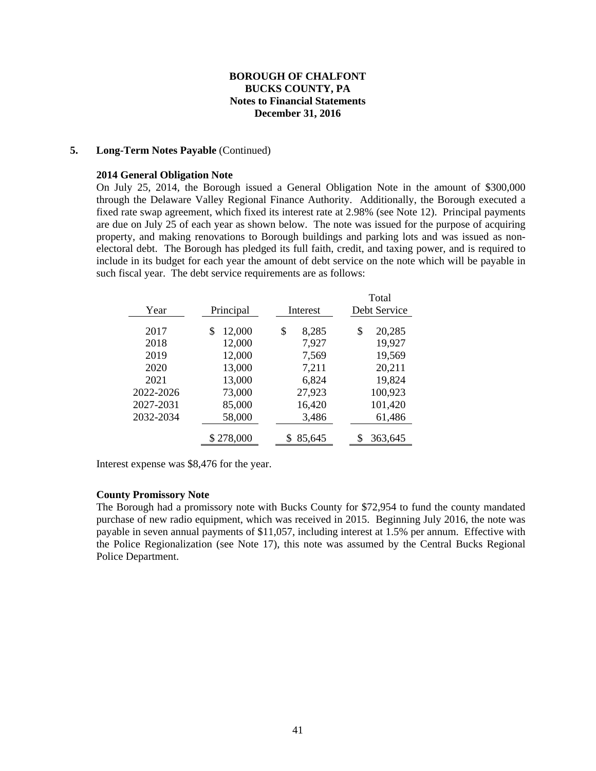**BOROUGH OF CHALFONT**
**BUCKS COUNTY, PA**
**Notes to Financial Statements**
**December 31, 2016**

**5. Long-Term Notes Payable** (Continued)

**2014 General Obligation Note**

On July 25, 2014, the Borough issued a General Obligation Note in the amount of $300,000 through the Delaware Valley Regional Finance Authority. Additionally, the Borough executed a fixed rate swap agreement, which fixed its interest rate at 2.98% (see Note 12). Principal payments are due on July 25 of each year as shown below. The note was issued for the purpose of acquiring property, and making renovations to Borough buildings and parking lots and was issued as non-electoral debt. The Borough has pledged its full faith, credit, and taxing power, and is required to include in its budget for each year the amount of debt service on the note which will be payable in such fiscal year. The debt service requirements are as follows:

| Year | Principal | Interest | Total Debt Service |
|---|---|---|---|
| 2017 | $ 12,000 | $ 8,285 | $ 20,285 |
| 2018 | 12,000 | 7,927 | 19,927 |
| 2019 | 12,000 | 7,569 | 19,569 |
| 2020 | 13,000 | 7,211 | 20,211 |
| 2021 | 13,000 | 6,824 | 19,824 |
| 2022-2026 | 73,000 | 27,923 | 100,923 |
| 2027-2031 | 85,000 | 16,420 | 101,420 |
| 2032-2034 | 58,000 | 3,486 | 61,486 |
| | $ 278,000 | $ 85,645 | $ 363,645 |

Interest expense was $8,476 for the year.

**County Promissory Note**

The Borough had a promissory note with Bucks County for $72,954 to fund the county mandated purchase of new radio equipment, which was received in 2015. Beginning July 2016, the note was payable in seven annual payments of $11,057, including interest at 1.5% per annum. Effective with the Police Regionalization (see Note 17), this note was assumed by the Central Bucks Regional Police Department.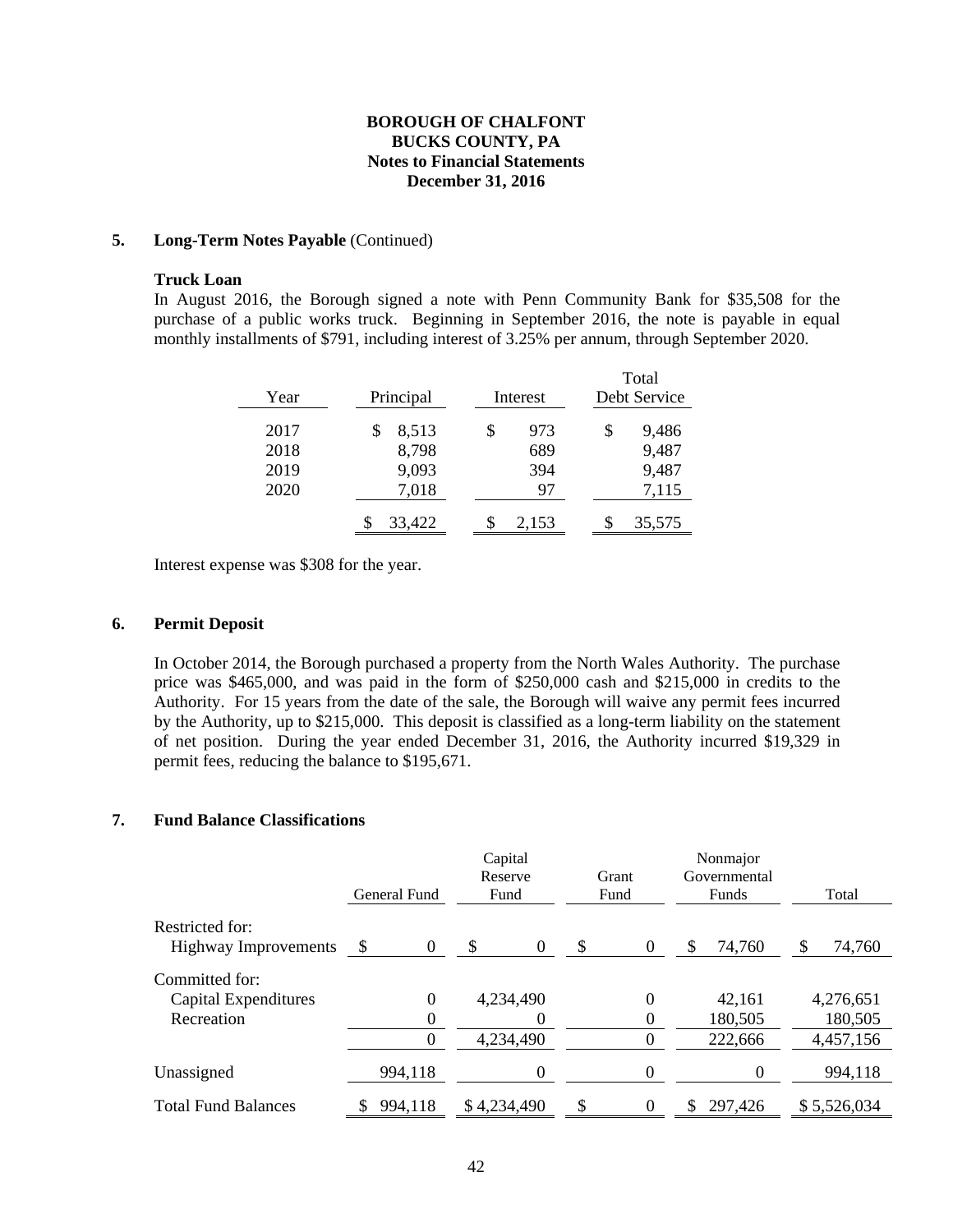**BOROUGH OF CHALFONT**
**BUCKS COUNTY, PA**
**Notes to Financial Statements**
**December 31, 2016**

**5. Long-Term Notes Payable** (Continued)

**Truck Loan**

In August 2016, the Borough signed a note with Penn Community Bank for $35,508 for the purchase of a public works truck. Beginning in September 2016, the note is payable in equal monthly installments of $791, including interest of 3.25% per annum, through September 2020.

| Year | Principal | Interest | Total Debt Service |
|---|---|---|---|
| 2017 | $ 8,513 | $ 973 | $ 9,486 |
| 2018 | 8,798 | 689 | 9,487 |
| 2019 | 9,093 | 394 | 9,487 |
| 2020 | 7,018 | 97 | 7,115 |
| | $ 33,422 | $ 2,153 | $ 35,575 |

Interest expense was $308 for the year.

**6. Permit Deposit**

In October 2014, the Borough purchased a property from the North Wales Authority. The purchase price was $465,000, and was paid in the form of $250,000 cash and $215,000 in credits to the Authority. For 15 years from the date of the sale, the Borough will waive any permit fees incurred by the Authority, up to $215,000. This deposit is classified as a long-term liability on the statement of net position. During the year ended December 31, 2016, the Authority incurred $19,329 in permit fees, reducing the balance to $195,671.

**7. Fund Balance Classifications**

| | General Fund | Capital Reserve Fund | Grant Fund | Nonmajor Governmental Funds | Total |
|---|---|---|---|---|---|
| Restricted for: | | | | | |
| Highway Improvements | $ 0 | $ 0 | $ 0 | $ 74,760 | $ 74,760 |
| Committed for: | | | | | |
| Capital Expenditures | 0 | 4,234,490 | 0 | 42,161 | 4,276,651 |
| Recreation | 0 | 0 | 0 | 180,505 | 180,505 |
| | 0 | 4,234,490 | 0 | 222,666 | 4,457,156 |
| Unassigned | 994,118 | 0 | 0 | 0 | 994,118 |
| Total Fund Balances | $ 994,118 | $ 4,234,490 | $ 0 | $ 297,426 | $ 5,526,034 |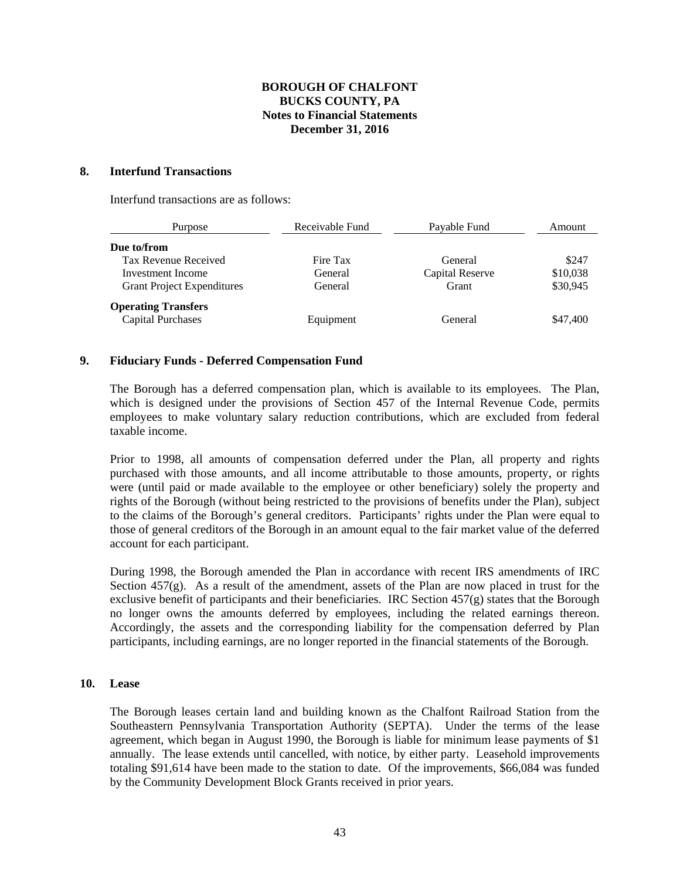# BOROUGH OF CHALFONT
## BUCKS COUNTY, PA
## Notes to Financial Statements
## December 31, 2016

### 8. Interfund Transactions

Interfund transactions are as follows:

| Purpose | Receivable Fund | Payable Fund | Amount |
|---|---|---|---|
| **Due to/from** | | | |
| Tax Revenue Received | Fire Tax | General | $247 |
| Investment Income | General | Capital Reserve | $10,038 |
| Grant Project Expenditures | General | Grant | $30,945 |
| **Operating Transfers** | | | |
| Capital Purchases | Equipment | General | $47,400 |

### 9. Fiduciary Funds - Deferred Compensation Fund

The Borough has a deferred compensation plan, which is available to its employees. The Plan, which is designed under the provisions of Section 457 of the Internal Revenue Code, permits employees to make voluntary salary reduction contributions, which are excluded from federal taxable income.

Prior to 1998, all amounts of compensation deferred under the Plan, all property and rights purchased with those amounts, and all income attributable to those amounts, property, or rights were (until paid or made available to the employee or other beneficiary) solely the property and rights of the Borough (without being restricted to the provisions of benefits under the Plan), subject to the claims of the Borough's general creditors. Participants' rights under the Plan were equal to those of general creditors of the Borough in an amount equal to the fair market value of the deferred account for each participant.

During 1998, the Borough amended the Plan in accordance with recent IRS amendments of IRC Section 457(g). As a result of the amendment, assets of the Plan are now placed in trust for the exclusive benefit of participants and their beneficiaries. IRC Section 457(g) states that the Borough no longer owns the amounts deferred by employees, including the related earnings thereon. Accordingly, the assets and the corresponding liability for the compensation deferred by Plan participants, including earnings, are no longer reported in the financial statements of the Borough.

### 10. Lease

The Borough leases certain land and building known as the Chalfont Railroad Station from the Southeastern Pennsylvania Transportation Authority (SEPTA). Under the terms of the lease agreement, which began in August 1990, the Borough is liable for minimum lease payments of $1 annually. The lease extends until cancelled, with notice, by either party. Leasehold improvements totaling $91,614 have been made to the station to date. Of the improvements, $66,084 was funded by the Community Development Block Grants received in prior years.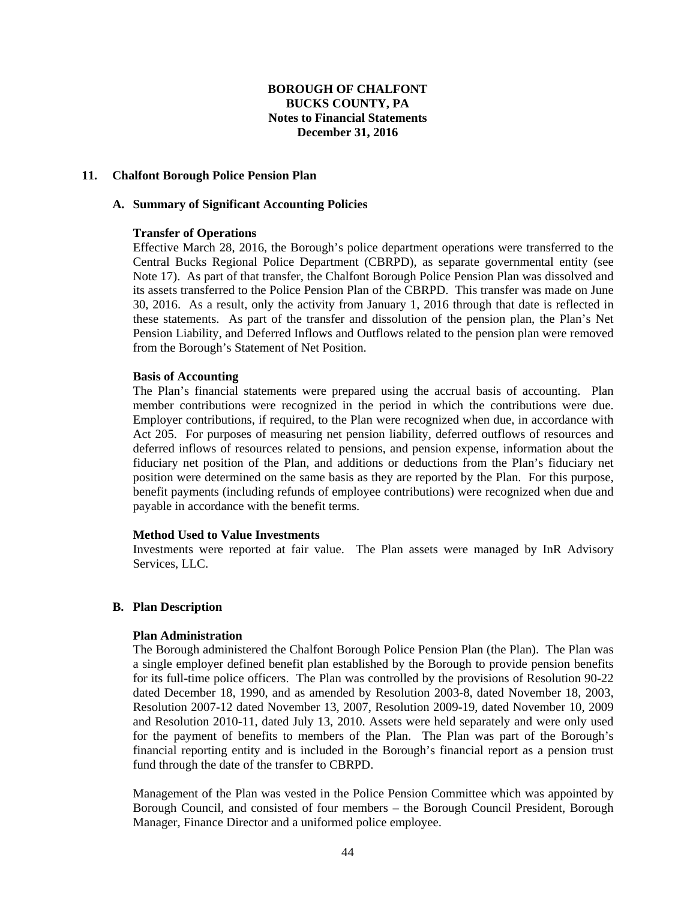# BOROUGH OF CHALFONT
## BUCKS COUNTY, PA
## Notes to Financial Statements
## December 31, 2016

## 11. Chalfont Borough Police Pension Plan

### A. Summary of Significant Accounting Policies

**Transfer of Operations**

Effective March 28, 2016, the Borough's police department operations were transferred to the Central Bucks Regional Police Department (CBRPD), as separate governmental entity (see Note 17). As part of that transfer, the Chalfont Borough Police Pension Plan was dissolved and its assets transferred to the Police Pension Plan of the CBRPD. This transfer was made on June 30, 2016. As a result, only the activity from January 1, 2016 through that date is reflected in these statements. As part of the transfer and dissolution of the pension plan, the Plan's Net Pension Liability, and Deferred Inflows and Outflows related to the pension plan were removed from the Borough's Statement of Net Position.

**Basis of Accounting**

The Plan's financial statements were prepared using the accrual basis of accounting. Plan member contributions were recognized in the period in which the contributions were due. Employer contributions, if required, to the Plan were recognized when due, in accordance with Act 205. For purposes of measuring net pension liability, deferred outflows of resources and deferred inflows of resources related to pensions, and pension expense, information about the fiduciary net position of the Plan, and additions or deductions from the Plan's fiduciary net position were determined on the same basis as they are reported by the Plan. For this purpose, benefit payments (including refunds of employee contributions) were recognized when due and payable in accordance with the benefit terms.

**Method Used to Value Investments**

Investments were reported at fair value. The Plan assets were managed by InR Advisory Services, LLC.

### B. Plan Description

**Plan Administration**

The Borough administered the Chalfont Borough Police Pension Plan (the Plan). The Plan was a single employer defined benefit plan established by the Borough to provide pension benefits for its full-time police officers. The Plan was controlled by the provisions of Resolution 90-22 dated December 18, 1990, and as amended by Resolution 2003-8, dated November 18, 2003, Resolution 2007-12 dated November 13, 2007, Resolution 2009-19, dated November 10, 2009 and Resolution 2010-11, dated July 13, 2010. Assets were held separately and were only used for the payment of benefits to members of the Plan. The Plan was part of the Borough's financial reporting entity and is included in the Borough's financial report as a pension trust fund through the date of the transfer to CBRPD.

Management of the Plan was vested in the Police Pension Committee which was appointed by Borough Council, and consisted of four members – the Borough Council President, Borough Manager, Finance Director and a uniformed police employee.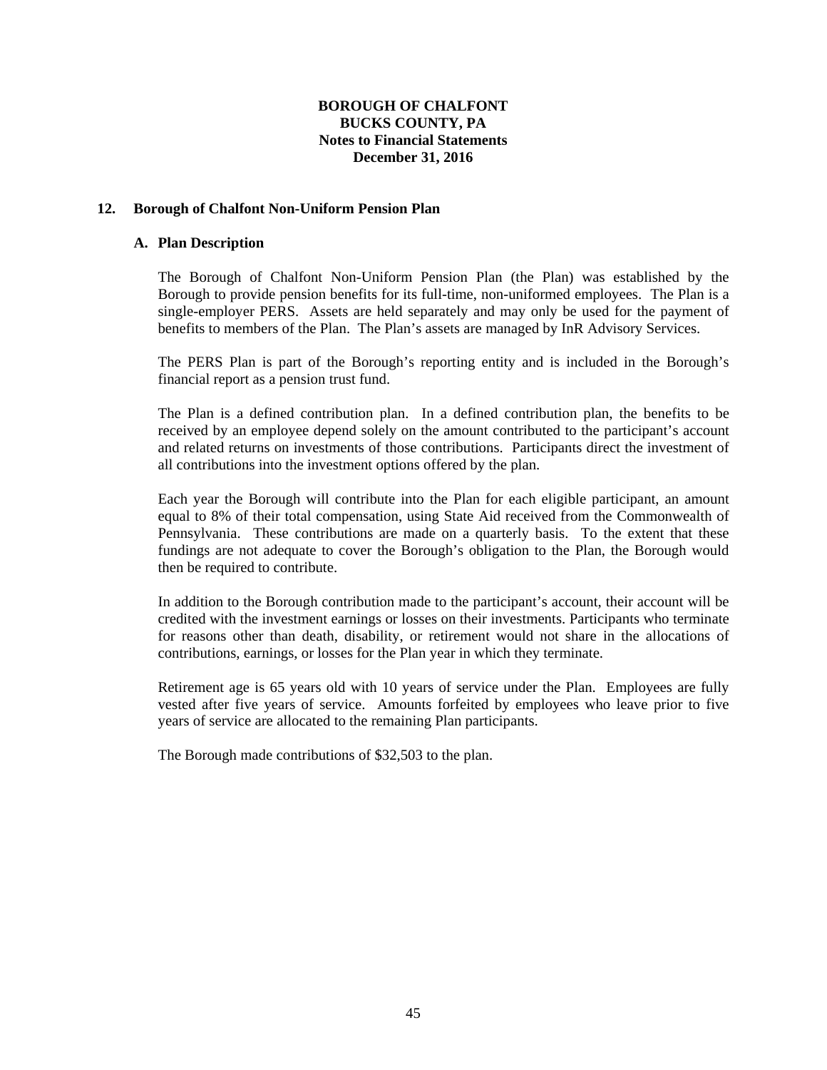**BOROUGH OF CHALFONT**
**BUCKS COUNTY, PA**
**Notes to Financial Statements**
**December 31, 2016**

## 12. Borough of Chalfont Non-Uniform Pension Plan

### A. Plan Description

The Borough of Chalfont Non-Uniform Pension Plan (the Plan) was established by the Borough to provide pension benefits for its full-time, non-uniformed employees. The Plan is a single-employer PERS. Assets are held separately and may only be used for the payment of benefits to members of the Plan. The Plan's assets are managed by InR Advisory Services.

The PERS Plan is part of the Borough's reporting entity and is included in the Borough's financial report as a pension trust fund.

The Plan is a defined contribution plan. In a defined contribution plan, the benefits to be received by an employee depend solely on the amount contributed to the participant's account and related returns on investments of those contributions. Participants direct the investment of all contributions into the investment options offered by the plan.

Each year the Borough will contribute into the Plan for each eligible participant, an amount equal to 8% of their total compensation, using State Aid received from the Commonwealth of Pennsylvania. These contributions are made on a quarterly basis. To the extent that these fundings are not adequate to cover the Borough's obligation to the Plan, the Borough would then be required to contribute.

In addition to the Borough contribution made to the participant's account, their account will be credited with the investment earnings or losses on their investments. Participants who terminate for reasons other than death, disability, or retirement would not share in the allocations of contributions, earnings, or losses for the Plan year in which they terminate.

Retirement age is 65 years old with 10 years of service under the Plan. Employees are fully vested after five years of service. Amounts forfeited by employees who leave prior to five years of service are allocated to the remaining Plan participants.

The Borough made contributions of $32,503 to the plan.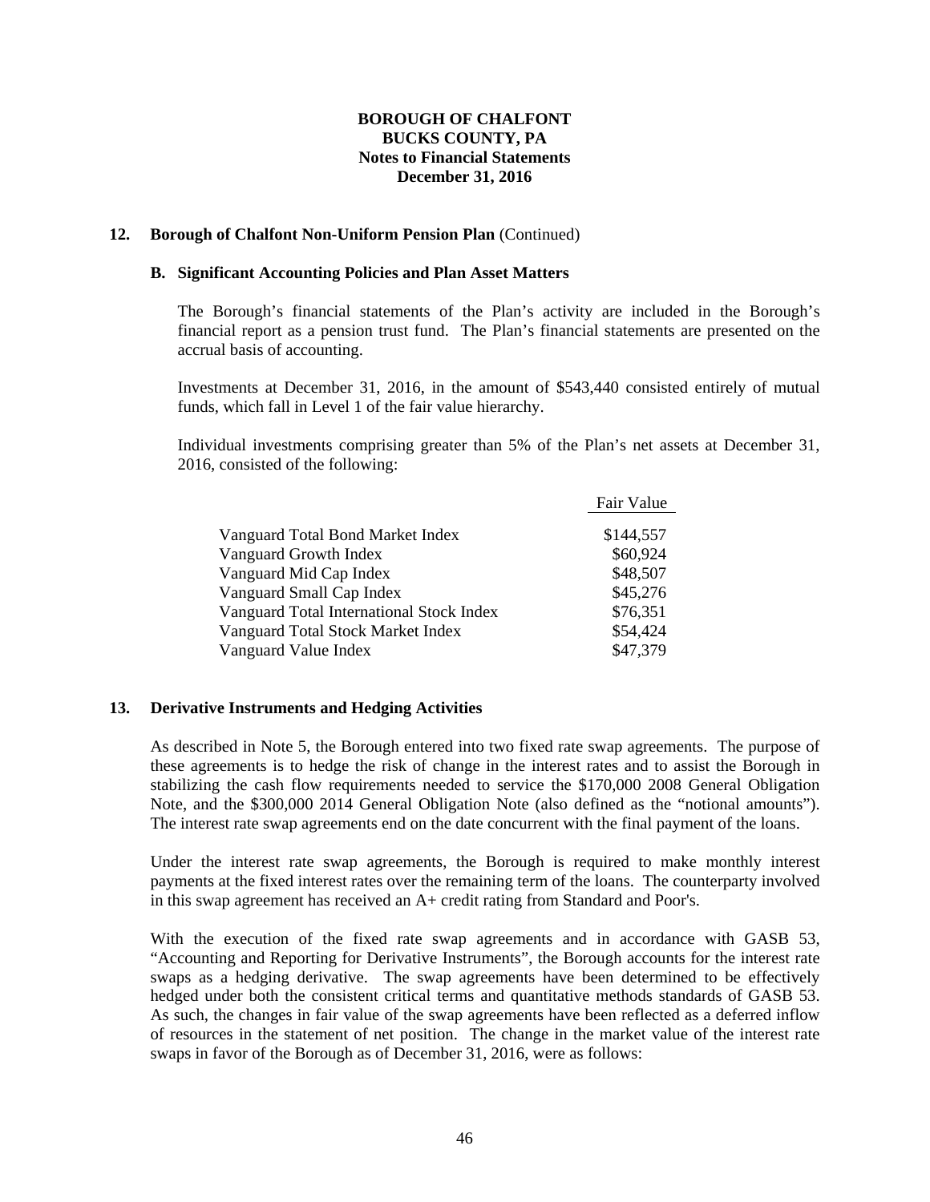**BOROUGH OF CHALFONT**
**BUCKS COUNTY, PA**
**Notes to Financial Statements**
**December 31, 2016**

## 12. Borough of Chalfont Non-Uniform Pension Plan (Continued)

### B. Significant Accounting Policies and Plan Asset Matters

The Borough's financial statements of the Plan's activity are included in the Borough's financial report as a pension trust fund. The Plan's financial statements are presented on the accrual basis of accounting.

Investments at December 31, 2016, in the amount of $543,440 consisted entirely of mutual funds, which fall in Level 1 of the fair value hierarchy.

Individual investments comprising greater than 5% of the Plan's net assets at December 31, 2016, consisted of the following:

| | Fair Value |
|---|---|
| Vanguard Total Bond Market Index | $144,557 |
| Vanguard Growth Index | $60,924 |
| Vanguard Mid Cap Index | $48,507 |
| Vanguard Small Cap Index | $45,276 |
| Vanguard Total International Stock Index | $76,351 |
| Vanguard Total Stock Market Index | $54,424 |
| Vanguard Value Index | $47,379 |

## 13. Derivative Instruments and Hedging Activities

As described in Note 5, the Borough entered into two fixed rate swap agreements. The purpose of these agreements is to hedge the risk of change in the interest rates and to assist the Borough in stabilizing the cash flow requirements needed to service the $170,000 2008 General Obligation Note, and the $300,000 2014 General Obligation Note (also defined as the "notional amounts"). The interest rate swap agreements end on the date concurrent with the final payment of the loans.

Under the interest rate swap agreements, the Borough is required to make monthly interest payments at the fixed interest rates over the remaining term of the loans. The counterparty involved in this swap agreement has received an A+ credit rating from Standard and Poor's.

With the execution of the fixed rate swap agreements and in accordance with GASB 53, "Accounting and Reporting for Derivative Instruments", the Borough accounts for the interest rate swaps as a hedging derivative. The swap agreements have been determined to be effectively hedged under both the consistent critical terms and quantitative methods standards of GASB 53. As such, the changes in fair value of the swap agreements have been reflected as a deferred inflow of resources in the statement of net position. The change in the market value of the interest rate swaps in favor of the Borough as of December 31, 2016, were as follows: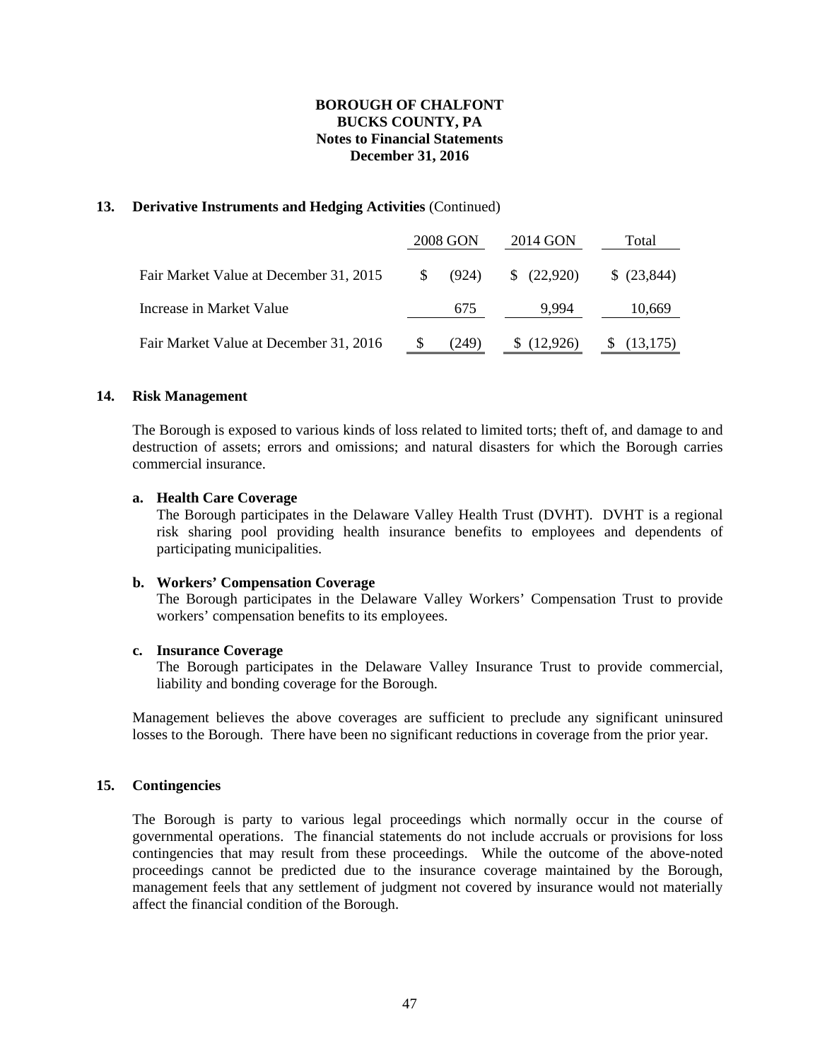**BOROUGH OF CHALFONT**
**BUCKS COUNTY, PA**
**Notes to Financial Statements**
**December 31, 2016**

## 13. Derivative Instruments and Hedging Activities (Continued)

| | 2008 GON | 2014 GON | Total |
|---|---|---|---|
| Fair Market Value at December 31, 2015 | $ (924) | $ (22,920) | $ (23,844) |
| Increase in Market Value | 675 | 9,994 | 10,669 |
| Fair Market Value at December 31, 2016 | $ (249) | $ (12,926) | $ (13,175) |

## 14. Risk Management

The Borough is exposed to various kinds of loss related to limited torts; theft of, and damage to and destruction of assets; errors and omissions; and natural disasters for which the Borough carries commercial insurance.

**a. Health Care Coverage**
The Borough participates in the Delaware Valley Health Trust (DVHT). DVHT is a regional risk sharing pool providing health insurance benefits to employees and dependents of participating municipalities.

**b. Workers' Compensation Coverage**
The Borough participates in the Delaware Valley Workers' Compensation Trust to provide workers' compensation benefits to its employees.

**c. Insurance Coverage**
The Borough participates in the Delaware Valley Insurance Trust to provide commercial, liability and bonding coverage for the Borough.

Management believes the above coverages are sufficient to preclude any significant uninsured losses to the Borough. There have been no significant reductions in coverage from the prior year.

## 15. Contingencies

The Borough is party to various legal proceedings which normally occur in the course of governmental operations. The financial statements do not include accruals or provisions for loss contingencies that may result from these proceedings. While the outcome of the above-noted proceedings cannot be predicted due to the insurance coverage maintained by the Borough, management feels that any settlement of judgment not covered by insurance would not materially affect the financial condition of the Borough.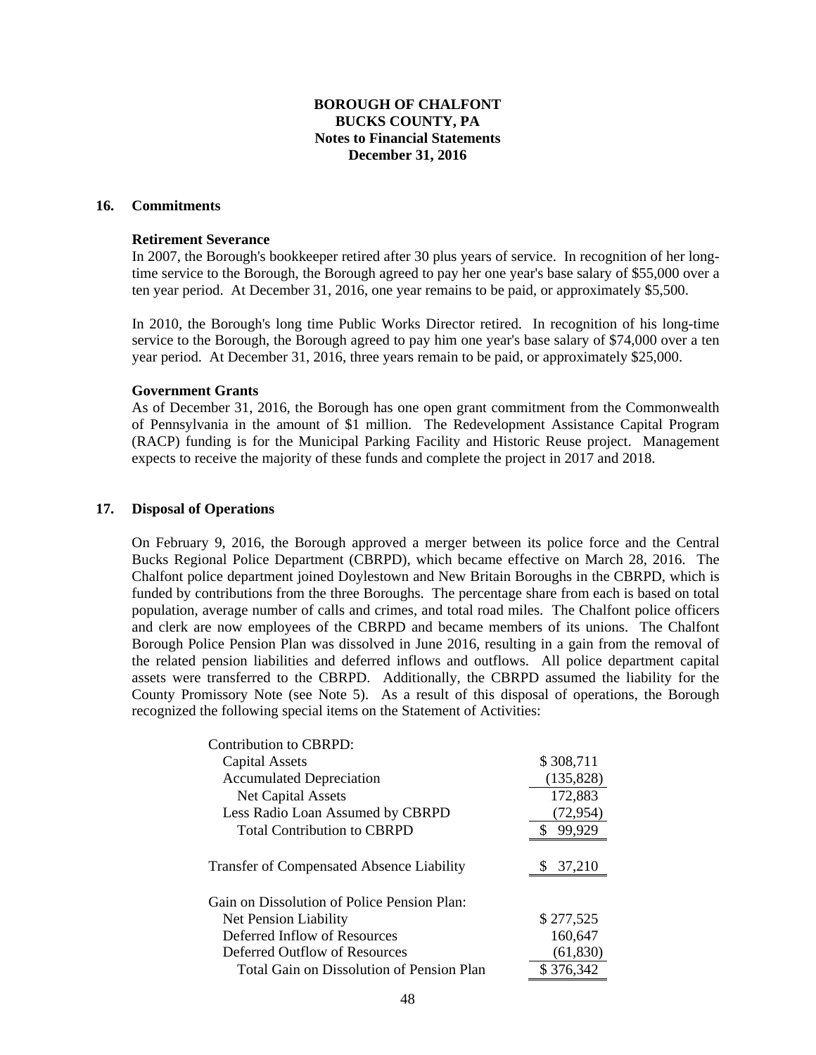**BOROUGH OF CHALFONT**
**BUCKS COUNTY, PA**
**Notes to Financial Statements**
**December 31, 2016**

## 16. Commitments

**Retirement Severance**

In 2007, the Borough's bookkeeper retired after 30 plus years of service. In recognition of her long-time service to the Borough, the Borough agreed to pay her one year's base salary of $55,000 over a ten year period. At December 31, 2016, one year remains to be paid, or approximately $5,500.

In 2010, the Borough's long time Public Works Director retired. In recognition of his long-time service to the Borough, the Borough agreed to pay him one year's base salary of $74,000 over a ten year period. At December 31, 2016, three years remain to be paid, or approximately $25,000.

**Government Grants**

As of December 31, 2016, the Borough has one open grant commitment from the Commonwealth of Pennsylvania in the amount of $1 million. The Redevelopment Assistance Capital Program (RACP) funding is for the Municipal Parking Facility and Historic Reuse project. Management expects to receive the majority of these funds and complete the project in 2017 and 2018.

## 17. Disposal of Operations

On February 9, 2016, the Borough approved a merger between its police force and the Central Bucks Regional Police Department (CBRPD), which became effective on March 28, 2016. The Chalfont police department joined Doylestown and New Britain Boroughs in the CBRPD, which is funded by contributions from the three Boroughs. The percentage share from each is based on total population, average number of calls and crimes, and total road miles. The Chalfont police officers and clerk are now employees of the CBRPD and became members of its unions. The Chalfont Borough Police Pension Plan was dissolved in June 2016, resulting in a gain from the removal of the related pension liabilities and deferred inflows and outflows. All police department capital assets were transferred to the CBRPD. Additionally, the CBRPD assumed the liability for the County Promissory Note (see Note 5). As a result of this disposal of operations, the Borough recognized the following special items on the Statement of Activities:

| | |
|---|---|
| Contribution to CBRPD: | |
| Capital Assets | $ 308,711 |
| Accumulated Depreciation | (135,828) |
| Net Capital Assets | 172,883 |
| Less Radio Loan Assumed by CBRPD | (72,954) |
| Total Contribution to CBRPD | $ 99,929 |
| | |
| Transfer of Compensated Absence Liability | $ 37,210 |
| | |
| Gain on Dissolution of Police Pension Plan: | |
| Net Pension Liability | $ 277,525 |
| Deferred Inflow of Resources | 160,647 |
| Deferred Outflow of Resources | (61,830) |
| Total Gain on Dissolution of Pension Plan | $ 376,342 |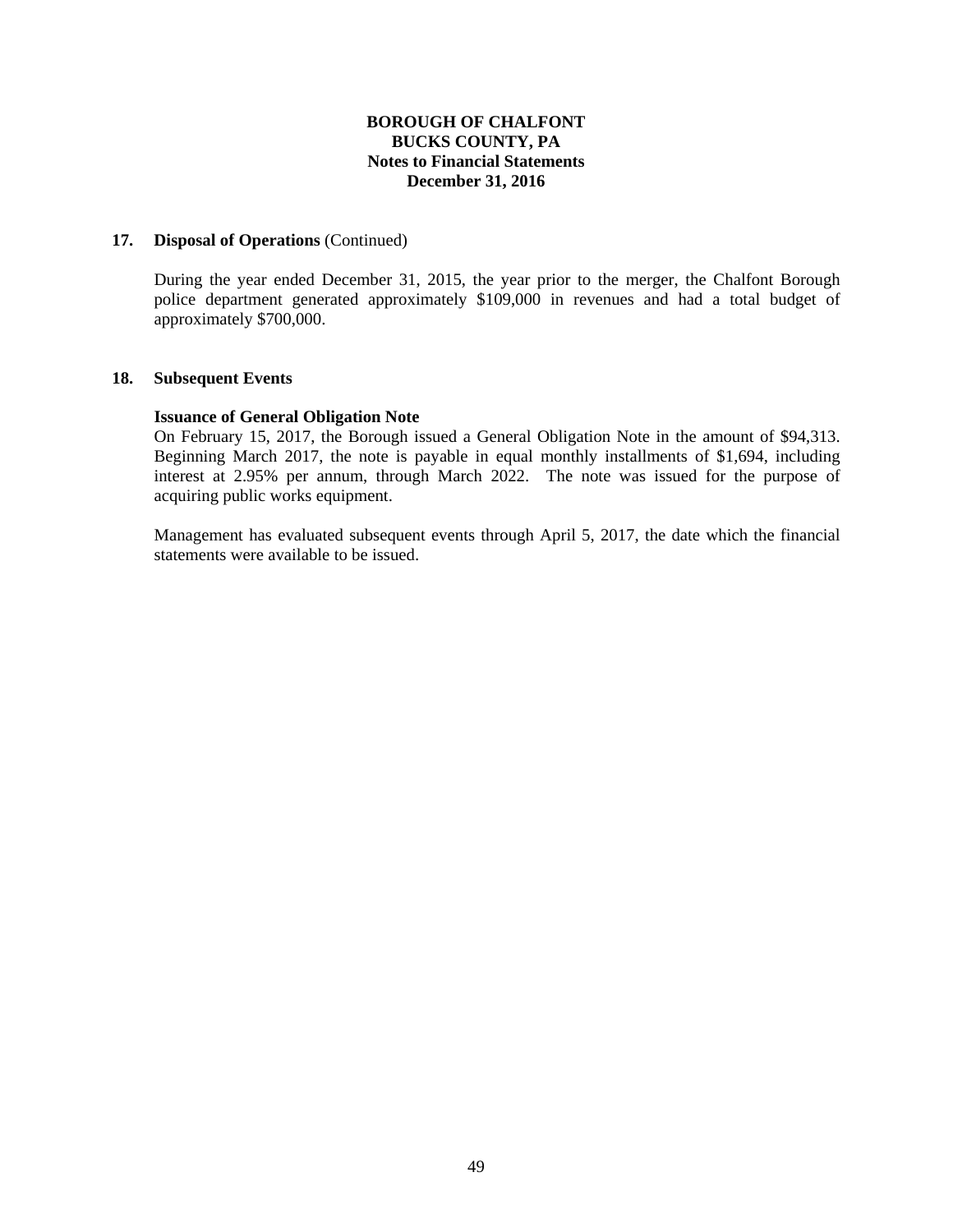**BOROUGH OF CHALFONT**
**BUCKS COUNTY, PA**
**Notes to Financial Statements**
**December 31, 2016**

## 17. Disposal of Operations (Continued)

During the year ended December 31, 2015, the year prior to the merger, the Chalfont Borough police department generated approximately $109,000 in revenues and had a total budget of approximately $700,000.

## 18. Subsequent Events

**Issuance of General Obligation Note**
On February 15, 2017, the Borough issued a General Obligation Note in the amount of $94,313. Beginning March 2017, the note is payable in equal monthly installments of $1,694, including interest at 2.95% per annum, through March 2022. The note was issued for the purpose of acquiring public works equipment.

Management has evaluated subsequent events through April 5, 2017, the date which the financial statements were available to be issued.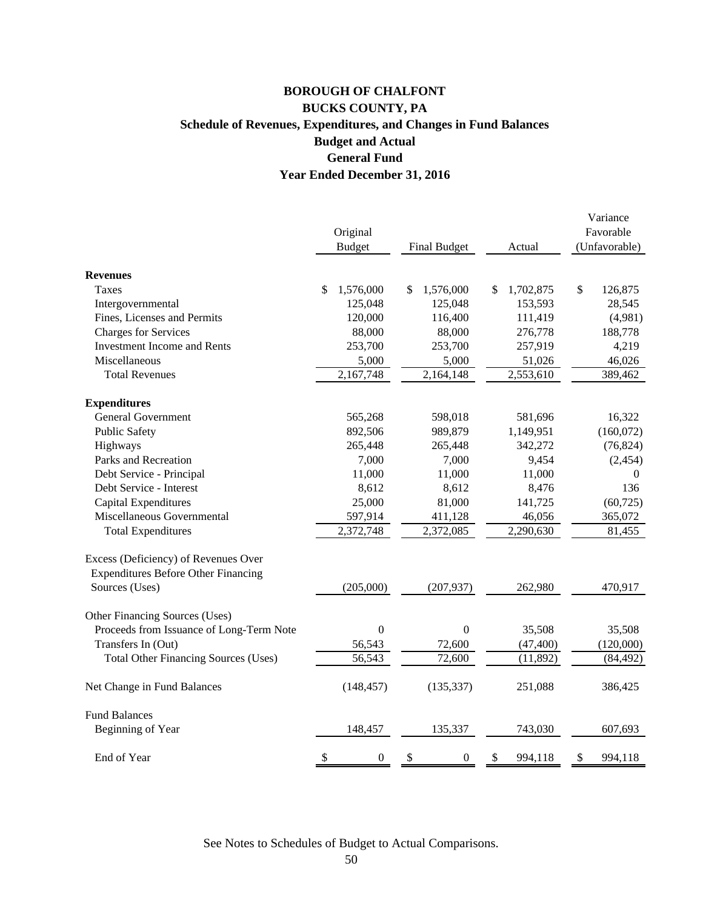# BOROUGH OF CHALFONT
## BUCKS COUNTY, PA
### Schedule of Revenues, Expenditures, and Changes in Fund Balances
### Budget and Actual
### General Fund
### Year Ended December 31, 2016

| | Original Budget | Final Budget | Actual | Variance Favorable (Unfavorable) |
|---|---|---|---|---|
| **Revenues** | | | | |
| Taxes | $ 1,576,000 | $ 1,576,000 | $ 1,702,875 | $ 126,875 |
| Intergovernmental | 125,048 | 125,048 | 153,593 | 28,545 |
| Fines, Licenses and Permits | 120,000 | 116,400 | 111,419 | (4,981) |
| Charges for Services | 88,000 | 88,000 | 276,778 | 188,778 |
| Investment Income and Rents | 253,700 | 253,700 | 257,919 | 4,219 |
| Miscellaneous | 5,000 | 5,000 | 51,026 | 46,026 |
| Total Revenues | 2,167,748 | 2,164,148 | 2,553,610 | 389,462 |
| **Expenditures** | | | | |
| General Government | 565,268 | 598,018 | 581,696 | 16,322 |
| Public Safety | 892,506 | 989,879 | 1,149,951 | (160,072) |
| Highways | 265,448 | 265,448 | 342,272 | (76,824) |
| Parks and Recreation | 7,000 | 7,000 | 9,454 | (2,454) |
| Debt Service - Principal | 11,000 | 11,000 | 11,000 | 0 |
| Debt Service - Interest | 8,612 | 8,612 | 8,476 | 136 |
| Capital Expenditures | 25,000 | 81,000 | 141,725 | (60,725) |
| Miscellaneous Governmental | 597,914 | 411,128 | 46,056 | 365,072 |
| Total Expenditures | 2,372,748 | 2,372,085 | 2,290,630 | 81,455 |
| Excess (Deficiency) of Revenues Over Expenditures Before Other Financing Sources (Uses) | (205,000) | (207,937) | 262,980 | 470,917 |
| Other Financing Sources (Uses) | | | | |
| Proceeds from Issuance of Long-Term Note | 0 | 0 | 35,508 | 35,508 |
| Transfers In (Out) | 56,543 | 72,600 | (47,400) | (120,000) |
| Total Other Financing Sources (Uses) | 56,543 | 72,600 | (11,892) | (84,492) |
| Net Change in Fund Balances | (148,457) | (135,337) | 251,088 | 386,425 |
| Fund Balances | | | | |
| Beginning of Year | 148,457 | 135,337 | 743,030 | 607,693 |
| End of Year | $ 0 | $ 0 | $ 994,118 | $ 994,118 |

See Notes to Schedules of Budget to Actual Comparisons.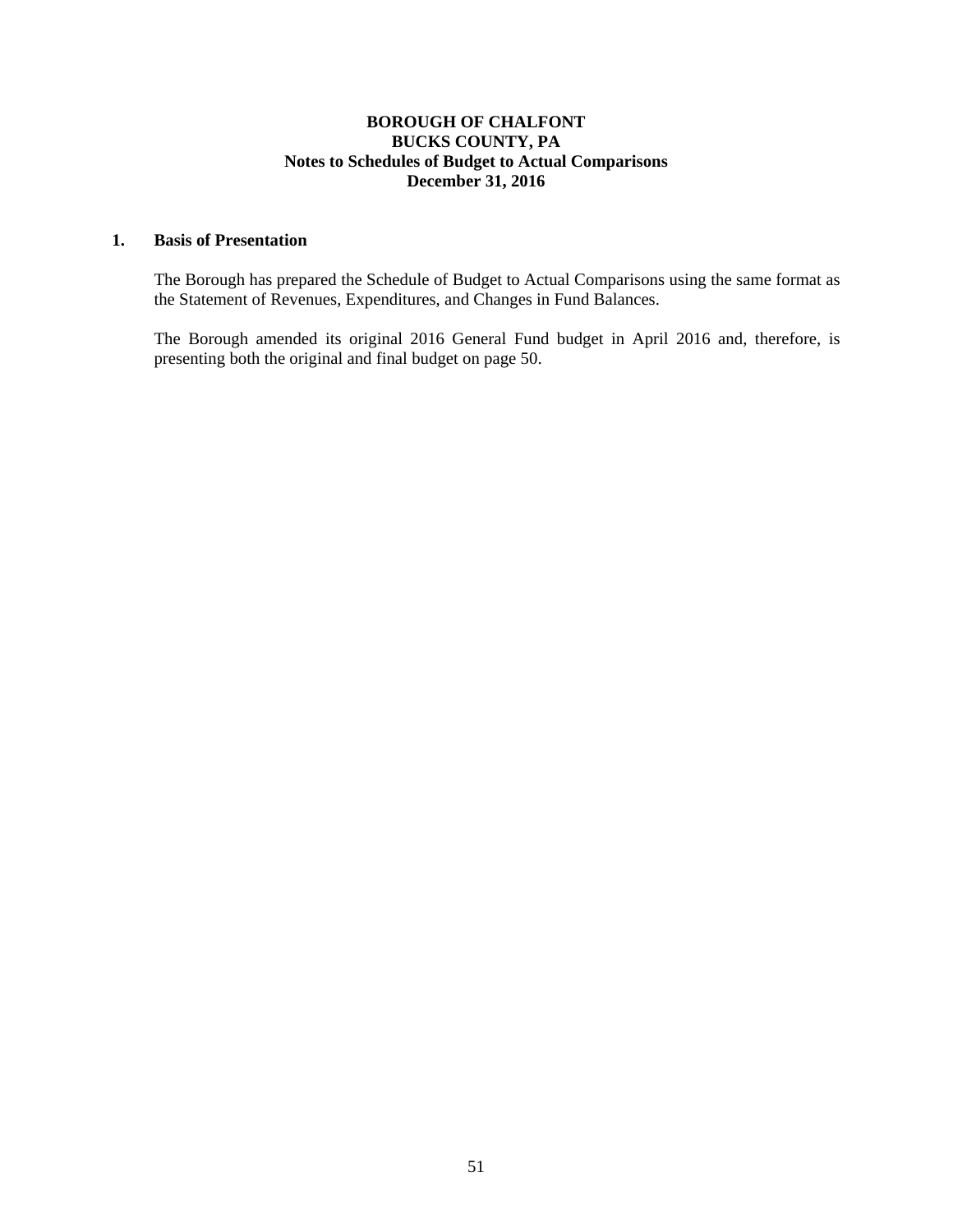**BOROUGH OF CHALFONT**
**BUCKS COUNTY, PA**
**Notes to Schedules of Budget to Actual Comparisons**
**December 31, 2016**

## 1. Basis of Presentation

The Borough has prepared the Schedule of Budget to Actual Comparisons using the same format as the Statement of Revenues, Expenditures, and Changes in Fund Balances.

The Borough amended its original 2016 General Fund budget in April 2016 and, therefore, is presenting both the original and final budget on page 50.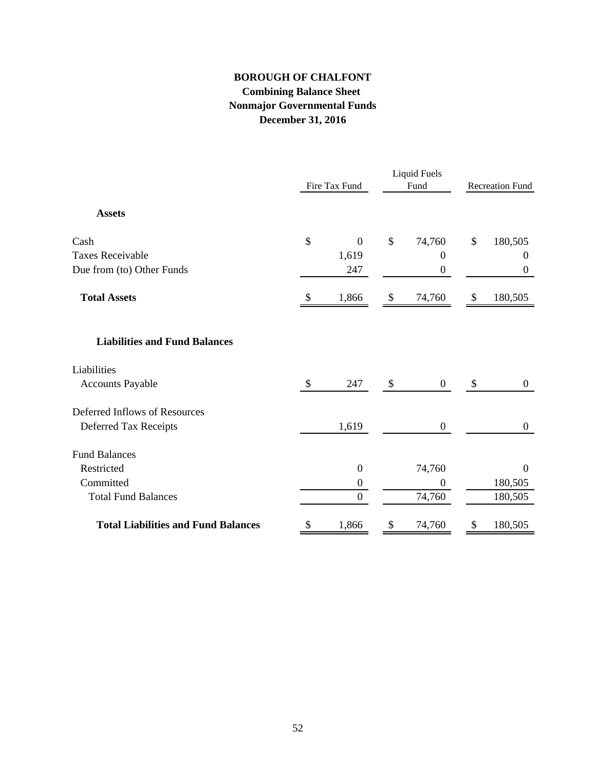# BOROUGH OF CHALFONT
## Combining Balance Sheet
## Nonmajor Governmental Funds
## December 31, 2016

| | Fire Tax Fund | Liquid Fuels Fund | Recreation Fund |
|---|---|---|---|
| **Assets** | | | |
| Cash | $ 0 | $ 74,760 | $ 180,505 |
| Taxes Receivable | 1,619 | 0 | 0 |
| Due from (to) Other Funds | 247 | 0 | 0 |
| **Total Assets** | $ 1,866 | $ 74,760 | $ 180,505 |
| **Liabilities and Fund Balances** | | | |
| Liabilities | | | |
| Accounts Payable | $ 247 | $ 0 | $ 0 |
| Deferred Inflows of Resources | | | |
| Deferred Tax Receipts | 1,619 | 0 | 0 |
| Fund Balances | | | |
| Restricted | 0 | 74,760 | 0 |
| Committed | 0 | 0 | 180,505 |
| Total Fund Balances | 0 | 74,760 | 180,505 |
| **Total Liabilities and Fund Balances** | $ 1,866 | $ 74,760 | $ 180,505 |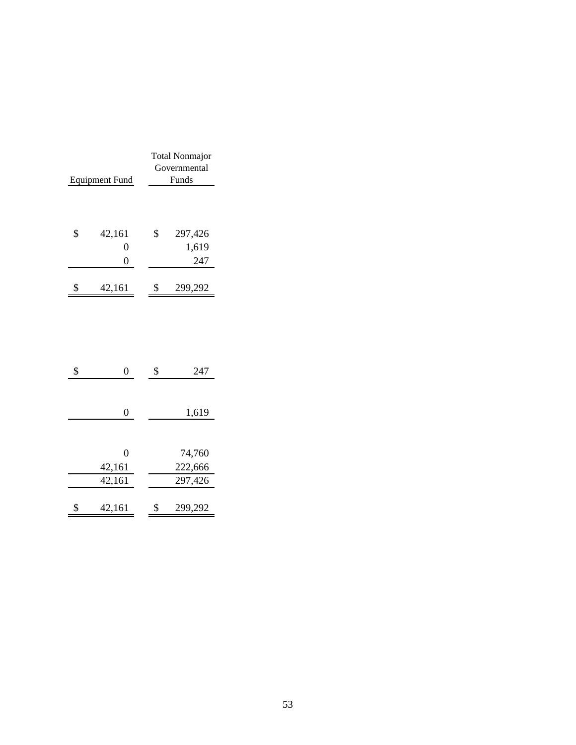| Equipment Fund | Total Nonmajor Governmental Funds |
|---|---|
| | |
| $ 42,161 | $ 297,426 |
| 0 | 1,619 |
| 0 | 247 |
| $ 42,161 | $ 299,292 |
| | |
| $ 0 | $ 247 |
| | |
| 0 | 1,619 |
| | |
| 0 | 74,760 |
| 42,161 | 222,666 |
| 42,161 | 297,426 |
| $ 42,161 | $ 299,292 |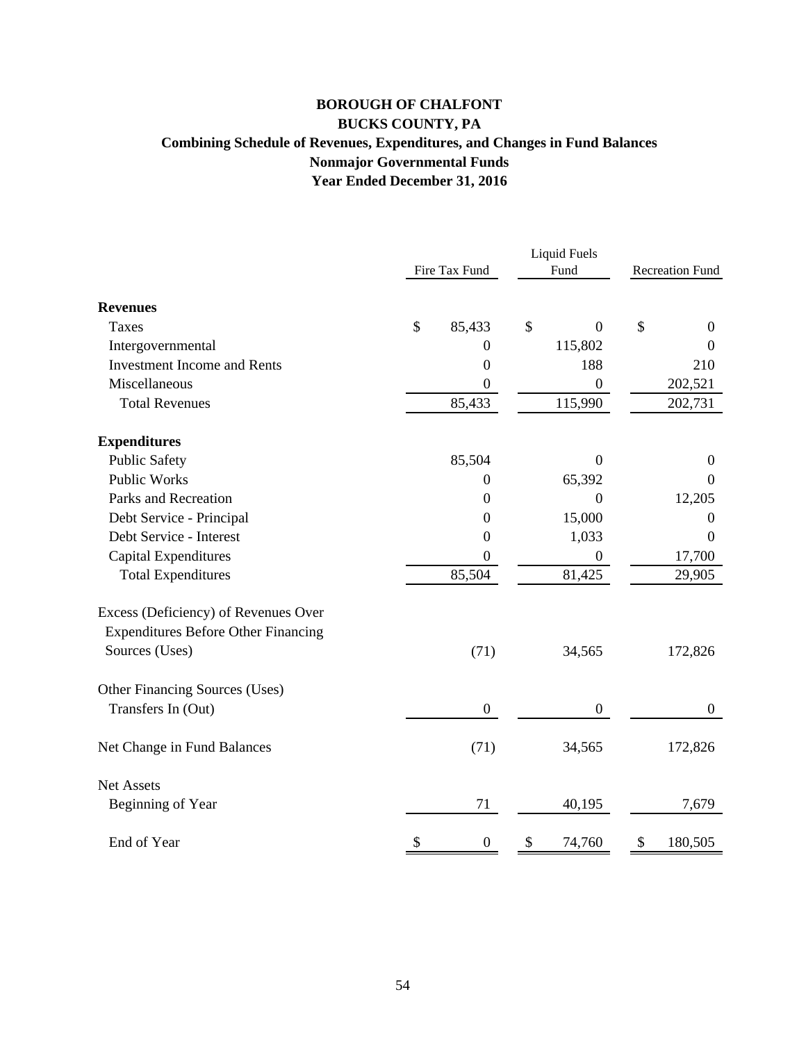# BOROUGH OF CHALFONT
## BUCKS COUNTY, PA
### Combining Schedule of Revenues, Expenditures, and Changes in Fund Balances
### Nonmajor Governmental Funds
### Year Ended December 31, 2016

| | Fire Tax Fund | Liquid Fuels Fund | Recreation Fund |
|---|---|---|---|
| **Revenues** | | | |
| Taxes | $ 85,433 | $ 0 | $ 0 |
| Intergovernmental | 0 | 115,802 | 0 |
| Investment Income and Rents | 0 | 188 | 210 |
| Miscellaneous | 0 | 0 | 202,521 |
| Total Revenues | 85,433 | 115,990 | 202,731 |
| **Expenditures** | | | |
| Public Safety | 85,504 | 0 | 0 |
| Public Works | 0 | 65,392 | 0 |
| Parks and Recreation | 0 | 0 | 12,205 |
| Debt Service - Principal | 0 | 15,000 | 0 |
| Debt Service - Interest | 0 | 1,033 | 0 |
| Capital Expenditures | 0 | 0 | 17,700 |
| Total Expenditures | 85,504 | 81,425 | 29,905 |
| Excess (Deficiency) of Revenues Over Expenditures Before Other Financing Sources (Uses) | (71) | 34,565 | 172,826 |
| Other Financing Sources (Uses) | | | |
| Transfers In (Out) | 0 | 0 | 0 |
| Net Change in Fund Balances | (71) | 34,565 | 172,826 |
| Net Assets | | | |
| Beginning of Year | 71 | 40,195 | 7,679 |
| End of Year | $ 0 | $ 74,760 | $ 180,505 |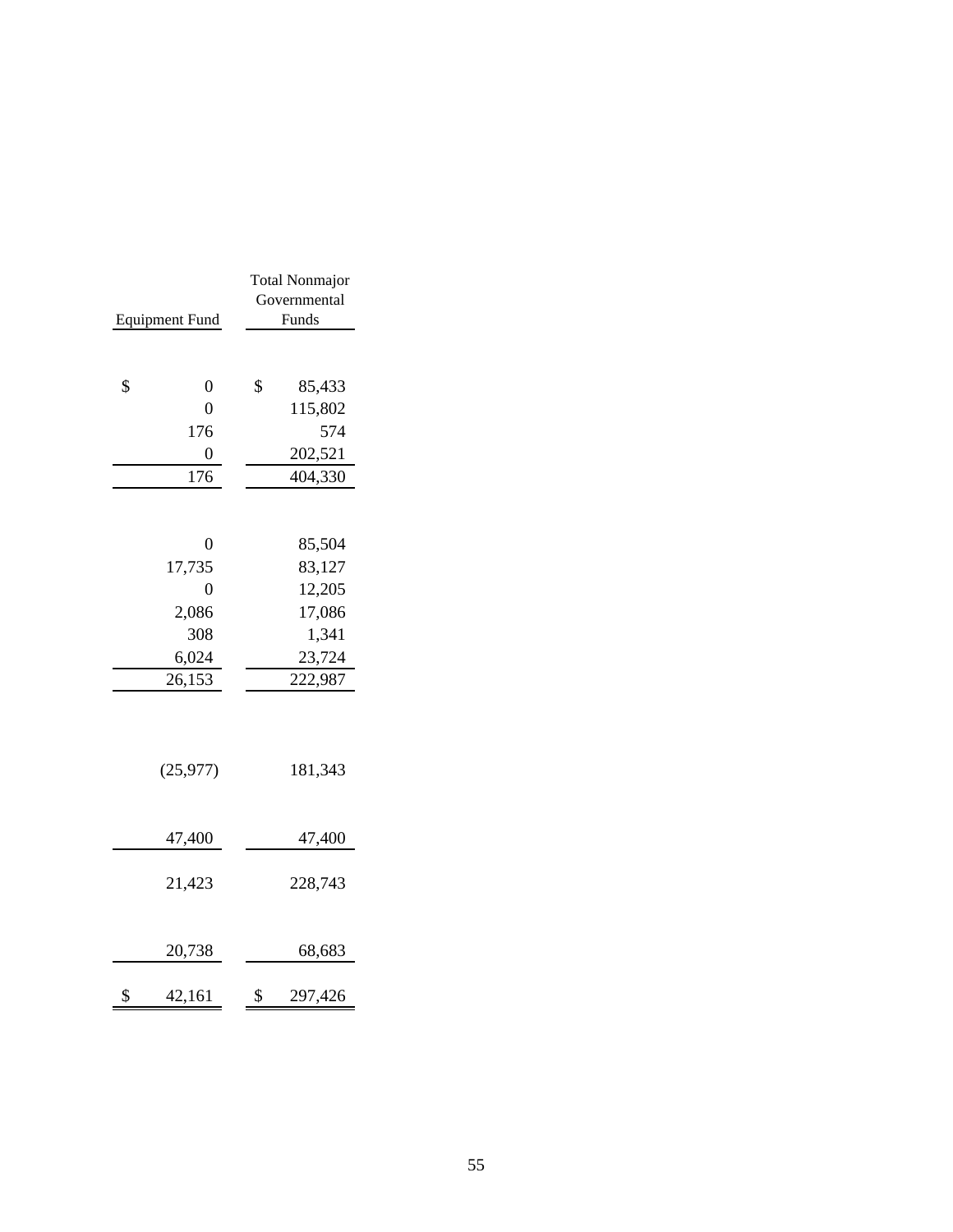| Equipment Fund | Total Nonmajor Governmental Funds |
|---|---|
| | |
| $ 0 | $ 85,433 |
| 0 | 115,802 |
| 176 | 574 |
| 0 | 202,521 |
| 176 | 404,330 |
| | |
| 0 | 85,504 |
| 17,735 | 83,127 |
| 0 | 12,205 |
| 2,086 | 17,086 |
| 308 | 1,341 |
| 6,024 | 23,724 |
| 26,153 | 222,987 |
| | |
| (25,977) | 181,343 |
| | |
| 47,400 | 47,400 |
| | |
| 21,423 | 228,743 |
| | |
| 20,738 | 68,683 |
| | |
| $ 42,161 | $ 297,426 |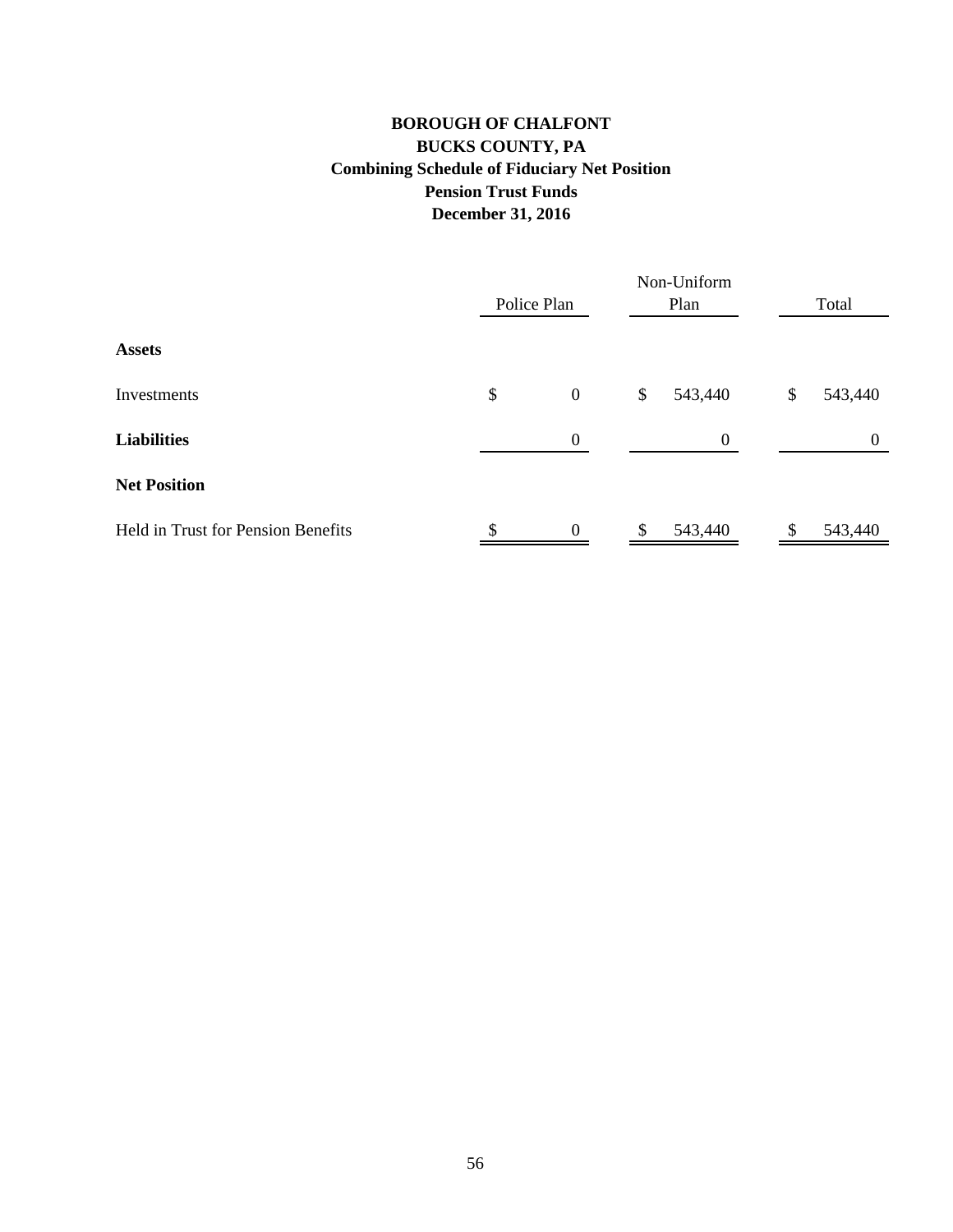# BOROUGH OF CHALFONT
## BUCKS COUNTY, PA
### Combining Schedule of Fiduciary Net Position
### Pension Trust Funds
### December 31, 2016

| | Police Plan | Non-Uniform Plan | Total |
|---|---|---|---|
| **Assets** | | | |
| Investments | $ 0 | $ 543,440 | $ 543,440 |
| **Liabilities** | 0 | 0 | 0 |
| **Net Position** | | | |
| Held in Trust for Pension Benefits | $ 0 | $ 543,440 | $ 543,440 |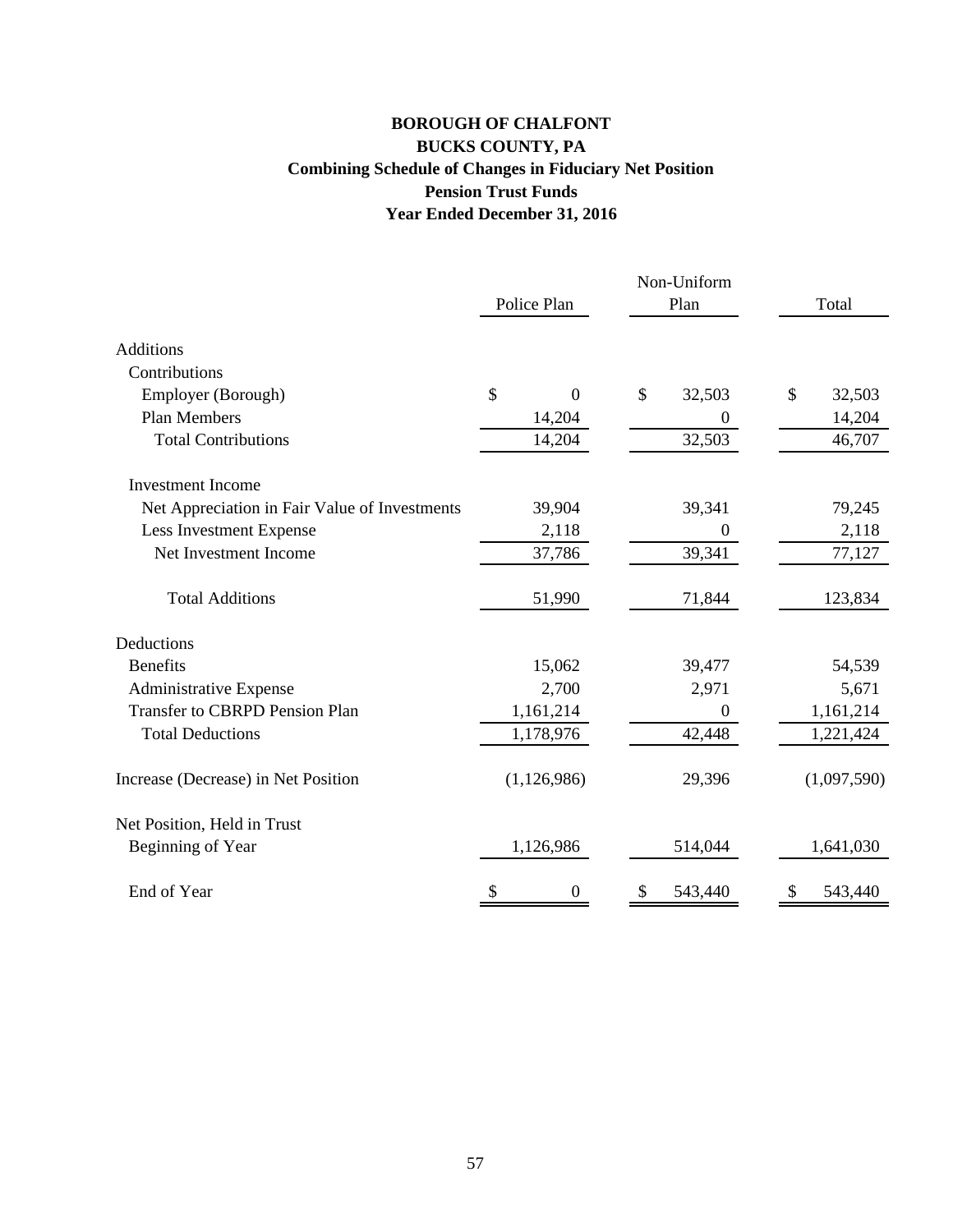**BOROUGH OF CHALFONT**
**BUCKS COUNTY, PA**
**Combining Schedule of Changes in Fiduciary Net Position**
**Pension Trust Funds**
**Year Ended December 31, 2016**

| | Police Plan | Non-Uniform Plan | Total |
|---|---|---|---|
| Additions | | | |
| Contributions | | | |
| Employer (Borough) | $ 0 | $ 32,503 | $ 32,503 |
| Plan Members | 14,204 | 0 | 14,204 |
| Total Contributions | 14,204 | 32,503 | 46,707 |
| Investment Income | | | |
| Net Appreciation in Fair Value of Investments | 39,904 | 39,341 | 79,245 |
| Less Investment Expense | 2,118 | 0 | 2,118 |
| Net Investment Income | 37,786 | 39,341 | 77,127 |
| Total Additions | 51,990 | 71,844 | 123,834 |
| Deductions | | | |
| Benefits | 15,062 | 39,477 | 54,539 |
| Administrative Expense | 2,700 | 2,971 | 5,671 |
| Transfer to CBRPD Pension Plan | 1,161,214 | 0 | 1,161,214 |
| Total Deductions | 1,178,976 | 42,448 | 1,221,424 |
| Increase (Decrease) in Net Position | (1,126,986) | 29,396 | (1,097,590) |
| Net Position, Held in Trust | | | |
| Beginning of Year | 1,126,986 | 514,044 | 1,641,030 |
| End of Year | $ 0 | $ 543,440 | $ 543,440 |